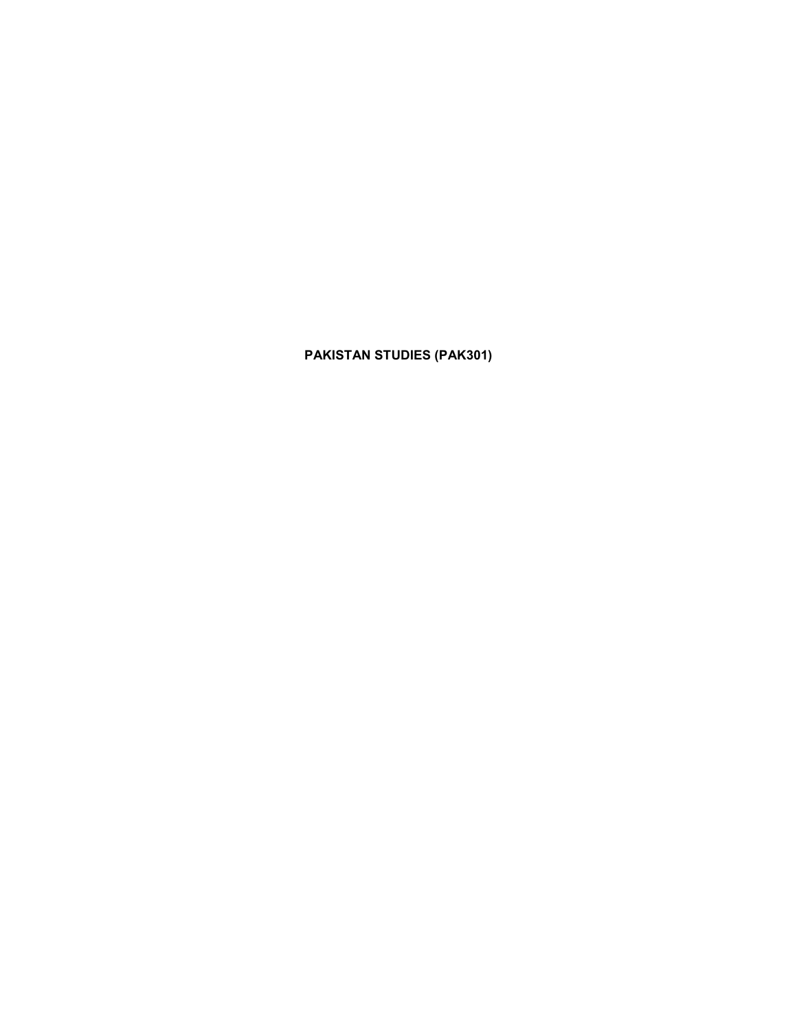# PAKISTAN STUDIES (PAK301)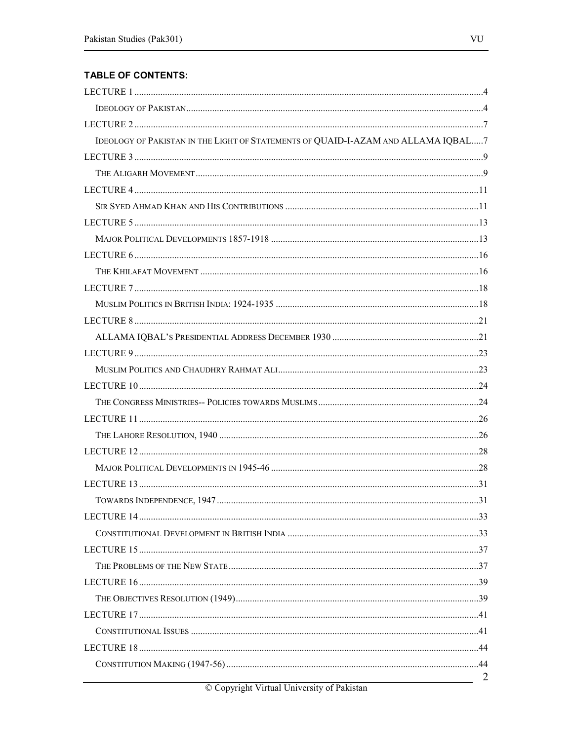**TABLE OF CONTENTS:**

LECTURE 1 ..... 4

IDEOLOGY OF PAKISTAN ..... 4

LECTURE 2 ..... 7

IDEOLOGY OF PAKISTAN IN THE LIGHT OF STATEMENTS OF QUAID-I-AZAM AND ALLAMA IQBAL ..... 7

LECTURE 3 ..... 9

THE ALIGARH MOVEMENT ..... 9

LECTURE 4 ..... 11

SIR SYED AHMAD KHAN AND HIS CONTRIBUTIONS ..... 11

LECTURE 5 ..... 13

MAJOR POLITICAL DEVELOPMENTS 1857-1918 ..... 13

LECTURE 6 ..... 16

THE KHILAFAT MOVEMENT ..... 16

LECTURE 7 ..... 18

MUSLIM POLITICS IN BRITISH INDIA: 1924-1935 ..... 18

LECTURE 8 ..... 21

ALLAMA IQBAL'S PRESIDENTIAL ADDRESS DECEMBER 1930 ..... 21

LECTURE 9 ..... 23

MUSLIM POLITICS AND CHAUDHRY RAHMAT ALI ..... 23

LECTURE 10 ..... 24

THE CONGRESS MINISTRIES-- POLICIES TOWARDS MUSLIMS ..... 24

LECTURE 11 ..... 26

THE LAHORE RESOLUTION, 1940 ..... 26

LECTURE 12 ..... 28

MAJOR POLITICAL DEVELOPMENTS IN 1945-46 ..... 28

LECTURE 13 ..... 31

TOWARDS INDEPENDENCE, 1947 ..... 31

LECTURE 14 ..... 33

CONSTITUTIONAL DEVELOPMENT IN BRITISH INDIA ..... 33

LECTURE 15 ..... 37

THE PROBLEMS OF THE NEW STATE ..... 37

LECTURE 16 ..... 39

THE OBJECTIVES RESOLUTION (1949) ..... 39

LECTURE 17 ..... 41

CONSTITUTIONAL ISSUES ..... 41

LECTURE 18 ..... 44

CONSTITUTION MAKING (1947-56) ..... 44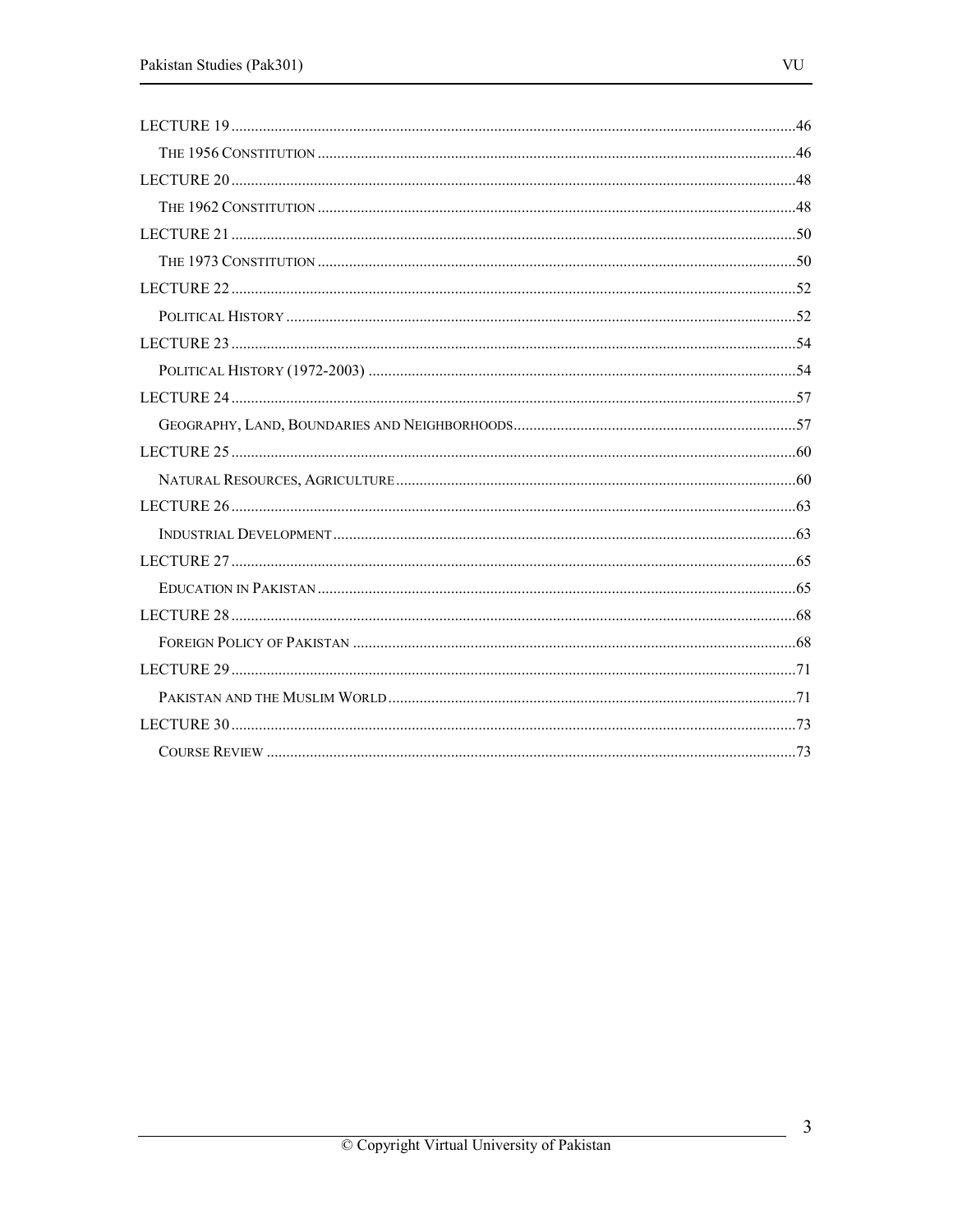LECTURE 19 .....46

THE 1956 CONSTITUTION .....46

LECTURE 20 .....48

THE 1962 CONSTITUTION .....48

LECTURE 21 .....50

THE 1973 CONSTITUTION .....50

LECTURE 22 .....52

POLITICAL HISTORY .....52

LECTURE 23 .....54

POLITICAL HISTORY (1972-2003) .....54

LECTURE 24 .....57

GEOGRAPHY, LAND, BOUNDARIES AND NEIGHBORHOODS .....57

LECTURE 25 .....60

NATURAL RESOURCES, AGRICULTURE .....60

LECTURE 26 .....63

INDUSTRIAL DEVELOPMENT .....63

LECTURE 27 .....65

EDUCATION IN PAKISTAN .....65

LECTURE 28 .....68

FOREIGN POLICY OF PAKISTAN .....68

LECTURE 29 .....71

PAKISTAN AND THE MUSLIM WORLD .....71

LECTURE 30 .....73

COURSE REVIEW .....73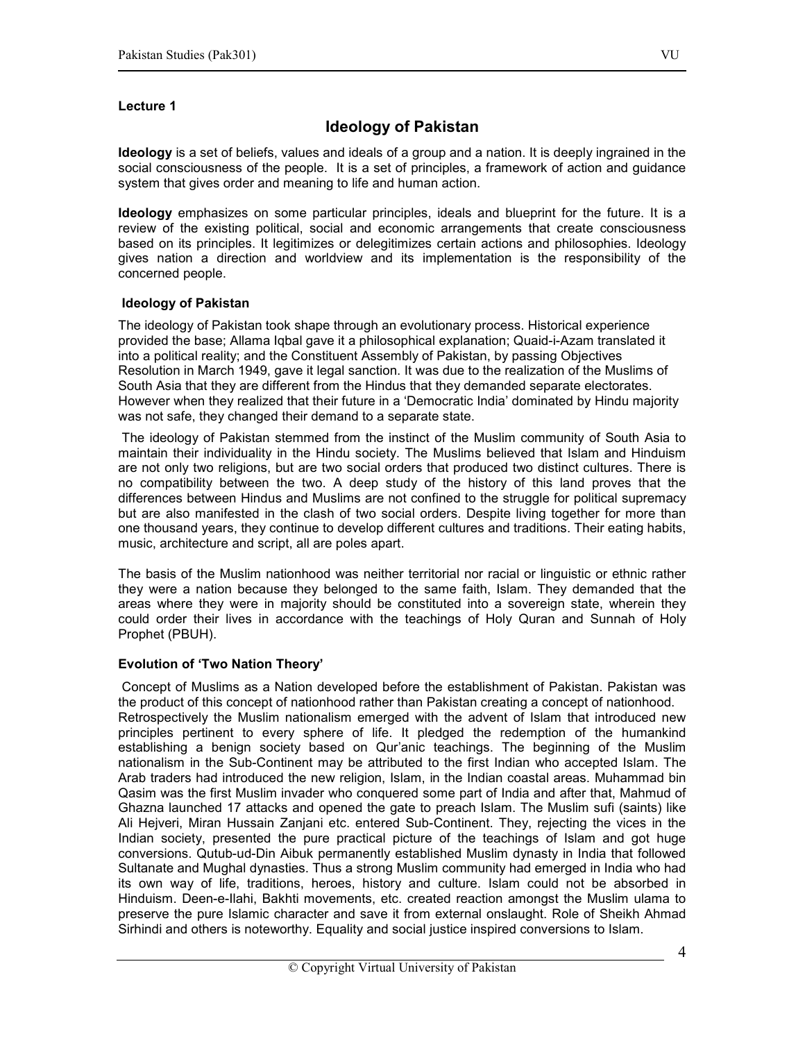**Lecture 1**

# Ideology of Pakistan

**Ideology** is a set of beliefs, values and ideals of a group and a nation. It is deeply ingrained in the social consciousness of the people. It is a set of principles, a framework of action and guidance system that gives order and meaning to life and human action.

**Ideology** emphasizes on some particular principles, ideals and blueprint for the future. It is a review of the existing political, social and economic arrangements that create consciousness based on its principles. It legitimizes or delegitimizes certain actions and philosophies. Ideology gives nation a direction and worldview and its implementation is the responsibility of the concerned people.

## Ideology of Pakistan

The ideology of Pakistan took shape through an evolutionary process. Historical experience provided the base; Allama Iqbal gave it a philosophical explanation; Quaid-i-Azam translated it into a political reality; and the Constituent Assembly of Pakistan, by passing Objectives Resolution in March 1949, gave it legal sanction. It was due to the realization of the Muslims of South Asia that they are different from the Hindus that they demanded separate electorates. However when they realized that their future in a 'Democratic India' dominated by Hindu majority was not safe, they changed their demand to a separate state.

The ideology of Pakistan stemmed from the instinct of the Muslim community of South Asia to maintain their individuality in the Hindu society. The Muslims believed that Islam and Hinduism are not only two religions, but are two social orders that produced two distinct cultures. There is no compatibility between the two. A deep study of the history of this land proves that the differences between Hindus and Muslims are not confined to the struggle for political supremacy but are also manifested in the clash of two social orders. Despite living together for more than one thousand years, they continue to develop different cultures and traditions. Their eating habits, music, architecture and script, all are poles apart.

The basis of the Muslim nationhood was neither territorial nor racial or linguistic or ethnic rather they were a nation because they belonged to the same faith, Islam. They demanded that the areas where they were in majority should be constituted into a sovereign state, wherein they could order their lives in accordance with the teachings of Holy Quran and Sunnah of Holy Prophet (PBUH).

## Evolution of 'Two Nation Theory'

Concept of Muslims as a Nation developed before the establishment of Pakistan. Pakistan was the product of this concept of nationhood rather than Pakistan creating a concept of nationhood. Retrospectively the Muslim nationalism emerged with the advent of Islam that introduced new principles pertinent to every sphere of life. It pledged the redemption of the humankind establishing a benign society based on Qur'anic teachings. The beginning of the Muslim nationalism in the Sub-Continent may be attributed to the first Indian who accepted Islam. The Arab traders had introduced the new religion, Islam, in the Indian coastal areas. Muhammad bin Qasim was the first Muslim invader who conquered some part of India and after that, Mahmud of Ghazna launched 17 attacks and opened the gate to preach Islam. The Muslim sufi (saints) like Ali Hejveri, Miran Hussain Zanjani etc. entered Sub-Continent. They, rejecting the vices in the Indian society, presented the pure practical picture of the teachings of Islam and got huge conversions. Qutub-ud-Din Aibuk permanently established Muslim dynasty in India that followed Sultanate and Mughal dynasties. Thus a strong Muslim community had emerged in India who had its own way of life, traditions, heroes, history and culture. Islam could not be absorbed in Hinduism. Deen-e-Ilahi, Bakhti movements, etc. created reaction amongst the Muslim ulama to preserve the pure Islamic character and save it from external onslaught. Role of Sheikh Ahmad Sirhindi and others is noteworthy. Equality and social justice inspired conversions to Islam.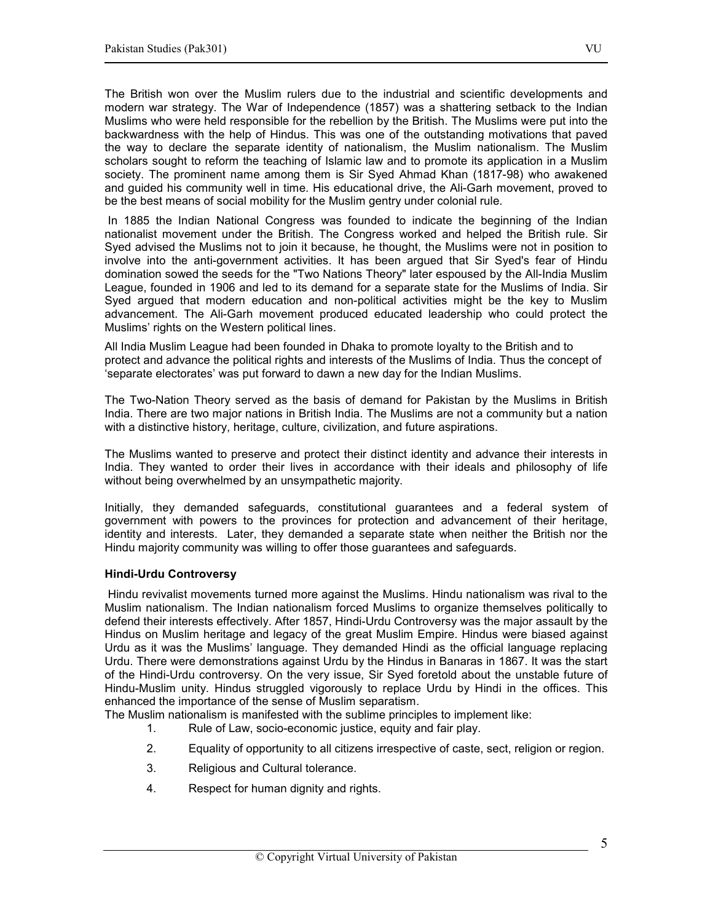The British won over the Muslim rulers due to the industrial and scientific developments and modern war strategy. The War of Independence (1857) was a shattering setback to the Indian Muslims who were held responsible for the rebellion by the British. The Muslims were put into the backwardness with the help of Hindus. This was one of the outstanding motivations that paved the way to declare the separate identity of nationalism, the Muslim nationalism. The Muslim scholars sought to reform the teaching of Islamic law and to promote its application in a Muslim society. The prominent name among them is Sir Syed Ahmad Khan (1817-98) who awakened and guided his community well in time. His educational drive, the Ali-Garh movement, proved to be the best means of social mobility for the Muslim gentry under colonial rule.

In 1885 the Indian National Congress was founded to indicate the beginning of the Indian nationalist movement under the British. The Congress worked and helped the British rule. Sir Syed advised the Muslims not to join it because, he thought, the Muslims were not in position to involve into the anti-government activities. It has been argued that Sir Syed's fear of Hindu domination sowed the seeds for the "Two Nations Theory" later espoused by the All-India Muslim League, founded in 1906 and led to its demand for a separate state for the Muslims of India. Sir Syed argued that modern education and non-political activities might be the key to Muslim advancement. The Ali-Garh movement produced educated leadership who could protect the Muslims' rights on the Western political lines.

All India Muslim League had been founded in Dhaka to promote loyalty to the British and to protect and advance the political rights and interests of the Muslims of India. Thus the concept of 'separate electorates' was put forward to dawn a new day for the Indian Muslims.

The Two-Nation Theory served as the basis of demand for Pakistan by the Muslims in British India. There are two major nations in British India. The Muslims are not a community but a nation with a distinctive history, heritage, culture, civilization, and future aspirations.

The Muslims wanted to preserve and protect their distinct identity and advance their interests in India. They wanted to order their lives in accordance with their ideals and philosophy of life without being overwhelmed by an unsympathetic majority.

Initially, they demanded safeguards, constitutional guarantees and a federal system of government with powers to the provinces for protection and advancement of their heritage, identity and interests. Later, they demanded a separate state when neither the British nor the Hindu majority community was willing to offer those guarantees and safeguards.

**Hindi-Urdu Controversy**

Hindu revivalist movements turned more against the Muslims. Hindu nationalism was rival to the Muslim nationalism. The Indian nationalism forced Muslims to organize themselves politically to defend their interests effectively. After 1857, Hindi-Urdu Controversy was the major assault by the Hindus on Muslim heritage and legacy of the great Muslim Empire. Hindus were biased against Urdu as it was the Muslims' language. They demanded Hindi as the official language replacing Urdu. There were demonstrations against Urdu by the Hindus in Banaras in 1867. It was the start of the Hindi-Urdu controversy. On the very issue, Sir Syed foretold about the unstable future of Hindu-Muslim unity. Hindus struggled vigorously to replace Urdu by Hindi in the offices. This enhanced the importance of the sense of Muslim separatism.

The Muslim nationalism is manifested with the sublime principles to implement like:

1. Rule of Law, socio-economic justice, equity and fair play.
2. Equality of opportunity to all citizens irrespective of caste, sect, religion or region.
3. Religious and Cultural tolerance.
4. Respect for human dignity and rights.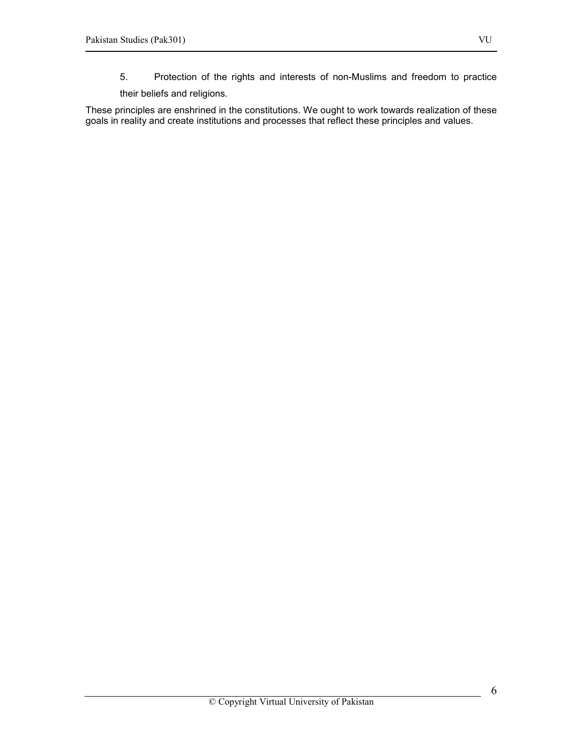5. Protection of the rights and interests of non-Muslims and freedom to practice their beliefs and religions.

These principles are enshrined in the constitutions. We ought to work towards realization of these goals in reality and create institutions and processes that reflect these principles and values.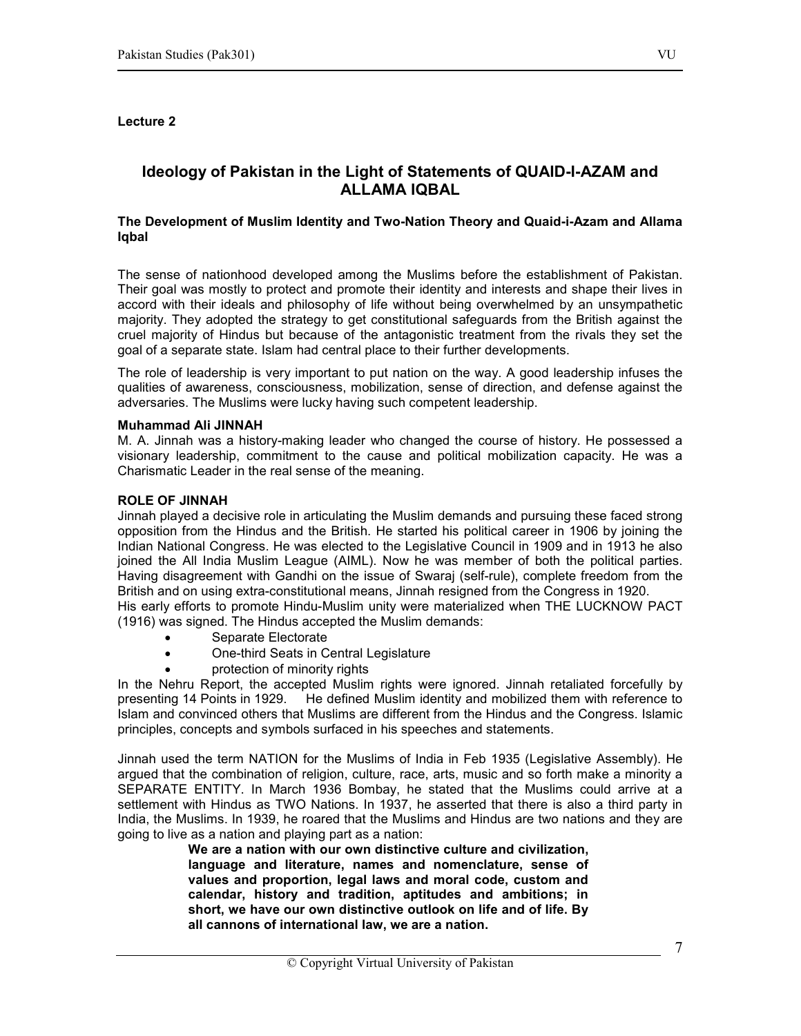**Lecture 2**

# Ideology of Pakistan in the Light of Statements of QUAID-I-AZAM and ALLAMA IQBAL

### The Development of Muslim Identity and Two-Nation Theory and Quaid-i-Azam and Allama Iqbal

The sense of nationhood developed among the Muslims before the establishment of Pakistan. Their goal was mostly to protect and promote their identity and interests and shape their lives in accord with their ideals and philosophy of life without being overwhelmed by an unsympathetic majority. They adopted the strategy to get constitutional safeguards from the British against the cruel majority of Hindus but because of the antagonistic treatment from the rivals they set the goal of a separate state. Islam had central place to their further developments.

The role of leadership is very important to put nation on the way. A good leadership infuses the qualities of awareness, consciousness, mobilization, sense of direction, and defense against the adversaries. The Muslims were lucky having such competent leadership.

**Muhammad Ali JINNAH**

M. A. Jinnah was a history-making leader who changed the course of history. He possessed a visionary leadership, commitment to the cause and political mobilization capacity. He was a Charismatic Leader in the real sense of the meaning.

**ROLE OF JINNAH**

Jinnah played a decisive role in articulating the Muslim demands and pursuing these faced strong opposition from the Hindus and the British. He started his political career in 1906 by joining the Indian National Congress. He was elected to the Legislative Council in 1909 and in 1913 he also joined the All India Muslim League (AIML). Now he was member of both the political parties. Having disagreement with Gandhi on the issue of Swaraj (self-rule), complete freedom from the British and on using extra-constitutional means, Jinnah resigned from the Congress in 1920.
His early efforts to promote Hindu-Muslim unity were materialized when THE LUCKNOW PACT (1916) was signed. The Hindus accepted the Muslim demands:

- Separate Electorate
- One-third Seats in Central Legislature
- protection of minority rights

In the Nehru Report, the accepted Muslim rights were ignored. Jinnah retaliated forcefully by presenting 14 Points in 1929. He defined Muslim identity and mobilized them with reference to Islam and convinced others that Muslims are different from the Hindus and the Congress. Islamic principles, concepts and symbols surfaced in his speeches and statements.

Jinnah used the term NATION for the Muslims of India in Feb 1935 (Legislative Assembly). He argued that the combination of religion, culture, race, arts, music and so forth make a minority a SEPARATE ENTITY. In March 1936 Bombay, he stated that the Muslims could arrive at a settlement with Hindus as TWO Nations. In 1937, he asserted that there is also a third party in India, the Muslims. In 1939, he roared that the Muslims and Hindus are two nations and they are going to live as a nation and playing part as a nation:

> **We are a nation with our own distinctive culture and civilization, language and literature, names and nomenclature, sense of values and proportion, legal laws and moral code, custom and calendar, history and tradition, aptitudes and ambitions; in short, we have our own distinctive outlook on life and of life. By all cannons of international law, we are a nation.**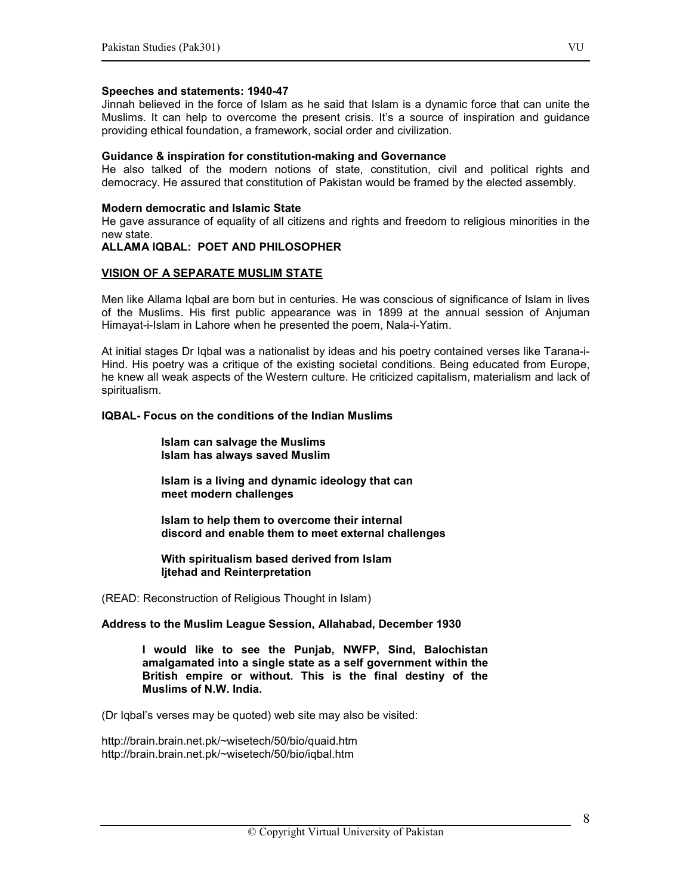#### Speeches and statements: 1940-47

Jinnah believed in the force of Islam as he said that Islam is a dynamic force that can unite the Muslims. It can help to overcome the present crisis. It's a source of inspiration and guidance providing ethical foundation, a framework, social order and civilization.

#### Guidance & inspiration for constitution-making and Governance

He also talked of the modern notions of state, constitution, civil and political rights and democracy. He assured that constitution of Pakistan would be framed by the elected assembly.

#### Modern democratic and Islamic State

He gave assurance of equality of all citizens and rights and freedom to religious minorities in the new state.

## ALLAMA IQBAL: POET AND PHILOSOPHER

### VISION OF A SEPARATE MUSLIM STATE

Men like Allama Iqbal are born but in centuries. He was conscious of significance of Islam in lives of the Muslims. His first public appearance was in 1899 at the annual session of Anjuman Himayat-i-Islam in Lahore when he presented the poem, Nala-i-Yatim.

At initial stages Dr Iqbal was a nationalist by ideas and his poetry contained verses like Tarana-i-Hind. His poetry was a critique of the existing societal conditions. Being educated from Europe, he knew all weak aspects of the Western culture. He criticized capitalism, materialism and lack of spiritualism.

#### IQBAL- Focus on the conditions of the Indian Muslims

> **Islam can salvage the Muslims**
> **Islam has always saved Muslim**
>
> **Islam is a living and dynamic ideology that can meet modern challenges**
>
> **Islam to help them to overcome their internal discord and enable them to meet external challenges**
>
> **With spiritualism based derived from Islam**
> **Ijtehad and Reinterpretation**

(READ: Reconstruction of Religious Thought in Islam)

#### Address to the Muslim League Session, Allahabad, December 1930

> **I would like to see the Punjab, NWFP, Sind, Balochistan amalgamated into a single state as a self government within the British empire or without. This is the final destiny of the Muslims of N.W. India.**

(Dr Iqbal's verses may be quoted) web site may also be visited:

http://brain.brain.net.pk/~wisetech/50/bio/quaid.htm
http://brain.brain.net.pk/~wisetech/50/bio/iqbal.htm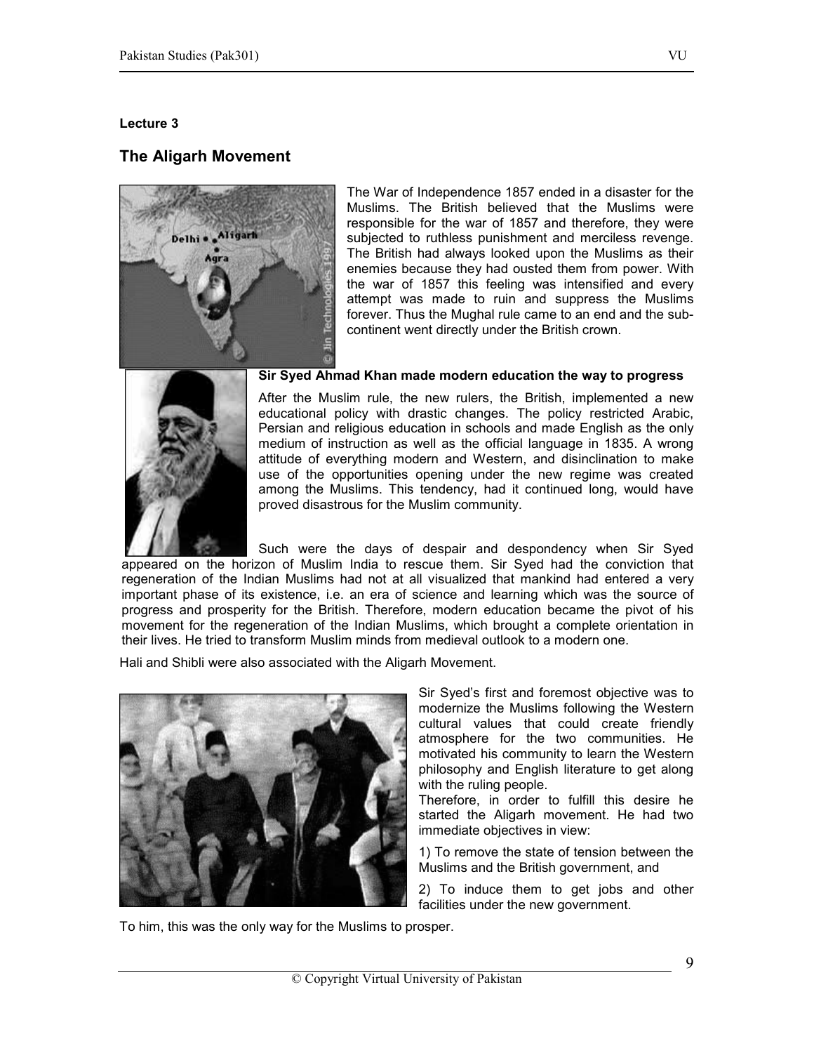Lecture 3

## The Aligarh Movement

The War of Independence 1857 ended in a disaster for the Muslims. The British believed that the Muslims were responsible for the war of 1857 and therefore, they were subjected to ruthless punishment and merciless revenge. The British had always looked upon the Muslims as their enemies because they had ousted them from power. With the war of 1857 this feeling was intensified and every attempt was made to ruin and suppress the Muslims forever. Thus the Mughal rule came to an end and the sub-continent went directly under the British crown.

**Sir Syed Ahmad Khan made modern education the way to progress**

After the Muslim rule, the new rulers, the British, implemented a new educational policy with drastic changes. The policy restricted Arabic, Persian and religious education in schools and made English as the only medium of instruction as well as the official language in 1835. A wrong attitude of everything modern and Western, and disinclination to make use of the opportunities opening under the new regime was created among the Muslims. This tendency, had it continued long, would have proved disastrous for the Muslim community.

Such were the days of despair and despondency when Sir Syed appeared on the horizon of Muslim India to rescue them. Sir Syed had the conviction that regeneration of the Indian Muslims had not at all visualized that mankind had entered a very important phase of its existence, i.e. an era of science and learning which was the source of progress and prosperity for the British. Therefore, modern education became the pivot of his movement for the regeneration of the Indian Muslims, which brought a complete orientation in their lives. He tried to transform Muslim minds from medieval outlook to a modern one.

Hali and Shibli were also associated with the Aligarh Movement.

Sir Syed's first and foremost objective was to modernize the Muslims following the Western cultural values that could create friendly atmosphere for the two communities. He motivated his community to learn the Western philosophy and English literature to get along with the ruling people.

Therefore, in order to fulfill this desire he started the Aligarh movement. He had two immediate objectives in view:

1) To remove the state of tension between the Muslims and the British government, and

2) To induce them to get jobs and other facilities under the new government.

To him, this was the only way for the Muslims to prosper.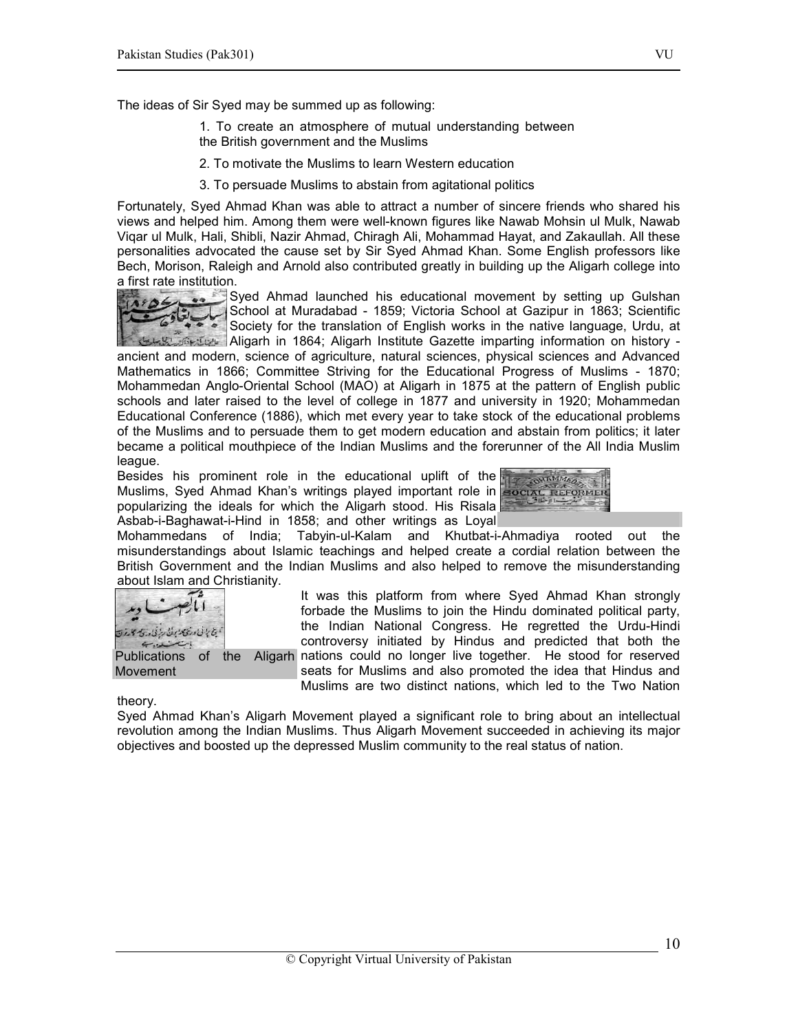The ideas of Sir Syed may be summed up as following:

1. To create an atmosphere of mutual understanding between the British government and the Muslims
2. To motivate the Muslims to learn Western education
3. To persuade Muslims to abstain from agitational politics

Fortunately, Syed Ahmad Khan was able to attract a number of sincere friends who shared his views and helped him. Among them were well-known figures like Nawab Mohsin ul Mulk, Nawab Viqar ul Mulk, Hali, Shibli, Nazir Ahmad, Chiragh Ali, Mohammad Hayat, and Zakaullah. All these personalities advocated the cause set by Sir Syed Ahmad Khan. Some English professors like Bech, Morison, Raleigh and Arnold also contributed greatly in building up the Aligarh college into a first rate institution.

Syed Ahmad launched his educational movement by setting up Gulshan School at Muradabad - 1859; Victoria School at Gazipur in 1863; Scientific Society for the translation of English works in the native language, Urdu, at Aligarh in 1864; Aligarh Institute Gazette imparting information on history - ancient and modern, science of agriculture, natural sciences, physical sciences and Advanced Mathematics in 1866; Committee Striving for the Educational Progress of Muslims - 1870; Mohammedan Anglo-Oriental School (MAO) at Aligarh in 1875 at the pattern of English public schools and later raised to the level of college in 1877 and university in 1920; Mohammedan Educational Conference (1886), which met every year to take stock of the educational problems of the Muslims and to persuade them to get modern education and abstain from politics; it later became a political mouthpiece of the Indian Muslims and the forerunner of the All India Muslim league.

Besides his prominent role in the educational uplift of the Muslims, Syed Ahmad Khan's writings played important role in popularizing the ideals for which the Aligarh stood. His Risala Asbab-i-Baghawat-i-Hind in 1858; and other writings as Loyal Mohammedans of India; Tabyin-ul-Kalam and Khutbat-i-Ahmadiya rooted out the misunderstandings about Islamic teachings and helped create a cordial relation between the British Government and the Indian Muslims and also helped to remove the misunderstanding about Islam and Christianity.

Publications of the Aligarh Movement

It was this platform from where Syed Ahmad Khan strongly forbade the Muslims to join the Hindu dominated political party, the Indian National Congress. He regretted the Urdu-Hindi controversy initiated by Hindus and predicted that both the nations could no longer live together. He stood for reserved seats for Muslims and also promoted the idea that Hindus and Muslims are two distinct nations, which led to the Two Nation theory.

Syed Ahmad Khan's Aligarh Movement played a significant role to bring about an intellectual revolution among the Indian Muslims. Thus Aligarh Movement succeeded in achieving its major objectives and boosted up the depressed Muslim community to the real status of nation.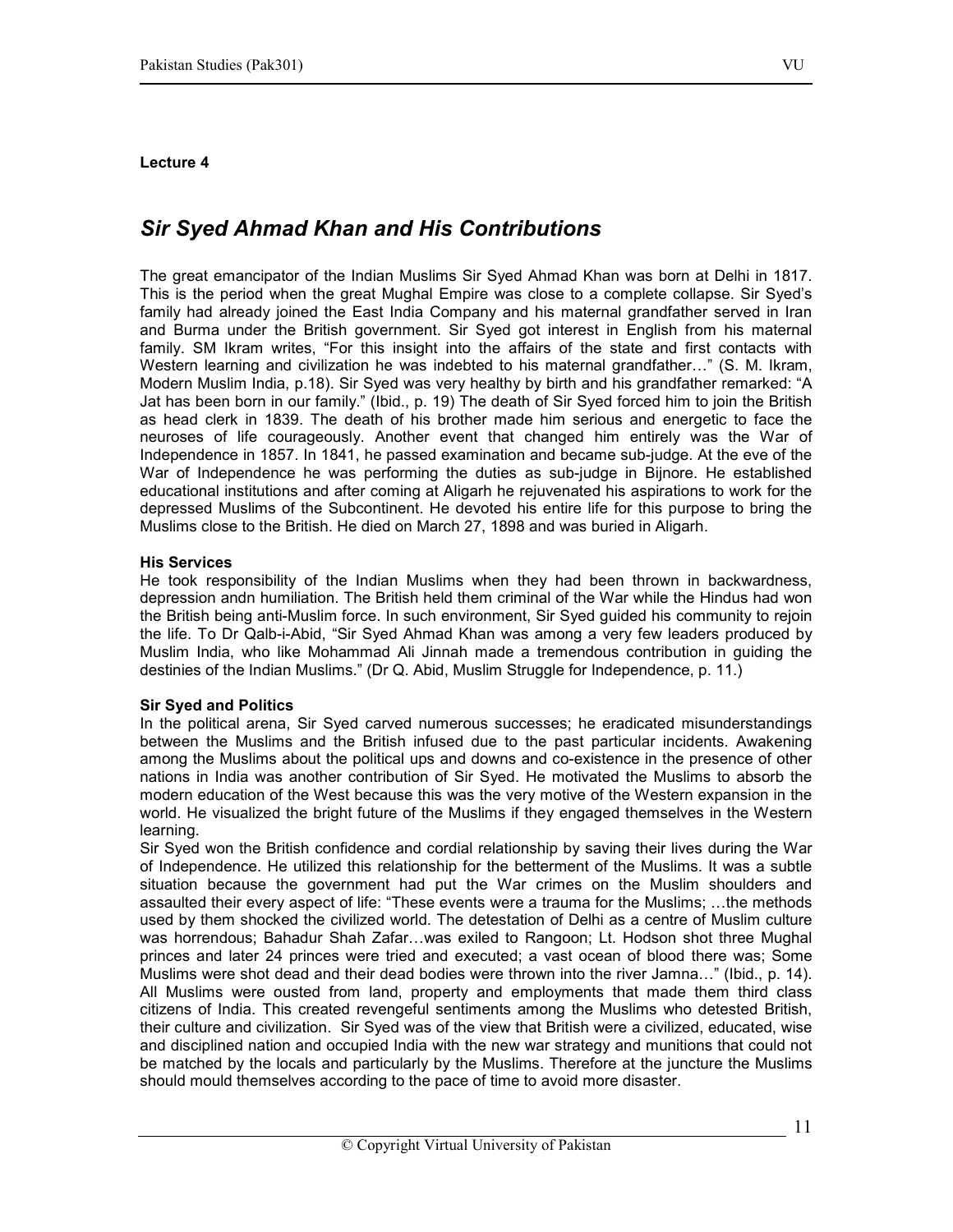**Lecture 4**

# *Sir Syed Ahmad Khan and His Contributions*

The great emancipator of the Indian Muslims Sir Syed Ahmad Khan was born at Delhi in 1817. This is the period when the great Mughal Empire was close to a complete collapse. Sir Syed's family had already joined the East India Company and his maternal grandfather served in Iran and Burma under the British government. Sir Syed got interest in English from his maternal family. SM Ikram writes, "For this insight into the affairs of the state and first contacts with Western learning and civilization he was indebted to his maternal grandfather…" (S. M. Ikram, Modern Muslim India, p.18). Sir Syed was very healthy by birth and his grandfather remarked: "A Jat has been born in our family." (Ibid., p. 19) The death of Sir Syed forced him to join the British as head clerk in 1839. The death of his brother made him serious and energetic to face the neuroses of life courageously. Another event that changed him entirely was the War of Independence in 1857. In 1841, he passed examination and became sub-judge. At the eve of the War of Independence he was performing the duties as sub-judge in Bijnore. He established educational institutions and after coming at Aligarh he rejuvenated his aspirations to work for the depressed Muslims of the Subcontinent. He devoted his entire life for this purpose to bring the Muslims close to the British. He died on March 27, 1898 and was buried in Aligarh.

**His Services**

He took responsibility of the Indian Muslims when they had been thrown in backwardness, depression andn humiliation. The British held them criminal of the War while the Hindus had won the British being anti-Muslim force. In such environment, Sir Syed guided his community to rejoin the life. To Dr Qalb-i-Abid, "Sir Syed Ahmad Khan was among a very few leaders produced by Muslim India, who like Mohammad Ali Jinnah made a tremendous contribution in guiding the destinies of the Indian Muslims." (Dr Q. Abid, Muslim Struggle for Independence, p. 11.)

**Sir Syed and Politics**

In the political arena, Sir Syed carved numerous successes; he eradicated misunderstandings between the Muslims and the British infused due to the past particular incidents. Awakening among the Muslims about the political ups and downs and co-existence in the presence of other nations in India was another contribution of Sir Syed. He motivated the Muslims to absorb the modern education of the West because this was the very motive of the Western expansion in the world. He visualized the bright future of the Muslims if they engaged themselves in the Western learning.

Sir Syed won the British confidence and cordial relationship by saving their lives during the War of Independence. He utilized this relationship for the betterment of the Muslims. It was a subtle situation because the government had put the War crimes on the Muslim shoulders and assaulted their every aspect of life: "These events were a trauma for the Muslims; …the methods used by them shocked the civilized world. The detestation of Delhi as a centre of Muslim culture was horrendous; Bahadur Shah Zafar…was exiled to Rangoon; Lt. Hodson shot three Mughal princes and later 24 princes were tried and executed; a vast ocean of blood there was; Some Muslims were shot dead and their dead bodies were thrown into the river Jamna…" (Ibid., p. 14). All Muslims were ousted from land, property and employments that made them third class citizens of India. This created revengeful sentiments among the Muslims who detested British, their culture and civilization. Sir Syed was of the view that British were a civilized, educated, wise and disciplined nation and occupied India with the new war strategy and munitions that could not be matched by the locals and particularly by the Muslims. Therefore at the juncture the Muslims should mould themselves according to the pace of time to avoid more disaster.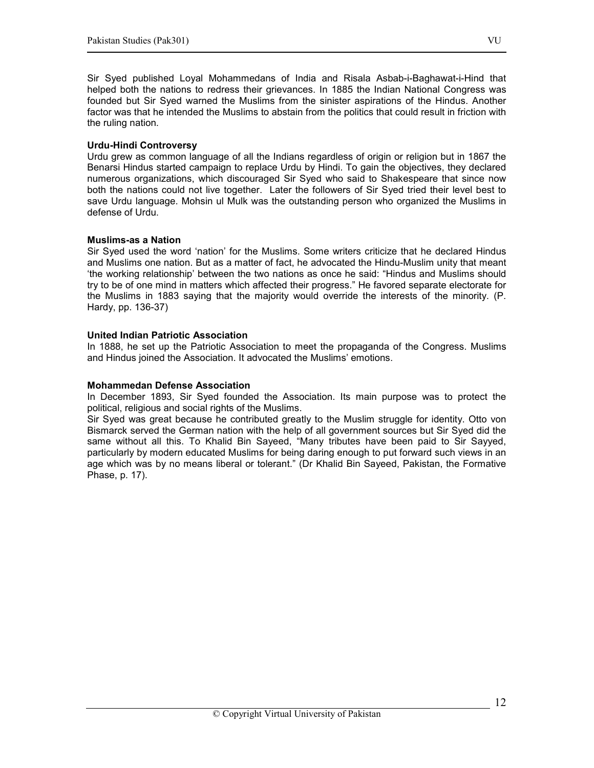Sir Syed published Loyal Mohammedans of India and Risala Asbab-i-Baghawat-i-Hind that helped both the nations to redress their grievances. In 1885 the Indian National Congress was founded but Sir Syed warned the Muslims from the sinister aspirations of the Hindus. Another factor was that he intended the Muslims to abstain from the politics that could result in friction with the ruling nation.

**Urdu-Hindi Controversy**

Urdu grew as common language of all the Indians regardless of origin or religion but in 1867 the Benarsi Hindus started campaign to replace Urdu by Hindi. To gain the objectives, they declared numerous organizations, which discouraged Sir Syed who said to Shakespeare that since now both the nations could not live together. Later the followers of Sir Syed tried their level best to save Urdu language. Mohsin ul Mulk was the outstanding person who organized the Muslims in defense of Urdu.

**Muslims-as a Nation**

Sir Syed used the word 'nation' for the Muslims. Some writers criticize that he declared Hindus and Muslims one nation. But as a matter of fact, he advocated the Hindu-Muslim unity that meant 'the working relationship' between the two nations as once he said: "Hindus and Muslims should try to be of one mind in matters which affected their progress." He favored separate electorate for the Muslims in 1883 saying that the majority would override the interests of the minority. (P. Hardy, pp. 136-37)

**United Indian Patriotic Association**

In 1888, he set up the Patriotic Association to meet the propaganda of the Congress. Muslims and Hindus joined the Association. It advocated the Muslims' emotions.

**Mohammedan Defense Association**

In December 1893, Sir Syed founded the Association. Its main purpose was to protect the political, religious and social rights of the Muslims.

Sir Syed was great because he contributed greatly to the Muslim struggle for identity. Otto von Bismarck served the German nation with the help of all government sources but Sir Syed did the same without all this. To Khalid Bin Sayeed, "Many tributes have been paid to Sir Sayyed, particularly by modern educated Muslims for being daring enough to put forward such views in an age which was by no means liberal or tolerant." (Dr Khalid Bin Sayeed, Pakistan, the Formative Phase, p. 17).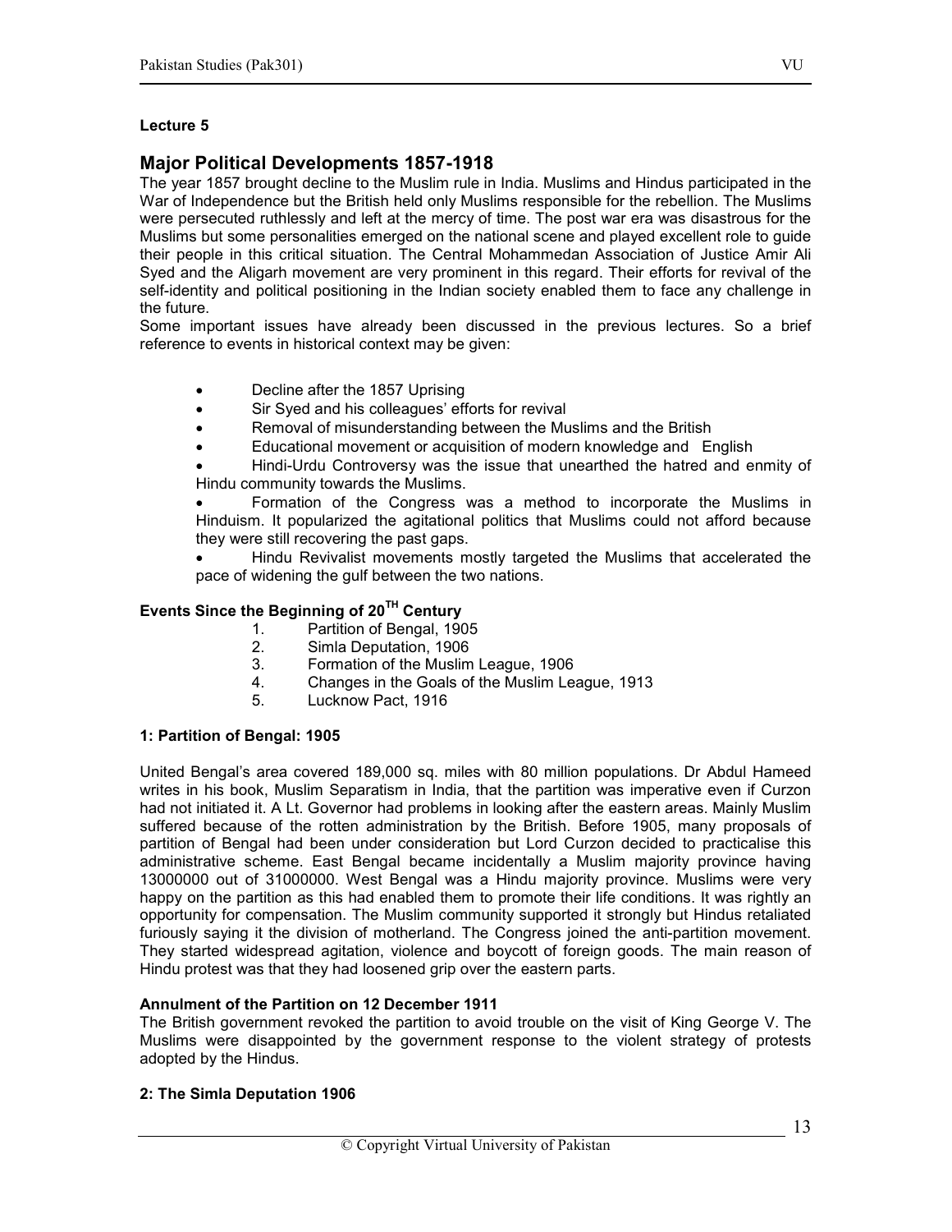**Lecture 5**

## Major Political Developments 1857-1918

The year 1857 brought decline to the Muslim rule in India. Muslims and Hindus participated in the War of Independence but the British held only Muslims responsible for the rebellion. The Muslims were persecuted ruthlessly and left at the mercy of time. The post war era was disastrous for the Muslims but some personalities emerged on the national scene and played excellent role to guide their people in this critical situation. The Central Mohammedan Association of Justice Amir Ali Syed and the Aligarh movement are very prominent in this regard. Their efforts for revival of the self-identity and political positioning in the Indian society enabled them to face any challenge in the future.

Some important issues have already been discussed in the previous lectures. So a brief reference to events in historical context may be given:

- Decline after the 1857 Uprising
- Sir Syed and his colleagues' efforts for revival
- Removal of misunderstanding between the Muslims and the British
- Educational movement or acquisition of modern knowledge and English
- Hindi-Urdu Controversy was the issue that unearthed the hatred and enmity of Hindu community towards the Muslims.
- Formation of the Congress was a method to incorporate the Muslims in Hinduism. It popularized the agitational politics that Muslims could not afford because they were still recovering the past gaps.
- Hindu Revivalist movements mostly targeted the Muslims that accelerated the pace of widening the gulf between the two nations.

**Events Since the Beginning of 20TH Century**

1. Partition of Bengal, 1905
2. Simla Deputation, 1906
3. Formation of the Muslim League, 1906
4. Changes in the Goals of the Muslim League, 1913
5. Lucknow Pact, 1916

**1: Partition of Bengal: 1905**

United Bengal's area covered 189,000 sq. miles with 80 million populations. Dr Abdul Hameed writes in his book, Muslim Separatism in India, that the partition was imperative even if Curzon had not initiated it. A Lt. Governor had problems in looking after the eastern areas. Mainly Muslim suffered because of the rotten administration by the British. Before 1905, many proposals of partition of Bengal had been under consideration but Lord Curzon decided to practicalise this administrative scheme. East Bengal became incidentally a Muslim majority province having 13000000 out of 31000000. West Bengal was a Hindu majority province. Muslims were very happy on the partition as this had enabled them to promote their life conditions. It was rightly an opportunity for compensation. The Muslim community supported it strongly but Hindus retaliated furiously saying it the division of motherland. The Congress joined the anti-partition movement. They started widespread agitation, violence and boycott of foreign goods. The main reason of Hindu protest was that they had loosened grip over the eastern parts.

**Annulment of the Partition on 12 December 1911**

The British government revoked the partition to avoid trouble on the visit of King George V. The Muslims were disappointed by the government response to the violent strategy of protests adopted by the Hindus.

**2: The Simla Deputation 1906**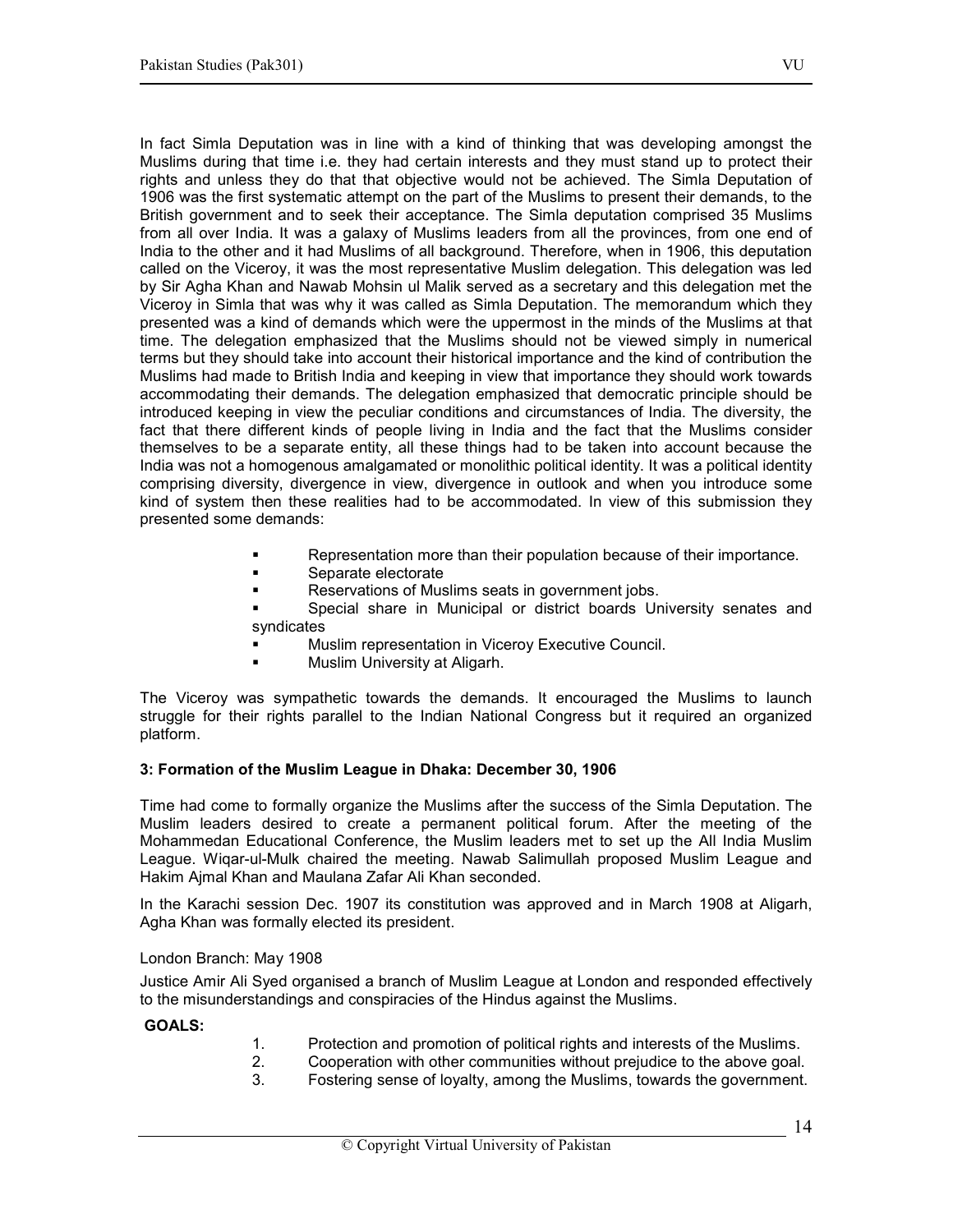In fact Simla Deputation was in line with a kind of thinking that was developing amongst the Muslims during that time i.e. they had certain interests and they must stand up to protect their rights and unless they do that that objective would not be achieved. The Simla Deputation of 1906 was the first systematic attempt on the part of the Muslims to present their demands, to the British government and to seek their acceptance. The Simla deputation comprised 35 Muslims from all over India. It was a galaxy of Muslims leaders from all the provinces, from one end of India to the other and it had Muslims of all background. Therefore, when in 1906, this deputation called on the Viceroy, it was the most representative Muslim delegation. This delegation was led by Sir Agha Khan and Nawab Mohsin ul Malik served as a secretary and this delegation met the Viceroy in Simla that was why it was called as Simla Deputation. The memorandum which they presented was a kind of demands which were the uppermost in the minds of the Muslims at that time. The delegation emphasized that the Muslims should not be viewed simply in numerical terms but they should take into account their historical importance and the kind of contribution the Muslims had made to British India and keeping in view that importance they should work towards accommodating their demands. The delegation emphasized that democratic principle should be introduced keeping in view the peculiar conditions and circumstances of India. The diversity, the fact that there different kinds of people living in India and the fact that the Muslims consider themselves to be a separate entity, all these things had to be taken into account because the India was not a homogenous amalgamated or monolithic political identity. It was a political identity comprising diversity, divergence in view, divergence in outlook and when you introduce some kind of system then these realities had to be accommodated. In view of this submission they presented some demands:

- Representation more than their population because of their importance.
- Separate electorate
- Reservations of Muslims seats in government jobs.
- Special share in Municipal or district boards University senates and syndicates
- Muslim representation in Viceroy Executive Council.
- Muslim University at Aligarh.

The Viceroy was sympathetic towards the demands. It encouraged the Muslims to launch struggle for their rights parallel to the Indian National Congress but it required an organized platform.

**3: Formation of the Muslim League in Dhaka: December 30, 1906**

Time had come to formally organize the Muslims after the success of the Simla Deputation. The Muslim leaders desired to create a permanent political forum. After the meeting of the Mohammedan Educational Conference, the Muslim leaders met to set up the All India Muslim League. Wiqar-ul-Mulk chaired the meeting. Nawab Salimullah proposed Muslim League and Hakim Ajmal Khan and Maulana Zafar Ali Khan seconded.

In the Karachi session Dec. 1907 its constitution was approved and in March 1908 at Aligarh, Agha Khan was formally elected its president.

London Branch: May 1908

Justice Amir Ali Syed organised a branch of Muslim League at London and responded effectively to the misunderstandings and conspiracies of the Hindus against the Muslims.

**GOALS:**

1. Protection and promotion of political rights and interests of the Muslims.
2. Cooperation with other communities without prejudice to the above goal.
3. Fostering sense of loyalty, among the Muslims, towards the government.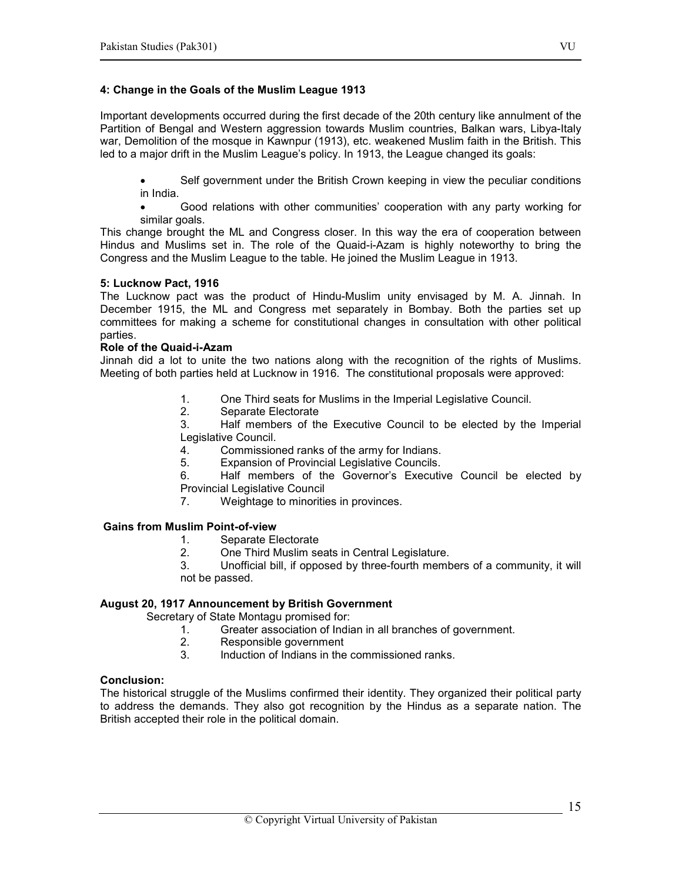### 4: Change in the Goals of the Muslim League 1913

Important developments occurred during the first decade of the 20th century like annulment of the Partition of Bengal and Western aggression towards Muslim countries, Balkan wars, Libya-Italy war, Demolition of the mosque in Kawnpur (1913), etc. weakened Muslim faith in the British. This led to a major drift in the Muslim League's policy. In 1913, the League changed its goals:

- Self government under the British Crown keeping in view the peculiar conditions in India.
- Good relations with other communities' cooperation with any party working for similar goals.

This change brought the ML and Congress closer. In this way the era of cooperation between Hindus and Muslims set in. The role of the Quaid-i-Azam is highly noteworthy to bring the Congress and the Muslim League to the table. He joined the Muslim League in 1913.

### 5: Lucknow Pact, 1916

The Lucknow pact was the product of Hindu-Muslim unity envisaged by M. A. Jinnah. In December 1915, the ML and Congress met separately in Bombay. Both the parties set up committees for making a scheme for constitutional changes in consultation with other political parties.

**Role of the Quaid-i-Azam**

Jinnah did a lot to unite the two nations along with the recognition of the rights of Muslims. Meeting of both parties held at Lucknow in 1916. The constitutional proposals were approved:

1. One Third seats for Muslims in the Imperial Legislative Council.
2. Separate Electorate
3. Half members of the Executive Council to be elected by the Imperial Legislative Council.
4. Commissioned ranks of the army for Indians.
5. Expansion of Provincial Legislative Councils.
6. Half members of the Governor's Executive Council be elected by Provincial Legislative Council
7. Weightage to minorities in provinces.

**Gains from Muslim Point-of-view**

1. Separate Electorate
2. One Third Muslim seats in Central Legislature.
3. Unofficial bill, if opposed by three-fourth members of a community, it will not be passed.

**August 20, 1917 Announcement by British Government**

Secretary of State Montagu promised for:

1. Greater association of Indian in all branches of government.
2. Responsible government
3. Induction of Indians in the commissioned ranks.

**Conclusion:**

The historical struggle of the Muslims confirmed their identity. They organized their political party to address the demands. They also got recognition by the Hindus as a separate nation. The British accepted their role in the political domain.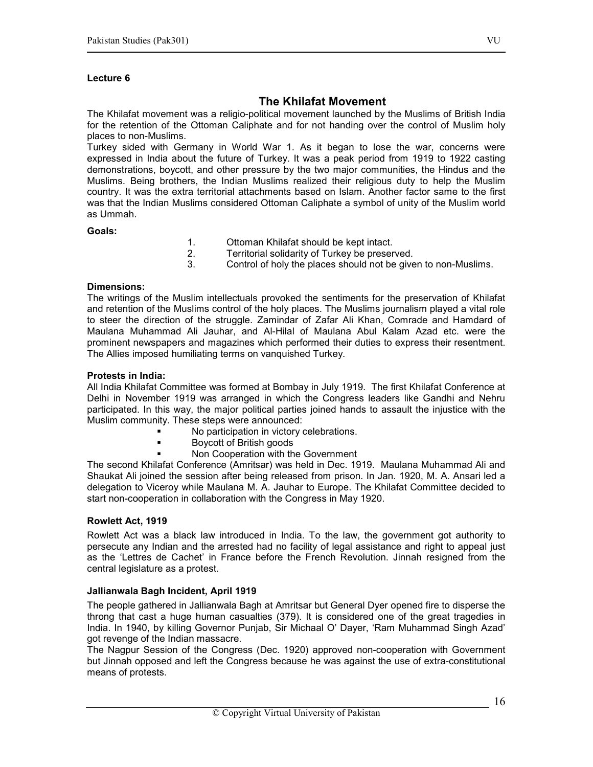**Lecture 6**

## The Khilafat Movement

The Khilafat movement was a religio-political movement launched by the Muslims of British India for the retention of the Ottoman Caliphate and for not handing over the control of Muslim holy places to non-Muslims.

Turkey sided with Germany in World War 1. As it began to lose the war, concerns were expressed in India about the future of Turkey. It was a peak period from 1919 to 1922 casting demonstrations, boycott, and other pressure by the two major communities, the Hindus and the Muslims. Being brothers, the Indian Muslims realized their religious duty to help the Muslim country. It was the extra territorial attachments based on Islam. Another factor same to the first was that the Indian Muslims considered Ottoman Caliphate a symbol of unity of the Muslim world as Ummah.

**Goals:**

1. Ottoman Khilafat should be kept intact.
2. Territorial solidarity of Turkey be preserved.
3. Control of holy the places should not be given to non-Muslims.

**Dimensions:**

The writings of the Muslim intellectuals provoked the sentiments for the preservation of Khilafat and retention of the Muslims control of the holy places. The Muslims journalism played a vital role to steer the direction of the struggle. Zamindar of Zafar Ali Khan, Comrade and Hamdard of Maulana Muhammad Ali Jauhar, and Al-Hilal of Maulana Abul Kalam Azad etc. were the prominent newspapers and magazines which performed their duties to express their resentment. The Allies imposed humiliating terms on vanquished Turkey.

**Protests in India:**

All India Khilafat Committee was formed at Bombay in July 1919. The first Khilafat Conference at Delhi in November 1919 was arranged in which the Congress leaders like Gandhi and Nehru participated. In this way, the major political parties joined hands to assault the injustice with the Muslim community. These steps were announced:

- No participation in victory celebrations.
- Boycott of British goods
- Non Cooperation with the Government

The second Khilafat Conference (Amritsar) was held in Dec. 1919. Maulana Muhammad Ali and Shaukat Ali joined the session after being released from prison. In Jan. 1920, M. A. Ansari led a delegation to Viceroy while Maulana M. A. Jauhar to Europe. The Khilafat Committee decided to start non-cooperation in collaboration with the Congress in May 1920.

### Rowlett Act, 1919

Rowlett Act was a black law introduced in India. To the law, the government got authority to persecute any Indian and the arrested had no facility of legal assistance and right to appeal just as the 'Lettres de Cachet' in France before the French Revolution. Jinnah resigned from the central legislature as a protest.

### Jallianwala Bagh Incident, April 1919

The people gathered in Jallianwala Bagh at Amritsar but General Dyer opened fire to disperse the throng that cast a huge human casualties (379). It is considered one of the great tragedies in India. In 1940, by killing Governor Punjab, Sir Michaal O' Dayer, 'Ram Muhammad Singh Azad' got revenge of the Indian massacre.

The Nagpur Session of the Congress (Dec. 1920) approved non-cooperation with Government but Jinnah opposed and left the Congress because he was against the use of extra-constitutional means of protests.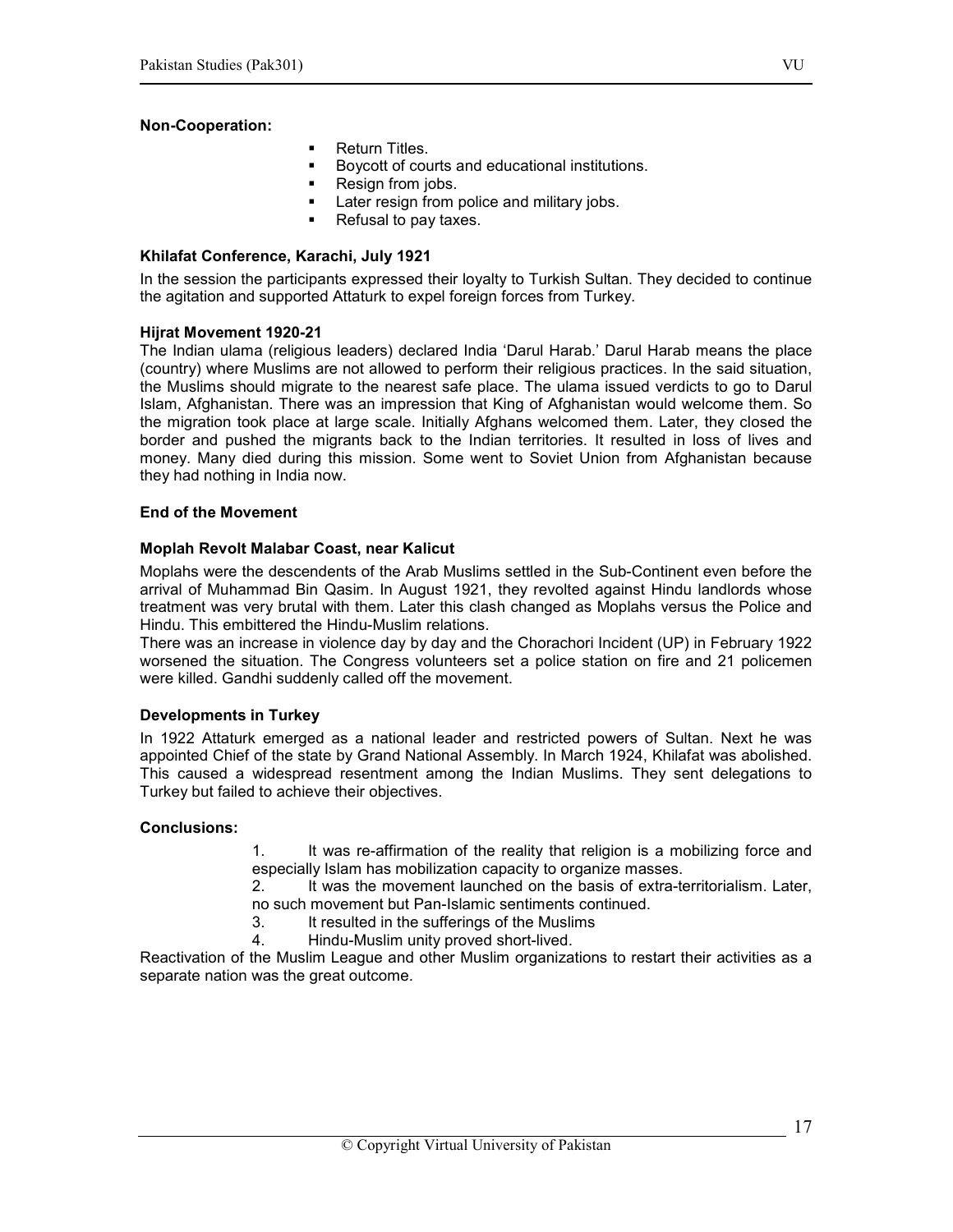**Non-Cooperation:**

- Return Titles.
- Boycott of courts and educational institutions.
- Resign from jobs.
- Later resign from police and military jobs.
- Refusal to pay taxes.

**Khilafat Conference, Karachi, July 1921**

In the session the participants expressed their loyalty to Turkish Sultan. They decided to continue the agitation and supported Attaturk to expel foreign forces from Turkey.

**Hijrat Movement 1920-21**

The Indian ulama (religious leaders) declared India 'Darul Harab.' Darul Harab means the place (country) where Muslims are not allowed to perform their religious practices. In the said situation, the Muslims should migrate to the nearest safe place. The ulama issued verdicts to go to Darul Islam, Afghanistan. There was an impression that King of Afghanistan would welcome them. So the migration took place at large scale. Initially Afghans welcomed them. Later, they closed the border and pushed the migrants back to the Indian territories. It resulted in loss of lives and money. Many died during this mission. Some went to Soviet Union from Afghanistan because they had nothing in India now.

**End of the Movement**

**Moplah Revolt Malabar Coast, near Kalicut**

Moplahs were the descendents of the Arab Muslims settled in the Sub-Continent even before the arrival of Muhammad Bin Qasim. In August 1921, they revolted against Hindu landlords whose treatment was very brutal with them. Later this clash changed as Moplahs versus the Police and Hindu. This embittered the Hindu-Muslim relations.

There was an increase in violence day by day and the Chorachori Incident (UP) in February 1922 worsened the situation. The Congress volunteers set a police station on fire and 21 policemen were killed. Gandhi suddenly called off the movement.

**Developments in Turkey**

In 1922 Attaturk emerged as a national leader and restricted powers of Sultan. Next he was appointed Chief of the state by Grand National Assembly. In March 1924, Khilafat was abolished. This caused a widespread resentment among the Indian Muslims. They sent delegations to Turkey but failed to achieve their objectives.

**Conclusions:**

1. It was re-affirmation of the reality that religion is a mobilizing force and especially Islam has mobilization capacity to organize masses.
2. It was the movement launched on the basis of extra-territorialism. Later, no such movement but Pan-Islamic sentiments continued.
3. It resulted in the sufferings of the Muslims
4. Hindu-Muslim unity proved short-lived.

Reactivation of the Muslim League and other Muslim organizations to restart their activities as a separate nation was the great outcome.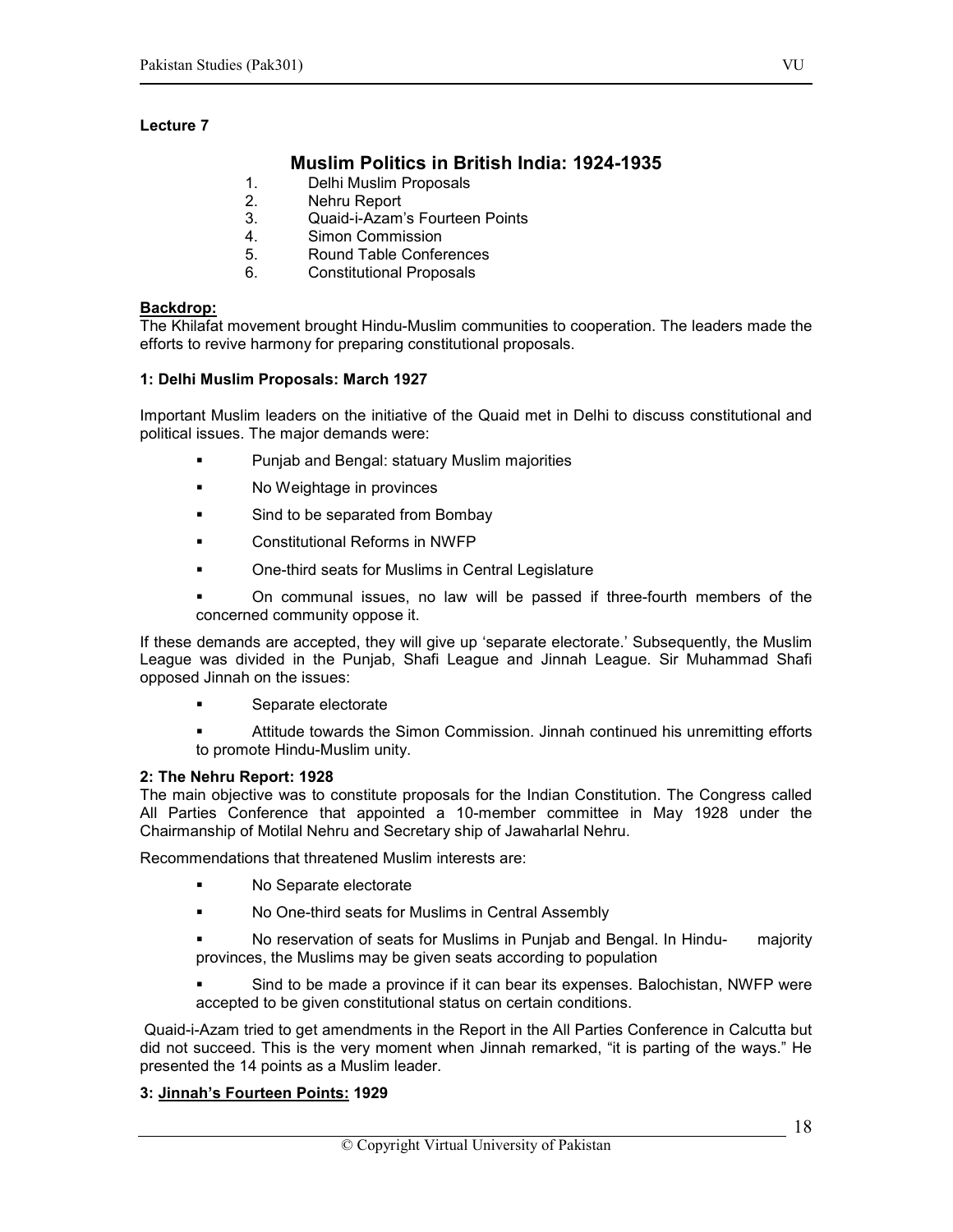**Lecture 7**

## Muslim Politics in British India: 1924-1935

1. Delhi Muslim Proposals
2. Nehru Report
3. Quaid-i-Azam's Fourteen Points
4. Simon Commission
5. Round Table Conferences
6. Constitutional Proposals

**Backdrop:**

The Khilafat movement brought Hindu-Muslim communities to cooperation. The leaders made the efforts to revive harmony for preparing constitutional proposals.

### 1: Delhi Muslim Proposals: March 1927

Important Muslim leaders on the initiative of the Quaid met in Delhi to discuss constitutional and political issues. The major demands were:

- Punjab and Bengal: statuary Muslim majorities
- No Weightage in provinces
- Sind to be separated from Bombay
- Constitutional Reforms in NWFP
- One-third seats for Muslims in Central Legislature
- On communal issues, no law will be passed if three-fourth members of the concerned community oppose it.

If these demands are accepted, they will give up 'separate electorate.' Subsequently, the Muslim League was divided in the Punjab, Shafi League and Jinnah League. Sir Muhammad Shafi opposed Jinnah on the issues:

- Separate electorate
- Attitude towards the Simon Commission. Jinnah continued his unremitting efforts to promote Hindu-Muslim unity.

### 2: The Nehru Report: 1928

The main objective was to constitute proposals for the Indian Constitution. The Congress called All Parties Conference that appointed a 10-member committee in May 1928 under the Chairmanship of Motilal Nehru and Secretary ship of Jawaharlal Nehru.

Recommendations that threatened Muslim interests are:

- No Separate electorate
- No One-third seats for Muslims in Central Assembly
- No reservation of seats for Muslims in Punjab and Bengal. In Hindu- majority provinces, the Muslims may be given seats according to population
- Sind to be made a province if it can bear its expenses. Balochistan, NWFP were accepted to be given constitutional status on certain conditions.

Quaid-i-Azam tried to get amendments in the Report in the All Parties Conference in Calcutta but did not succeed. This is the very moment when Jinnah remarked, "it is parting of the ways." He presented the 14 points as a Muslim leader.

### 3: Jinnah's Fourteen Points: 1929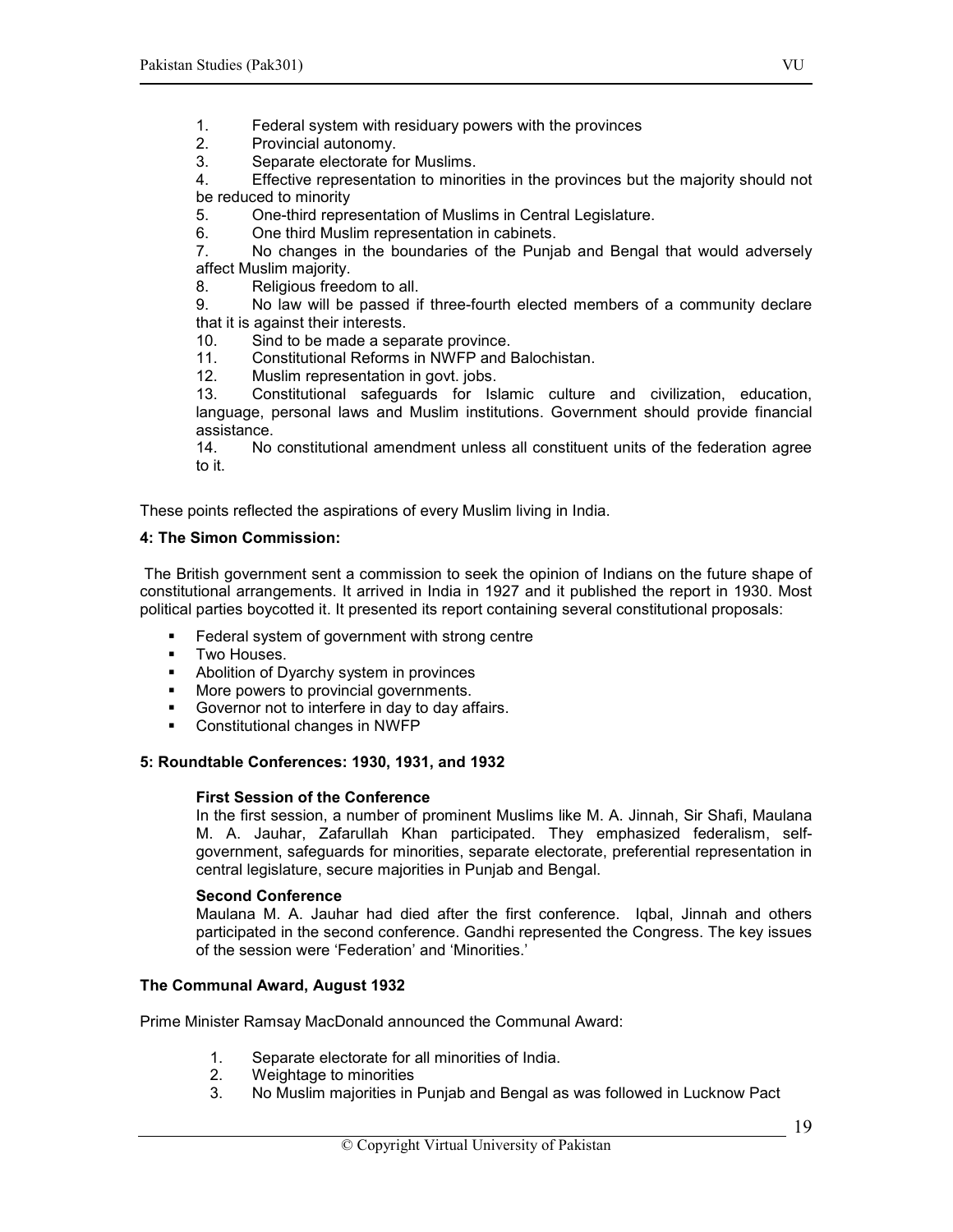1. Federal system with residuary powers with the provinces
2. Provincial autonomy.
3. Separate electorate for Muslims.
4. Effective representation to minorities in the provinces but the majority should not be reduced to minority
5. One-third representation of Muslims in Central Legislature.
6. One third Muslim representation in cabinets.
7. No changes in the boundaries of the Punjab and Bengal that would adversely affect Muslim majority.
8. Religious freedom to all.
9. No law will be passed if three-fourth elected members of a community declare that it is against their interests.
10. Sind to be made a separate province.
11. Constitutional Reforms in NWFP and Balochistan.
12. Muslim representation in govt. jobs.
13. Constitutional safeguards for Islamic culture and civilization, education, language, personal laws and Muslim institutions. Government should provide financial assistance.
14. No constitutional amendment unless all constituent units of the federation agree to it.

These points reflected the aspirations of every Muslim living in India.

**4: The Simon Commission:**

The British government sent a commission to seek the opinion of Indians on the future shape of constitutional arrangements. It arrived in India in 1927 and it published the report in 1930. Most political parties boycotted it. It presented its report containing several constitutional proposals:

- Federal system of government with strong centre
- Two Houses.
- Abolition of Dyarchy system in provinces
- More powers to provincial governments.
- Governor not to interfere in day to day affairs.
- Constitutional changes in NWFP

**5: Roundtable Conferences: 1930, 1931, and 1932**

**First Session of the Conference**

In the first session, a number of prominent Muslims like M. A. Jinnah, Sir Shafi, Maulana M. A. Jauhar, Zafarullah Khan participated. They emphasized federalism, self-government, safeguards for minorities, separate electorate, preferential representation in central legislature, secure majorities in Punjab and Bengal.

**Second Conference**

Maulana M. A. Jauhar had died after the first conference. Iqbal, Jinnah and others participated in the second conference. Gandhi represented the Congress. The key issues of the session were 'Federation' and 'Minorities.'

**The Communal Award, August 1932**

Prime Minister Ramsay MacDonald announced the Communal Award:

1. Separate electorate for all minorities of India.
2. Weightage to minorities
3. No Muslim majorities in Punjab and Bengal as was followed in Lucknow Pact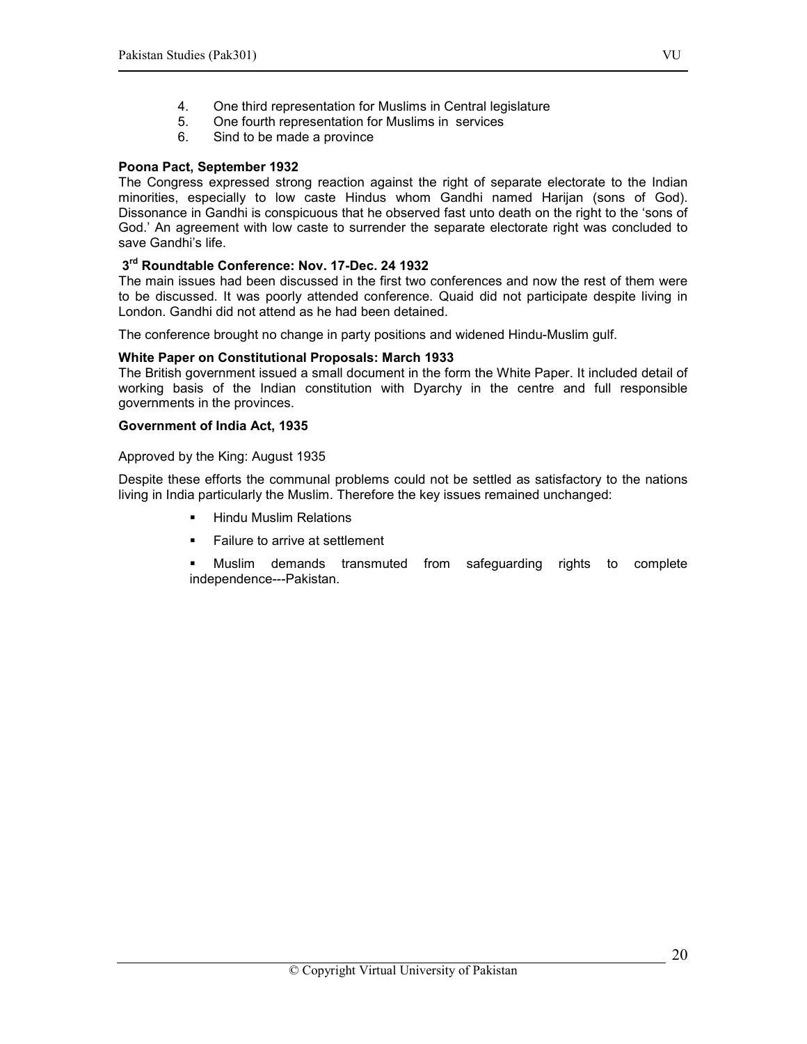4. One third representation for Muslims in Central legislature
5. One fourth representation for Muslims in services
6. Sind to be made a province

**Poona Pact, September 1932**

The Congress expressed strong reaction against the right of separate electorate to the Indian minorities, especially to low caste Hindus whom Gandhi named Harijan (sons of God). Dissonance in Gandhi is conspicuous that he observed fast unto death on the right to the 'sons of God.' An agreement with low caste to surrender the separate electorate right was concluded to save Gandhi's life.

**3rd Roundtable Conference: Nov. 17-Dec. 24 1932**

The main issues had been discussed in the first two conferences and now the rest of them were to be discussed. It was poorly attended conference. Quaid did not participate despite living in London. Gandhi did not attend as he had been detained.

The conference brought no change in party positions and widened Hindu-Muslim gulf.

**White Paper on Constitutional Proposals: March 1933**

The British government issued a small document in the form the White Paper. It included detail of working basis of the Indian constitution with Dyarchy in the centre and full responsible governments in the provinces.

**Government of India Act, 1935**

Approved by the King: August 1935

Despite these efforts the communal problems could not be settled as satisfactory to the nations living in India particularly the Muslim. Therefore the key issues remained unchanged:

- Hindu Muslim Relations
- Failure to arrive at settlement
- Muslim demands transmuted from safeguarding rights to complete independence---Pakistan.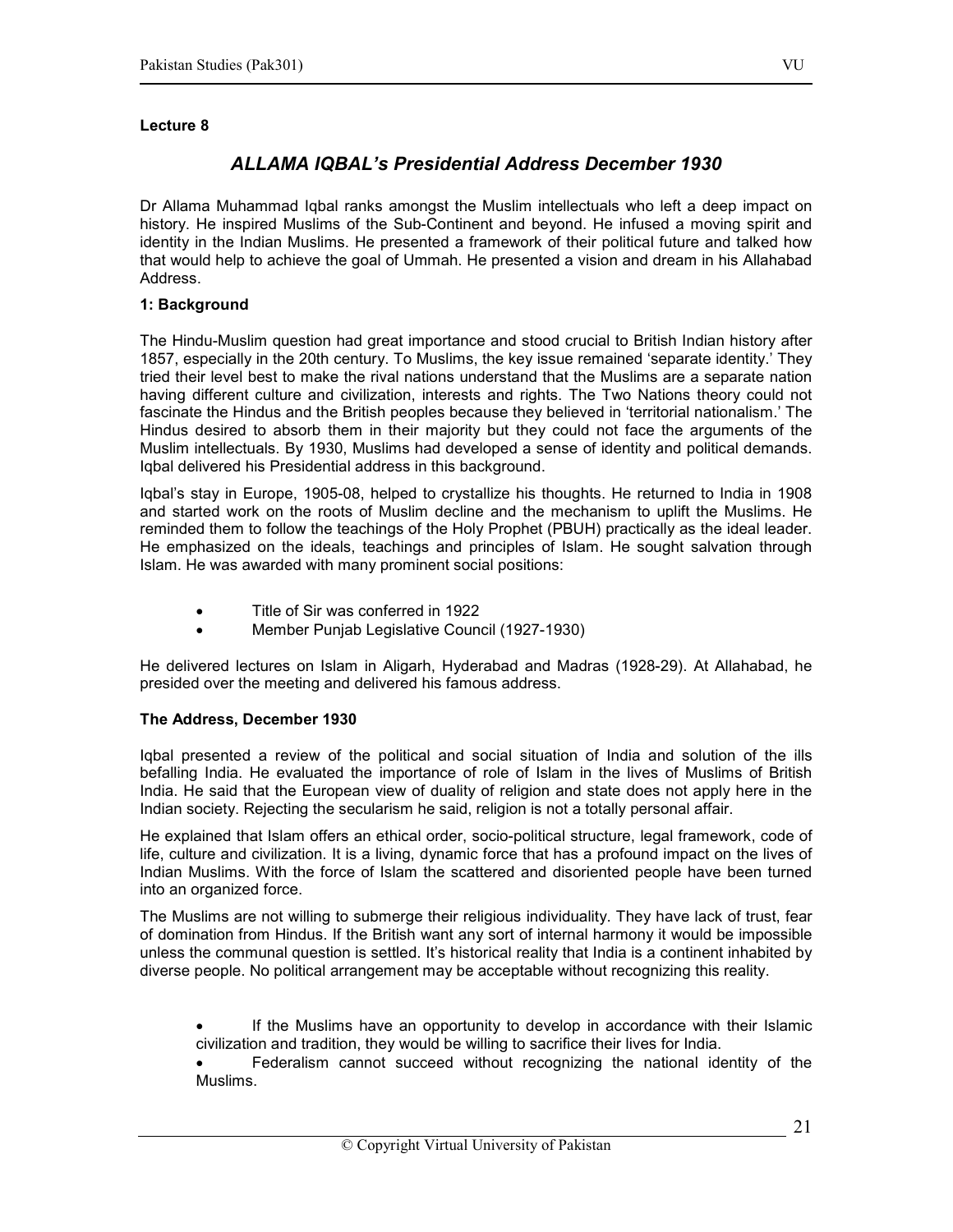**Lecture 8**

# *ALLAMA IQBAL's Presidential Address December 1930*

Dr Allama Muhammad Iqbal ranks amongst the Muslim intellectuals who left a deep impact on history. He inspired Muslims of the Sub-Continent and beyond. He infused a moving spirit and identity in the Indian Muslims. He presented a framework of their political future and talked how that would help to achieve the goal of Ummah. He presented a vision and dream in his Allahabad Address.

**1: Background**

The Hindu-Muslim question had great importance and stood crucial to British Indian history after 1857, especially in the 20th century. To Muslims, the key issue remained 'separate identity.' They tried their level best to make the rival nations understand that the Muslims are a separate nation having different culture and civilization, interests and rights. The Two Nations theory could not fascinate the Hindus and the British peoples because they believed in 'territorial nationalism.' The Hindus desired to absorb them in their majority but they could not face the arguments of the Muslim intellectuals. By 1930, Muslims had developed a sense of identity and political demands. Iqbal delivered his Presidential address in this background.

Iqbal's stay in Europe, 1905-08, helped to crystallize his thoughts. He returned to India in 1908 and started work on the roots of Muslim decline and the mechanism to uplift the Muslims. He reminded them to follow the teachings of the Holy Prophet (PBUH) practically as the ideal leader. He emphasized on the ideals, teachings and principles of Islam. He sought salvation through Islam. He was awarded with many prominent social positions:

- Title of Sir was conferred in 1922
- Member Punjab Legislative Council (1927-1930)

He delivered lectures on Islam in Aligarh, Hyderabad and Madras (1928-29). At Allahabad, he presided over the meeting and delivered his famous address.

**The Address, December 1930**

Iqbal presented a review of the political and social situation of India and solution of the ills befalling India. He evaluated the importance of role of Islam in the lives of Muslims of British India. He said that the European view of duality of religion and state does not apply here in the Indian society. Rejecting the secularism he said, religion is not a totally personal affair.

He explained that Islam offers an ethical order, socio-political structure, legal framework, code of life, culture and civilization. It is a living, dynamic force that has a profound impact on the lives of Indian Muslims. With the force of Islam the scattered and disoriented people have been turned into an organized force.

The Muslims are not willing to submerge their religious individuality. They have lack of trust, fear of domination from Hindus. If the British want any sort of internal harmony it would be impossible unless the communal question is settled. It's historical reality that India is a continent inhabited by diverse people. No political arrangement may be acceptable without recognizing this reality.

- If the Muslims have an opportunity to develop in accordance with their Islamic civilization and tradition, they would be willing to sacrifice their lives for India.
- Federalism cannot succeed without recognizing the national identity of the Muslims.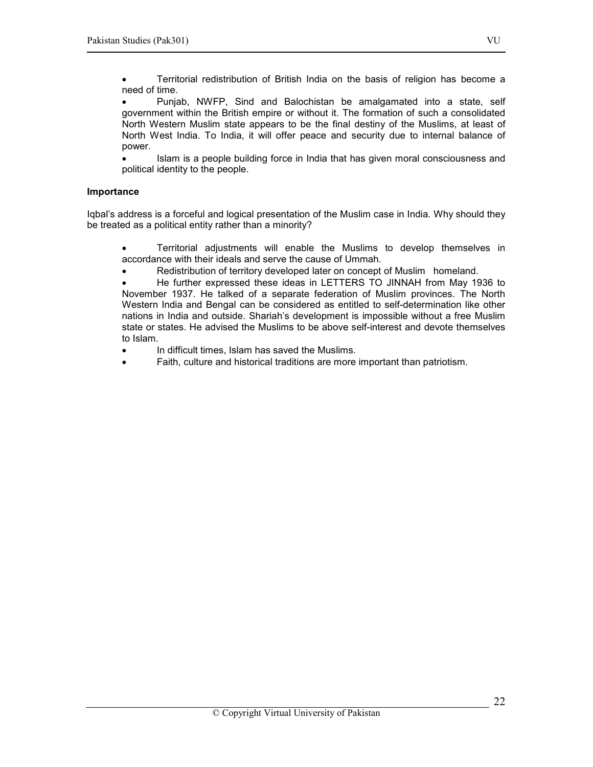- Territorial redistribution of British India on the basis of religion has become a need of time.
- Punjab, NWFP, Sind and Balochistan be amalgamated into a state, self government within the British empire or without it. The formation of such a consolidated North Western Muslim state appears to be the final destiny of the Muslims, at least of North West India. To India, it will offer peace and security due to internal balance of power.
- Islam is a people building force in India that has given moral consciousness and political identity to the people.

**Importance**

Iqbal's address is a forceful and logical presentation of the Muslim case in India. Why should they be treated as a political entity rather than a minority?

- Territorial adjustments will enable the Muslims to develop themselves in accordance with their ideals and serve the cause of Ummah.
- Redistribution of territory developed later on concept of Muslim homeland.
- He further expressed these ideas in LETTERS TO JINNAH from May 1936 to November 1937. He talked of a separate federation of Muslim provinces. The North Western India and Bengal can be considered as entitled to self-determination like other nations in India and outside. Shariah's development is impossible without a free Muslim state or states. He advised the Muslims to be above self-interest and devote themselves to Islam.
- In difficult times, Islam has saved the Muslims.
- Faith, culture and historical traditions are more important than patriotism.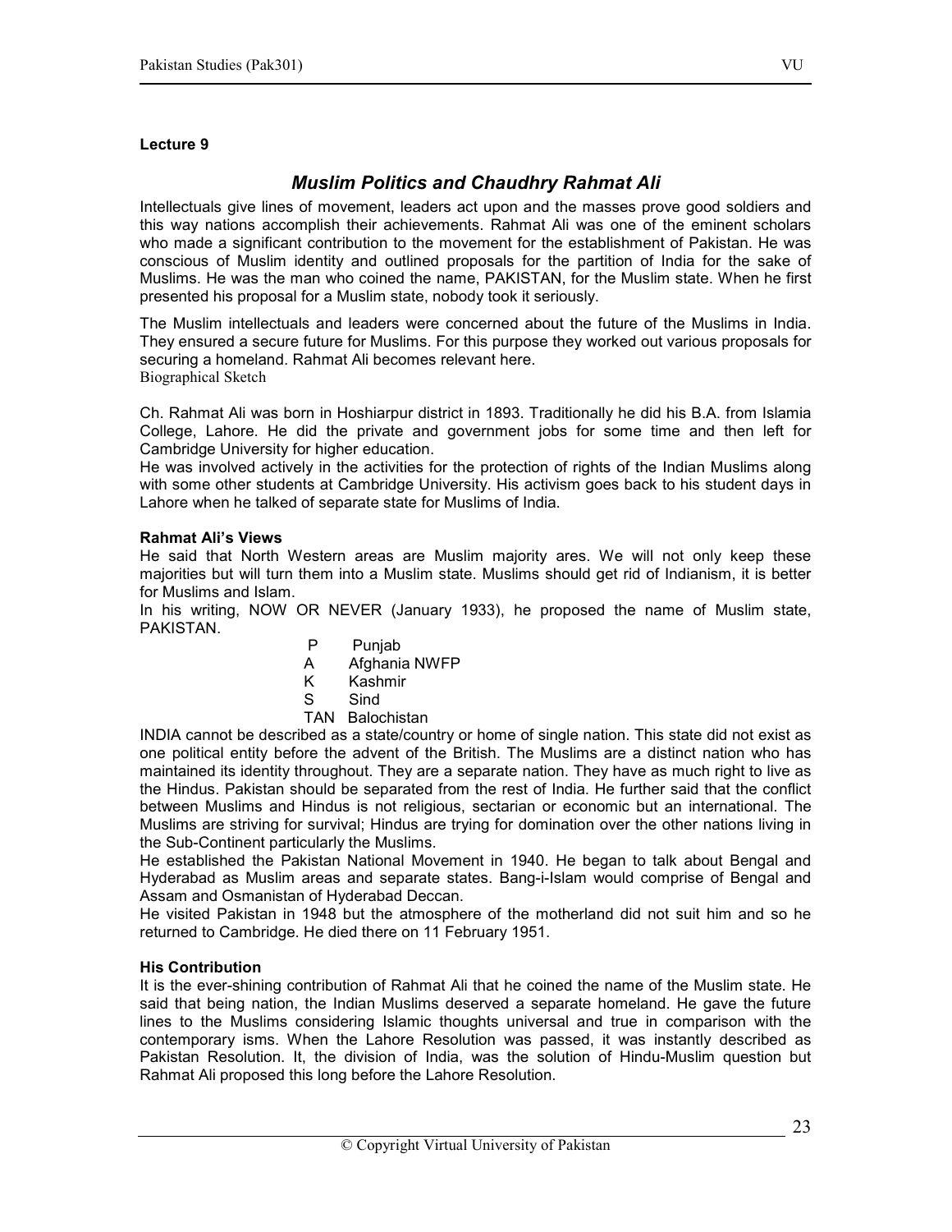**Lecture 9**

# *Muslim Politics and Chaudhry Rahmat Ali*

Intellectuals give lines of movement, leaders act upon and the masses prove good soldiers and this way nations accomplish their achievements. Rahmat Ali was one of the eminent scholars who made a significant contribution to the movement for the establishment of Pakistan. He was conscious of Muslim identity and outlined proposals for the partition of India for the sake of Muslims. He was the man who coined the name, PAKISTAN, for the Muslim state. When he first presented his proposal for a Muslim state, nobody took it seriously.

The Muslim intellectuals and leaders were concerned about the future of the Muslims in India. They ensured a secure future for Muslims. For this purpose they worked out various proposals for securing a homeland. Rahmat Ali becomes relevant here.

Biographical Sketch

Ch. Rahmat Ali was born in Hoshiarpur district in 1893. Traditionally he did his B.A. from Islamia College, Lahore. He did the private and government jobs for some time and then left for Cambridge University for higher education.

He was involved actively in the activities for the protection of rights of the Indian Muslims along with some other students at Cambridge University. His activism goes back to his student days in Lahore when he talked of separate state for Muslims of India.

**Rahmat Ali's Views**

He said that North Western areas are Muslim majority ares. We will not only keep these majorities but will turn them into a Muslim state. Muslims should get rid of Indianism, it is better for Muslims and Islam.

In his writing, NOW OR NEVER (January 1933), he proposed the name of Muslim state, PAKISTAN.

P Punjab  
A Afghania NWFP  
K Kashmir  
S Sind  
TAN Balochistan

INDIA cannot be described as a state/country or home of single nation. This state did not exist as one political entity before the advent of the British. The Muslims are a distinct nation who has maintained its identity throughout. They are a separate nation. They have as much right to live as the Hindus. Pakistan should be separated from the rest of India. He further said that the conflict between Muslims and Hindus is not religious, sectarian or economic but an international. The Muslims are striving for survival; Hindus are trying for domination over the other nations living in the Sub-Continent particularly the Muslims.

He established the Pakistan National Movement in 1940. He began to talk about Bengal and Hyderabad as Muslim areas and separate states. Bang-i-Islam would comprise of Bengal and Assam and Osmanistan of Hyderabad Deccan.

He visited Pakistan in 1948 but the atmosphere of the motherland did not suit him and so he returned to Cambridge. He died there on 11 February 1951.

**His Contribution**

It is the ever-shining contribution of Rahmat Ali that he coined the name of the Muslim state. He said that being nation, the Indian Muslims deserved a separate homeland. He gave the future lines to the Muslims considering Islamic thoughts universal and true in comparison with the contemporary isms. When the Lahore Resolution was passed, it was instantly described as Pakistan Resolution. It, the division of India, was the solution of Hindu-Muslim question but Rahmat Ali proposed this long before the Lahore Resolution.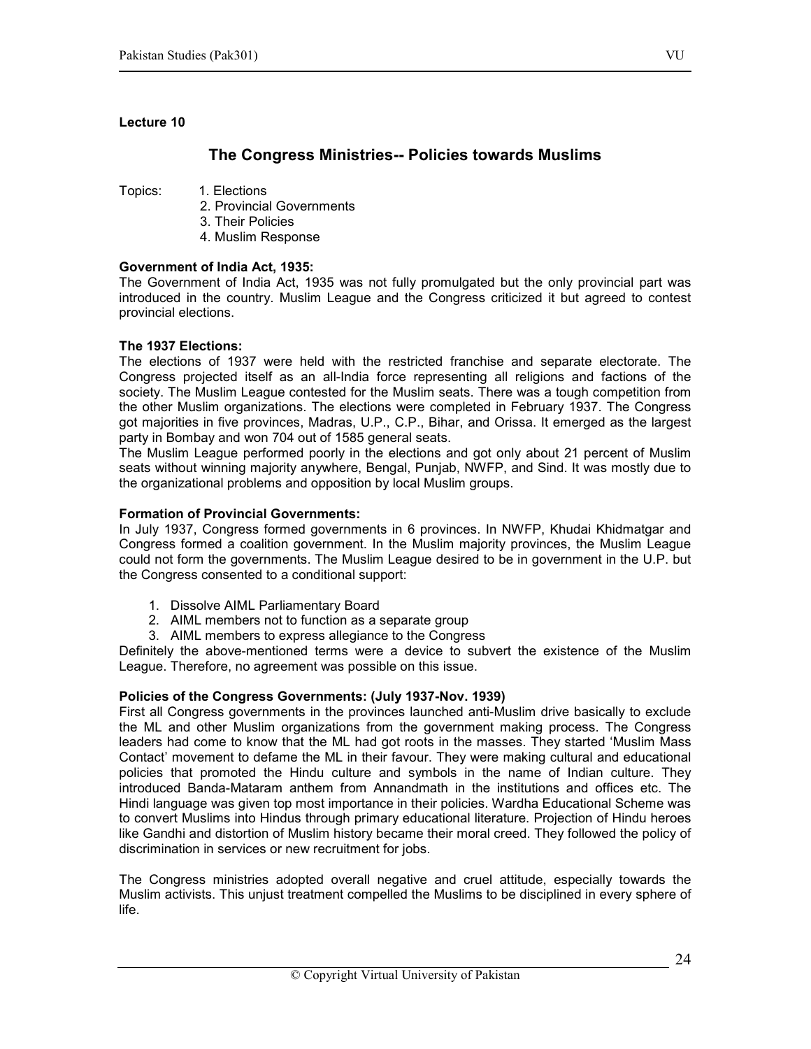**Lecture 10**

## The Congress Ministries-- Policies towards Muslims

Topics:
1. Elections
2. Provincial Governments
3. Their Policies
4. Muslim Response

**Government of India Act, 1935:**

The Government of India Act, 1935 was not fully promulgated but the only provincial part was introduced in the country. Muslim League and the Congress criticized it but agreed to contest provincial elections.

**The 1937 Elections:**

The elections of 1937 were held with the restricted franchise and separate electorate. The Congress projected itself as an all-India force representing all religions and factions of the society. The Muslim League contested for the Muslim seats. There was a tough competition from the other Muslim organizations. The elections were completed in February 1937. The Congress got majorities in five provinces, Madras, U.P., C.P., Bihar, and Orissa. It emerged as the largest party in Bombay and won 704 out of 1585 general seats.

The Muslim League performed poorly in the elections and got only about 21 percent of Muslim seats without winning majority anywhere, Bengal, Punjab, NWFP, and Sind. It was mostly due to the organizational problems and opposition by local Muslim groups.

**Formation of Provincial Governments:**

In July 1937, Congress formed governments in 6 provinces. In NWFP, Khudai Khidmatgar and Congress formed a coalition government. In the Muslim majority provinces, the Muslim League could not form the governments. The Muslim League desired to be in government in the U.P. but the Congress consented to a conditional support:

1. Dissolve AIML Parliamentary Board
2. AIML members not to function as a separate group
3. AIML members to express allegiance to the Congress

Definitely the above-mentioned terms were a device to subvert the existence of the Muslim League. Therefore, no agreement was possible on this issue.

**Policies of the Congress Governments: (July 1937-Nov. 1939)**

First all Congress governments in the provinces launched anti-Muslim drive basically to exclude the ML and other Muslim organizations from the government making process. The Congress leaders had come to know that the ML had got roots in the masses. They started 'Muslim Mass Contact' movement to defame the ML in their favour. They were making cultural and educational policies that promoted the Hindu culture and symbols in the name of Indian culture. They introduced Banda-Mataram anthem from Annandmath in the institutions and offices etc. The Hindi language was given top most importance in their policies. Wardha Educational Scheme was to convert Muslims into Hindus through primary educational literature. Projection of Hindu heroes like Gandhi and distortion of Muslim history became their moral creed. They followed the policy of discrimination in services or new recruitment for jobs.

The Congress ministries adopted overall negative and cruel attitude, especially towards the Muslim activists. This unjust treatment compelled the Muslims to be disciplined in every sphere of life.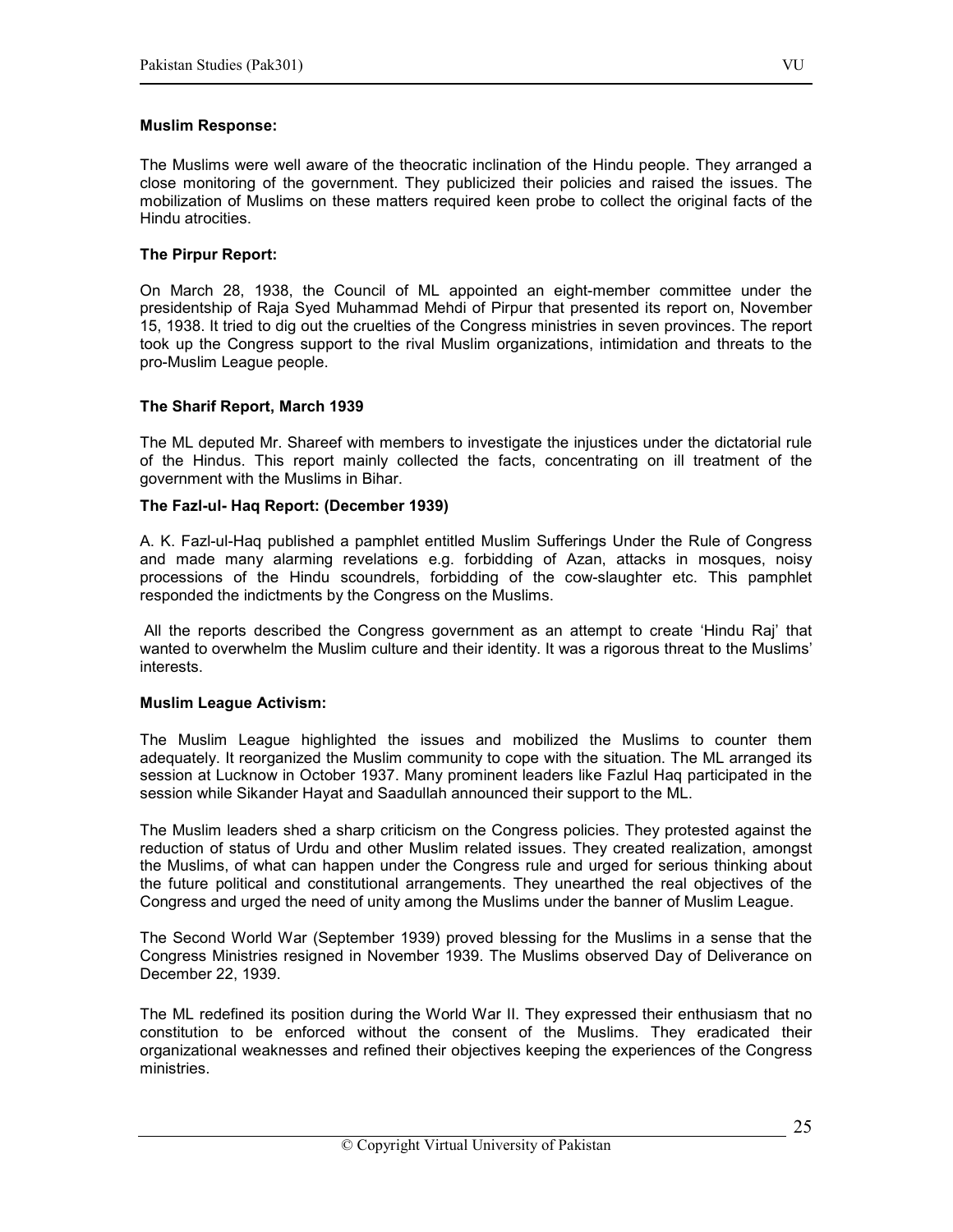**Muslim Response:**

The Muslims were well aware of the theocratic inclination of the Hindu people. They arranged a close monitoring of the government. They publicized their policies and raised the issues. The mobilization of Muslims on these matters required keen probe to collect the original facts of the Hindu atrocities.

**The Pirpur Report:**

On March 28, 1938, the Council of ML appointed an eight-member committee under the presidentship of Raja Syed Muhammad Mehdi of Pirpur that presented its report on, November 15, 1938. It tried to dig out the cruelties of the Congress ministries in seven provinces. The report took up the Congress support to the rival Muslim organizations, intimidation and threats to the pro-Muslim League people.

**The Sharif Report, March 1939**

The ML deputed Mr. Shareef with members to investigate the injustices under the dictatorial rule of the Hindus. This report mainly collected the facts, concentrating on ill treatment of the government with the Muslims in Bihar.

**The Fazl-ul- Haq Report: (December 1939)**

A. K. Fazl-ul-Haq published a pamphlet entitled Muslim Sufferings Under the Rule of Congress and made many alarming revelations e.g. forbidding of Azan, attacks in mosques, noisy processions of the Hindu scoundrels, forbidding of the cow-slaughter etc. This pamphlet responded the indictments by the Congress on the Muslims.

All the reports described the Congress government as an attempt to create 'Hindu Raj' that wanted to overwhelm the Muslim culture and their identity. It was a rigorous threat to the Muslims' interests.

**Muslim League Activism:**

The Muslim League highlighted the issues and mobilized the Muslims to counter them adequately. It reorganized the Muslim community to cope with the situation. The ML arranged its session at Lucknow in October 1937. Many prominent leaders like Fazlul Haq participated in the session while Sikander Hayat and Saadullah announced their support to the ML.

The Muslim leaders shed a sharp criticism on the Congress policies. They protested against the reduction of status of Urdu and other Muslim related issues. They created realization, amongst the Muslims, of what can happen under the Congress rule and urged for serious thinking about the future political and constitutional arrangements. They unearthed the real objectives of the Congress and urged the need of unity among the Muslims under the banner of Muslim League.

The Second World War (September 1939) proved blessing for the Muslims in a sense that the Congress Ministries resigned in November 1939. The Muslims observed Day of Deliverance on December 22, 1939.

The ML redefined its position during the World War II. They expressed their enthusiasm that no constitution to be enforced without the consent of the Muslims. They eradicated their organizational weaknesses and refined their objectives keeping the experiences of the Congress ministries.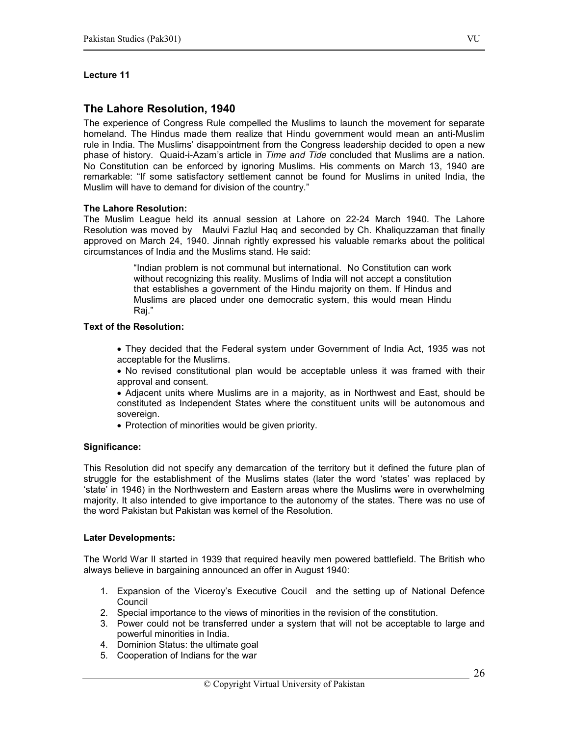**Lecture 11**

## The Lahore Resolution, 1940

The experience of Congress Rule compelled the Muslims to launch the movement for separate homeland. The Hindus made them realize that Hindu government would mean an anti-Muslim rule in India. The Muslims' disappointment from the Congress leadership decided to open a new phase of history. Quaid-i-Azam's article in *Time and Tide* concluded that Muslims are a nation. No Constitution can be enforced by ignoring Muslims. His comments on March 13, 1940 are remarkable: "If some satisfactory settlement cannot be found for Muslims in united India, the Muslim will have to demand for division of the country."

**The Lahore Resolution:**

The Muslim League held its annual session at Lahore on 22-24 March 1940. The Lahore Resolution was moved by Maulvi Fazlul Haq and seconded by Ch. Khaliquzzaman that finally approved on March 24, 1940. Jinnah rightly expressed his valuable remarks about the political circumstances of India and the Muslims stand. He said:

> "Indian problem is not communal but international. No Constitution can work without recognizing this reality. Muslims of India will not accept a constitution that establishes a government of the Hindu majority on them. If Hindus and Muslims are placed under one democratic system, this would mean Hindu Raj."

**Text of the Resolution:**

- They decided that the Federal system under Government of India Act, 1935 was not acceptable for the Muslims.
- No revised constitutional plan would be acceptable unless it was framed with their approval and consent.
- Adjacent units where Muslims are in a majority, as in Northwest and East, should be constituted as Independent States where the constituent units will be autonomous and sovereign.
- Protection of minorities would be given priority.

**Significance:**

This Resolution did not specify any demarcation of the territory but it defined the future plan of struggle for the establishment of the Muslims states (later the word 'states' was replaced by 'state' in 1946) in the Northwestern and Eastern areas where the Muslims were in overwhelming majority. It also intended to give importance to the autonomy of the states. There was no use of the word Pakistan but Pakistan was kernel of the Resolution.

**Later Developments:**

The World War II started in 1939 that required heavily men powered battlefield. The British who always believe in bargaining announced an offer in August 1940:

1. Expansion of the Viceroy's Executive Coucil and the setting up of National Defence Council
2. Special importance to the views of minorities in the revision of the constitution.
3. Power could not be transferred under a system that will not be acceptable to large and powerful minorities in India.
4. Dominion Status: the ultimate goal
5. Cooperation of Indians for the war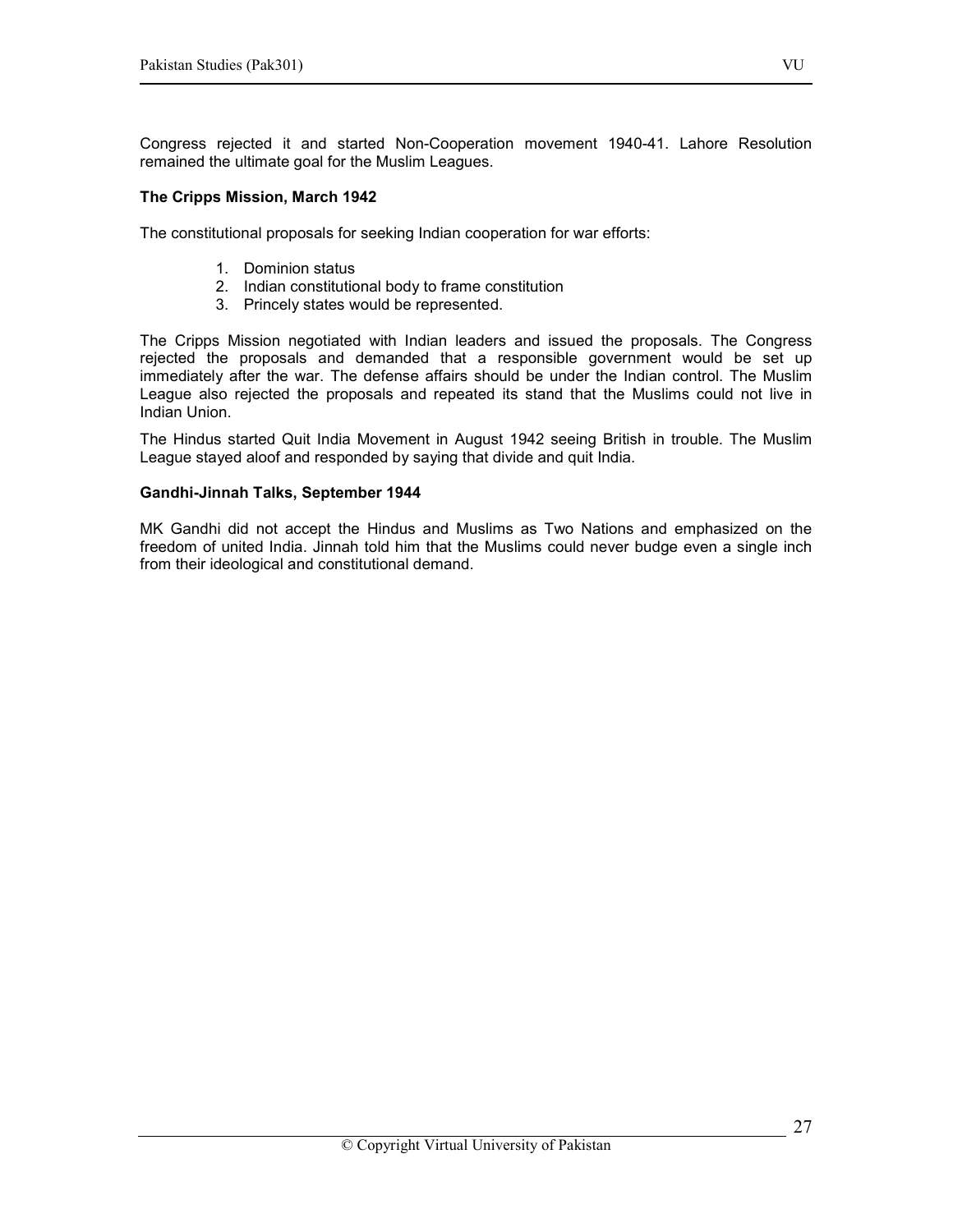Congress rejected it and started Non-Cooperation movement 1940-41. Lahore Resolution remained the ultimate goal for the Muslim Leagues.

**The Cripps Mission, March 1942**

The constitutional proposals for seeking Indian cooperation for war efforts:

1. Dominion status
2. Indian constitutional body to frame constitution
3. Princely states would be represented.

The Cripps Mission negotiated with Indian leaders and issued the proposals. The Congress rejected the proposals and demanded that a responsible government would be set up immediately after the war. The defense affairs should be under the Indian control. The Muslim League also rejected the proposals and repeated its stand that the Muslims could not live in Indian Union.

The Hindus started Quit India Movement in August 1942 seeing British in trouble. The Muslim League stayed aloof and responded by saying that divide and quit India.

**Gandhi-Jinnah Talks, September 1944**

MK Gandhi did not accept the Hindus and Muslims as Two Nations and emphasized on the freedom of united India. Jinnah told him that the Muslims could never budge even a single inch from their ideological and constitutional demand.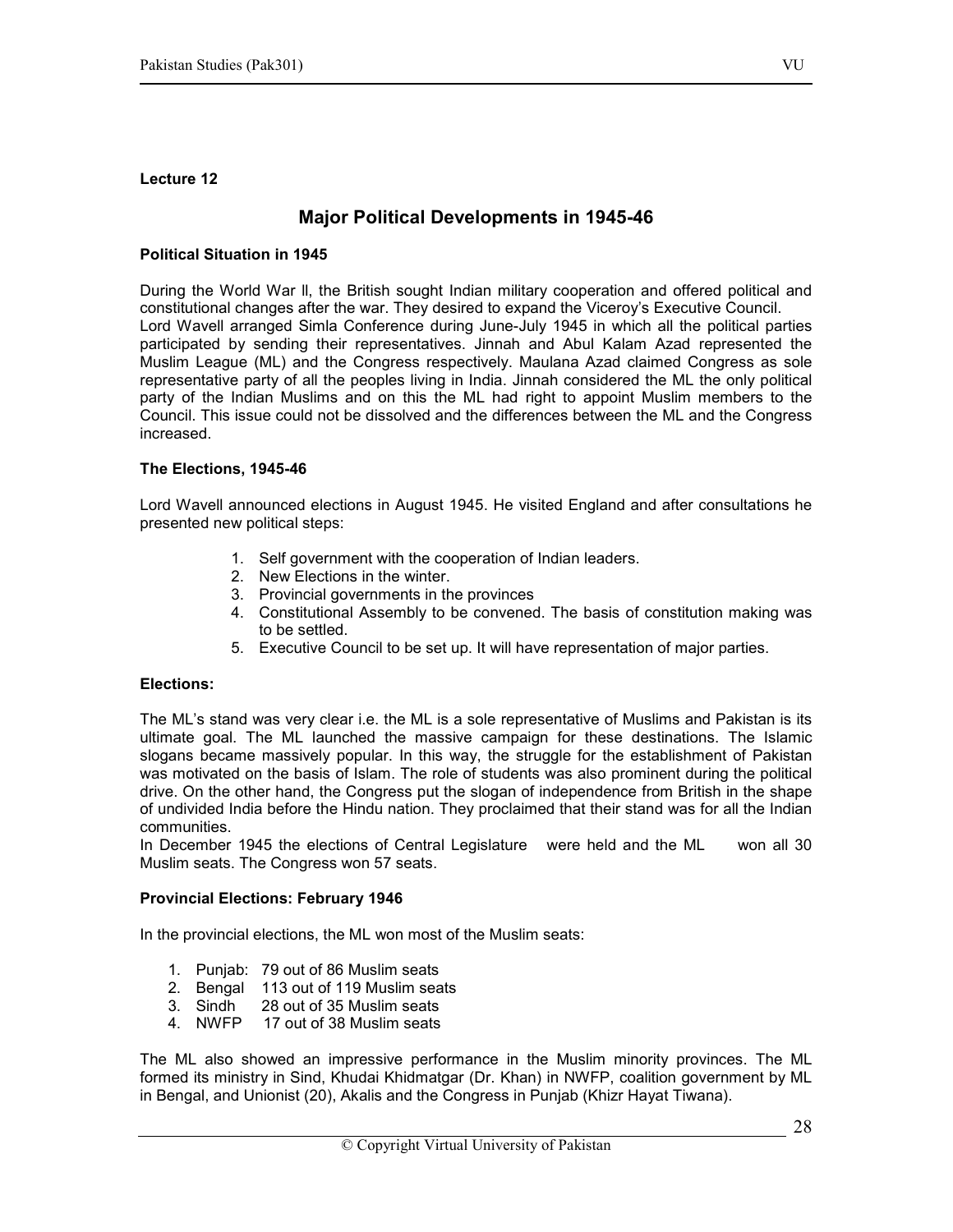## Lecture 12

# Major Political Developments in 1945-46

### Political Situation in 1945

During the World War ll, the British sought Indian military cooperation and offered political and constitutional changes after the war. They desired to expand the Viceroy's Executive Council.
Lord Wavell arranged Simla Conference during June-July 1945 in which all the political parties participated by sending their representatives. Jinnah and Abul Kalam Azad represented the Muslim League (ML) and the Congress respectively. Maulana Azad claimed Congress as sole representative party of all the peoples living in India. Jinnah considered the ML the only political party of the Indian Muslims and on this the ML had right to appoint Muslim members to the Council. This issue could not be dissolved and the differences between the ML and the Congress increased.

### The Elections, 1945-46

Lord Wavell announced elections in August 1945. He visited England and after consultations he presented new political steps:

1. Self government with the cooperation of Indian leaders.
2. New Elections in the winter.
3. Provincial governments in the provinces
4. Constitutional Assembly to be convened. The basis of constitution making was to be settled.
5. Executive Council to be set up. It will have representation of major parties.

### Elections:

The ML's stand was very clear i.e. the ML is a sole representative of Muslims and Pakistan is its ultimate goal. The ML launched the massive campaign for these destinations. The Islamic slogans became massively popular. In this way, the struggle for the establishment of Pakistan was motivated on the basis of Islam. The role of students was also prominent during the political drive. On the other hand, the Congress put the slogan of independence from British in the shape of undivided India before the Hindu nation. They proclaimed that their stand was for all the Indian communities.
In December 1945 the elections of Central Legislature were held and the ML won all 30 Muslim seats. The Congress won 57 seats.

### Provincial Elections: February 1946

In the provincial elections, the ML won most of the Muslim seats:

1. Punjab: 79 out of 86 Muslim seats
2. Bengal 113 out of 119 Muslim seats
3. Sindh 28 out of 35 Muslim seats
4. NWFP 17 out of 38 Muslim seats

The ML also showed an impressive performance in the Muslim minority provinces. The ML formed its ministry in Sind, Khudai Khidmatgar (Dr. Khan) in NWFP, coalition government by ML in Bengal, and Unionist (20), Akalis and the Congress in Punjab (Khizr Hayat Tiwana).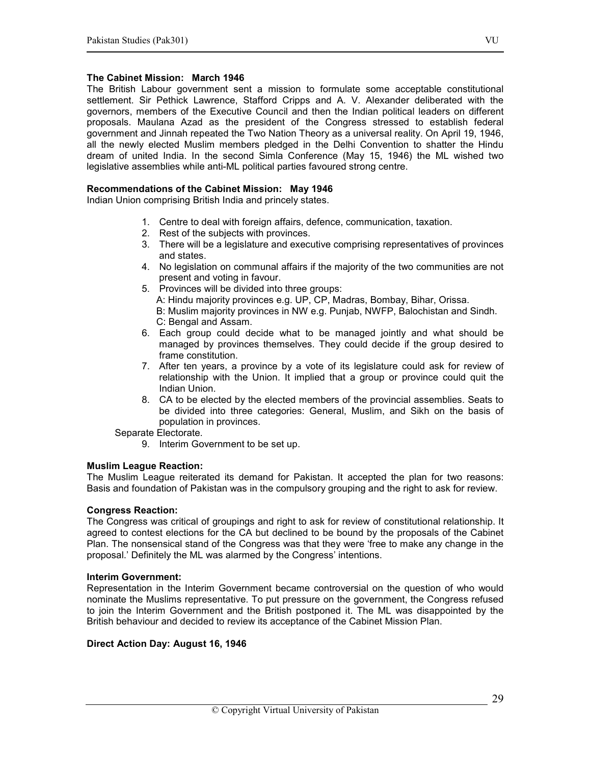### The Cabinet Mission: March 1946

The British Labour government sent a mission to formulate some acceptable constitutional settlement. Sir Pethick Lawrence, Stafford Cripps and A. V. Alexander deliberated with the governors, members of the Executive Council and then the Indian political leaders on different proposals. Maulana Azad as the president of the Congress stressed to establish federal government and Jinnah repeated the Two Nation Theory as a universal reality. On April 19, 1946, all the newly elected Muslim members pledged in the Delhi Convention to shatter the Hindu dream of united India. In the second Simla Conference (May 15, 1946) the ML wished two legislative assemblies while anti-ML political parties favoured strong centre.

### Recommendations of the Cabinet Mission: May 1946

Indian Union comprising British India and princely states.

1. Centre to deal with foreign affairs, defence, communication, taxation.
2. Rest of the subjects with provinces.
3. There will be a legislature and executive comprising representatives of provinces and states.
4. No legislation on communal affairs if the majority of the two communities are not present and voting in favour.
5. Provinces will be divided into three groups:
   A: Hindu majority provinces e.g. UP, CP, Madras, Bombay, Bihar, Orissa.
   B: Muslim majority provinces in NW e.g. Punjab, NWFP, Balochistan and Sindh.
   C: Bengal and Assam.
6. Each group could decide what to be managed jointly and what should be managed by provinces themselves. They could decide if the group desired to frame constitution.
7. After ten years, a province by a vote of its legislature could ask for review of relationship with the Union. It implied that a group or province could quit the Indian Union.
8. CA to be elected by the elected members of the provincial assemblies. Seats to be divided into three categories: General, Muslim, and Sikh on the basis of population in provinces.

Separate Electorate.

9. Interim Government to be set up.

### Muslim League Reaction:

The Muslim League reiterated its demand for Pakistan. It accepted the plan for two reasons: Basis and foundation of Pakistan was in the compulsory grouping and the right to ask for review.

### Congress Reaction:

The Congress was critical of groupings and right to ask for review of constitutional relationship. It agreed to contest elections for the CA but declined to be bound by the proposals of the Cabinet Plan. The nonsensical stand of the Congress was that they were 'free to make any change in the proposal.' Definitely the ML was alarmed by the Congress' intentions.

### Interim Government:

Representation in the Interim Government became controversial on the question of who would nominate the Muslims representative. To put pressure on the government, the Congress refused to join the Interim Government and the British postponed it. The ML was disappointed by the British behaviour and decided to review its acceptance of the Cabinet Mission Plan.

### Direct Action Day: August 16, 1946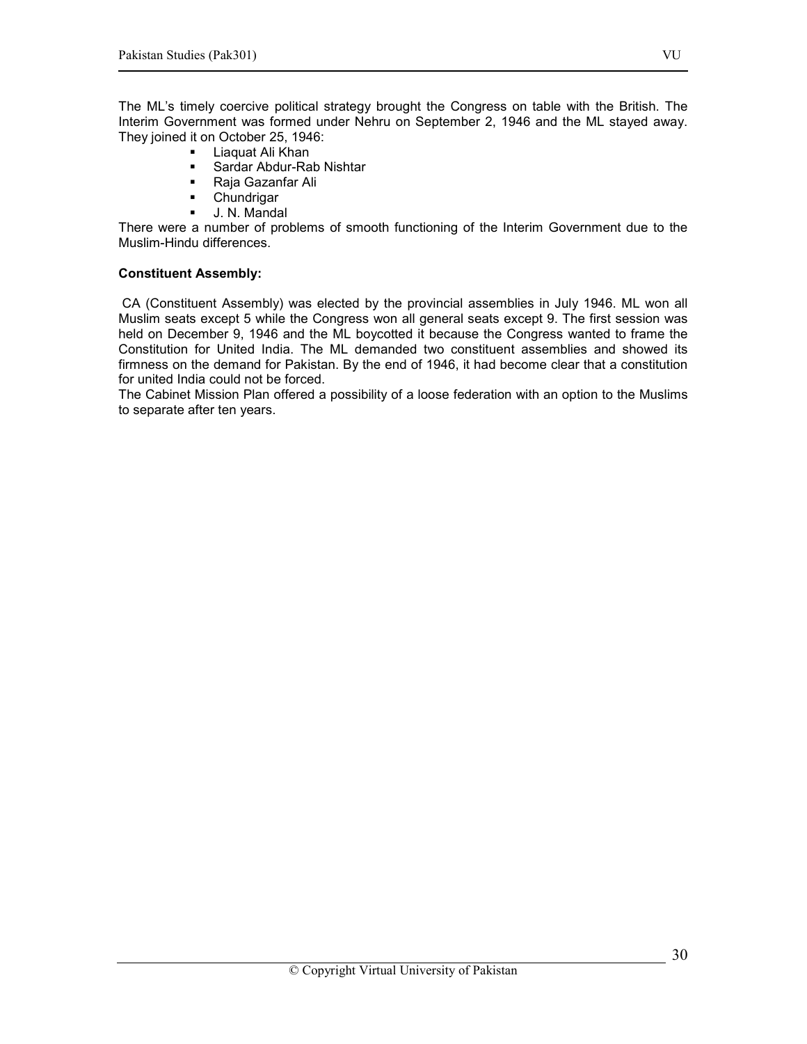The ML's timely coercive political strategy brought the Congress on table with the British. The Interim Government was formed under Nehru on September 2, 1946 and the ML stayed away. They joined it on October 25, 1946:

- Liaquat Ali Khan
- Sardar Abdur-Rab Nishtar
- Raja Gazanfar Ali
- Chundrigar
- J. N. Mandal

There were a number of problems of smooth functioning of the Interim Government due to the Muslim-Hindu differences.

**Constituent Assembly:**

CA (Constituent Assembly) was elected by the provincial assemblies in July 1946. ML won all Muslim seats except 5 while the Congress won all general seats except 9. The first session was held on December 9, 1946 and the ML boycotted it because the Congress wanted to frame the Constitution for United India. The ML demanded two constituent assemblies and showed its firmness on the demand for Pakistan. By the end of 1946, it had become clear that a constitution for united India could not be forced.

The Cabinet Mission Plan offered a possibility of a loose federation with an option to the Muslims to separate after ten years.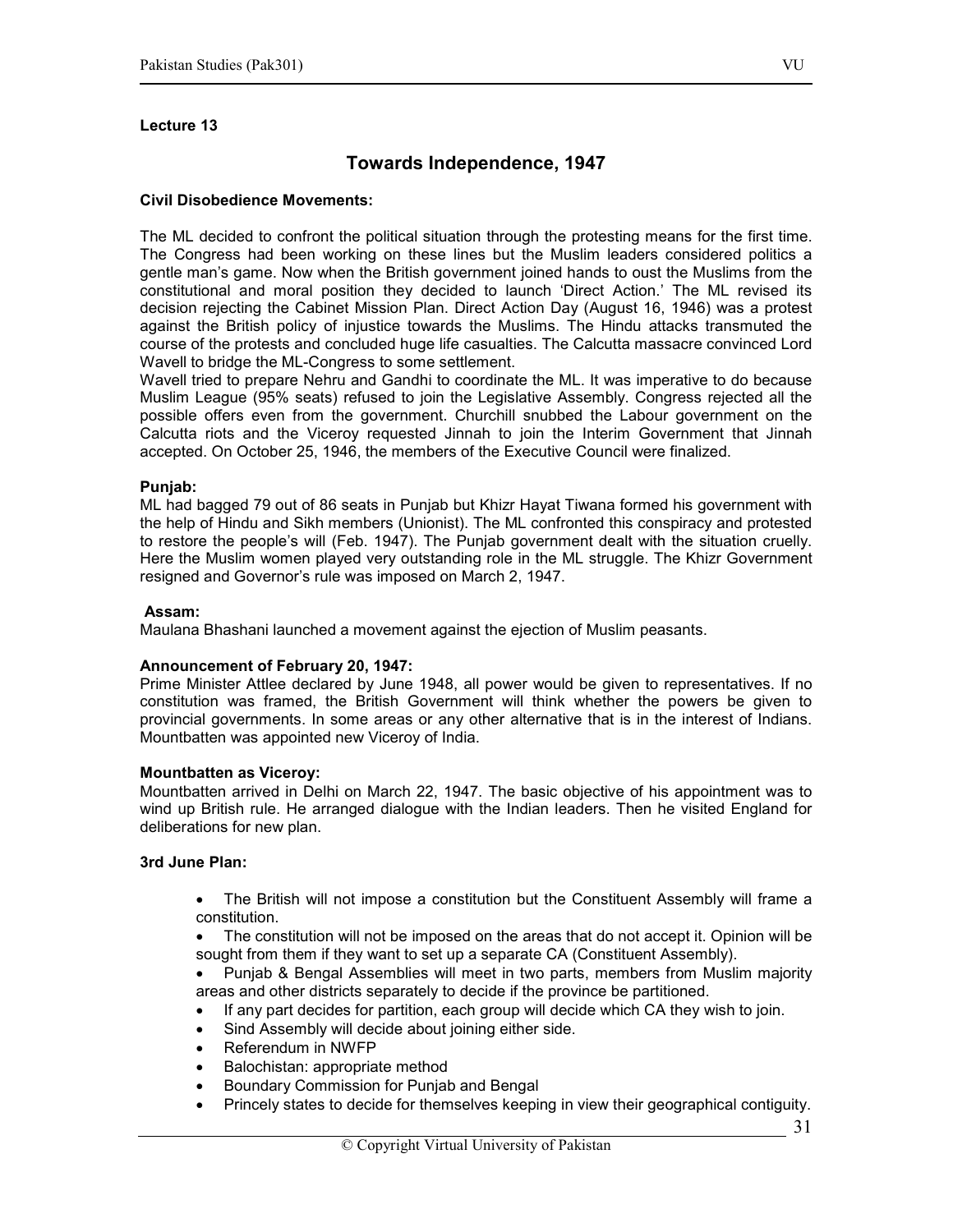**Lecture 13**

## Towards Independence, 1947

**Civil Disobedience Movements:**

The ML decided to confront the political situation through the protesting means for the first time. The Congress had been working on these lines but the Muslim leaders considered politics a gentle man's game. Now when the British government joined hands to oust the Muslims from the constitutional and moral position they decided to launch 'Direct Action.' The ML revised its decision rejecting the Cabinet Mission Plan. Direct Action Day (August 16, 1946) was a protest against the British policy of injustice towards the Muslims. The Hindu attacks transmuted the course of the protests and concluded huge life casualties. The Calcutta massacre convinced Lord Wavell to bridge the ML-Congress to some settlement.

Wavell tried to prepare Nehru and Gandhi to coordinate the ML. It was imperative to do because Muslim League (95% seats) refused to join the Legislative Assembly. Congress rejected all the possible offers even from the government. Churchill snubbed the Labour government on the Calcutta riots and the Viceroy requested Jinnah to join the Interim Government that Jinnah accepted. On October 25, 1946, the members of the Executive Council were finalized.

**Punjab:**

ML had bagged 79 out of 86 seats in Punjab but Khizr Hayat Tiwana formed his government with the help of Hindu and Sikh members (Unionist). The ML confronted this conspiracy and protested to restore the people's will (Feb. 1947). The Punjab government dealt with the situation cruelly. Here the Muslim women played very outstanding role in the ML struggle. The Khizr Government resigned and Governor's rule was imposed on March 2, 1947.

**Assam:**

Maulana Bhashani launched a movement against the ejection of Muslim peasants.

**Announcement of February 20, 1947:**

Prime Minister Attlee declared by June 1948, all power would be given to representatives. If no constitution was framed, the British Government will think whether the powers be given to provincial governments. In some areas or any other alternative that is in the interest of Indians. Mountbatten was appointed new Viceroy of India.

**Mountbatten as Viceroy:**

Mountbatten arrived in Delhi on March 22, 1947. The basic objective of his appointment was to wind up British rule. He arranged dialogue with the Indian leaders. Then he visited England for deliberations for new plan.

**3rd June Plan:**

- The British will not impose a constitution but the Constituent Assembly will frame a constitution.
- The constitution will not be imposed on the areas that do not accept it. Opinion will be sought from them if they want to set up a separate CA (Constituent Assembly).
- Punjab & Bengal Assemblies will meet in two parts, members from Muslim majority areas and other districts separately to decide if the province be partitioned.
- If any part decides for partition, each group will decide which CA they wish to join.
- Sind Assembly will decide about joining either side.
- Referendum in NWFP
- Balochistan: appropriate method
- Boundary Commission for Punjab and Bengal
- Princely states to decide for themselves keeping in view their geographical contiguity.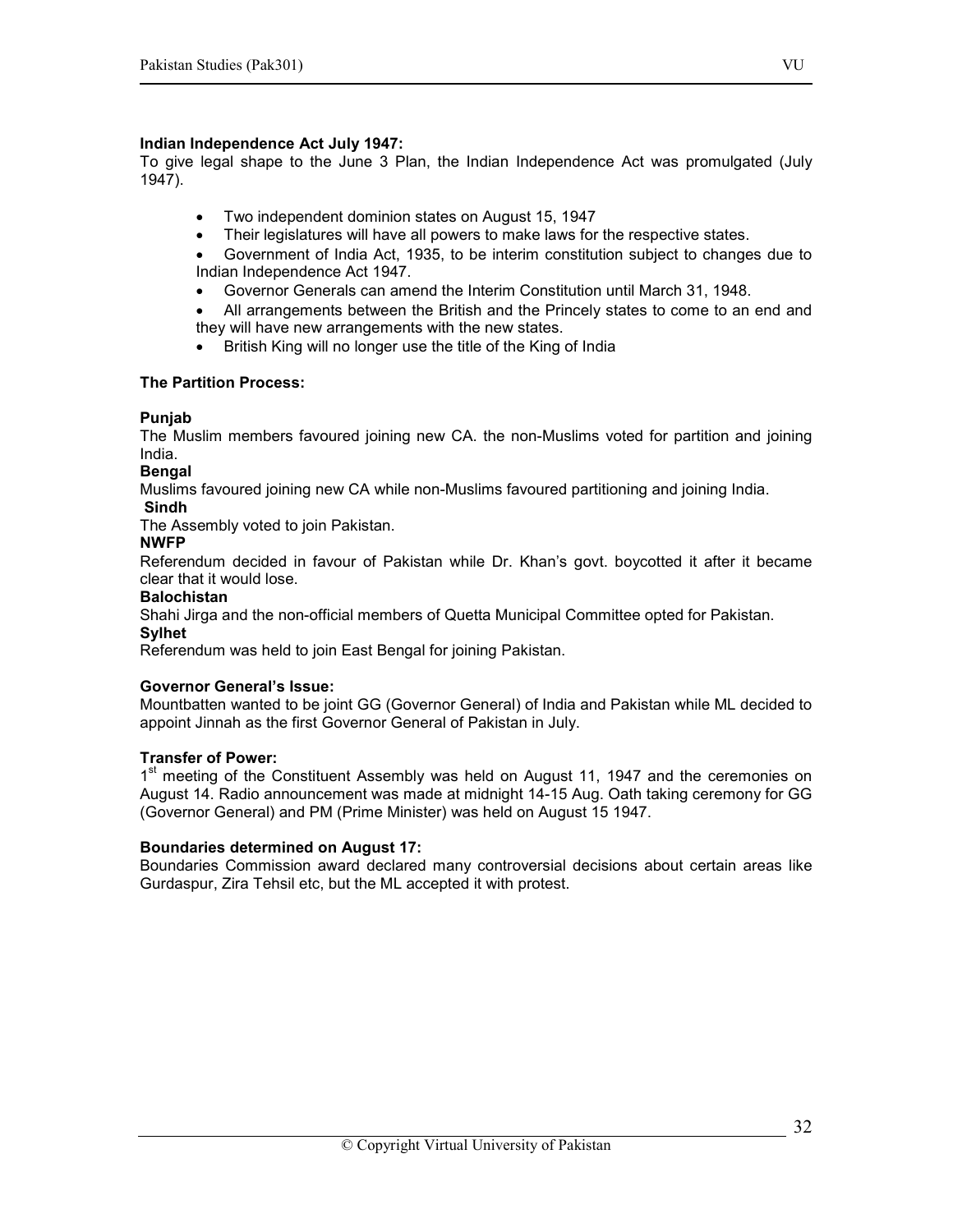**Indian Independence Act July 1947:**

To give legal shape to the June 3 Plan, the Indian Independence Act was promulgated (July 1947).

- Two independent dominion states on August 15, 1947
- Their legislatures will have all powers to make laws for the respective states.
- Government of India Act, 1935, to be interim constitution subject to changes due to Indian Independence Act 1947.
- Governor Generals can amend the Interim Constitution until March 31, 1948.
- All arrangements between the British and the Princely states to come to an end and they will have new arrangements with the new states.
- British King will no longer use the title of the King of India

**The Partition Process:**

**Punjab**

The Muslim members favoured joining new CA. the non-Muslims voted for partition and joining India.

**Bengal**

Muslims favoured joining new CA while non-Muslims favoured partitioning and joining India.

**Sindh**

The Assembly voted to join Pakistan.

**NWFP**

Referendum decided in favour of Pakistan while Dr. Khan's govt. boycotted it after it became clear that it would lose.

**Balochistan**

Shahi Jirga and the non-official members of Quetta Municipal Committee opted for Pakistan.

**Sylhet**

Referendum was held to join East Bengal for joining Pakistan.

**Governor General's Issue:**

Mountbatten wanted to be joint GG (Governor General) of India and Pakistan while ML decided to appoint Jinnah as the first Governor General of Pakistan in July.

**Transfer of Power:**

1st meeting of the Constituent Assembly was held on August 11, 1947 and the ceremonies on August 14. Radio announcement was made at midnight 14-15 Aug. Oath taking ceremony for GG (Governor General) and PM (Prime Minister) was held on August 15 1947.

**Boundaries determined on August 17:**

Boundaries Commission award declared many controversial decisions about certain areas like Gurdaspur, Zira Tehsil etc, but the ML accepted it with protest.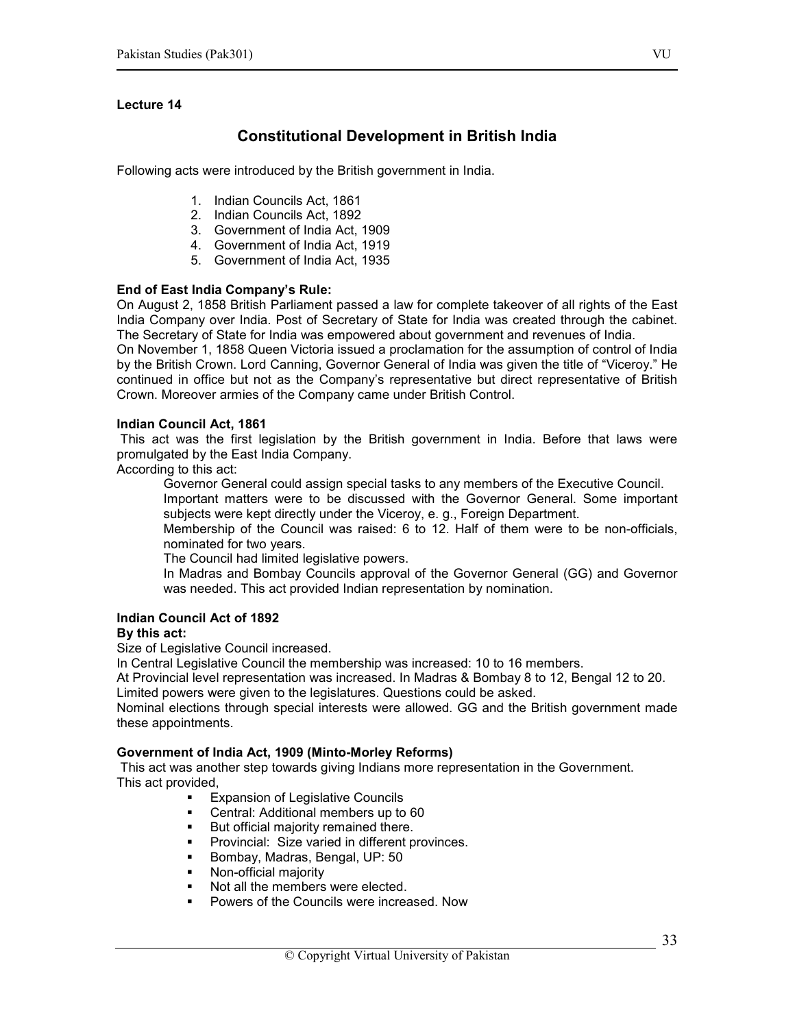## Lecture 14

# Constitutional Development in British India

Following acts were introduced by the British government in India.

1. Indian Councils Act, 1861
2. Indian Councils Act, 1892
3. Government of India Act, 1909
4. Government of India Act, 1919
5. Government of India Act, 1935

**End of East India Company's Rule:**

On August 2, 1858 British Parliament passed a law for complete takeover of all rights of the East India Company over India. Post of Secretary of State for India was created through the cabinet. The Secretary of State for India was empowered about government and revenues of India.
On November 1, 1858 Queen Victoria issued a proclamation for the assumption of control of India by the British Crown. Lord Canning, Governor General of India was given the title of "Viceroy." He continued in office but not as the Company's representative but direct representative of British Crown. Moreover armies of the Company came under British Control.

**Indian Council Act, 1861**

This act was the first legislation by the British government in India. Before that laws were promulgated by the East India Company.
According to this act:

Governor General could assign special tasks to any members of the Executive Council.
Important matters were to be discussed with the Governor General. Some important subjects were kept directly under the Viceroy, e. g., Foreign Department.
Membership of the Council was raised: 6 to 12. Half of them were to be non-officials, nominated for two years.
The Council had limited legislative powers.
In Madras and Bombay Councils approval of the Governor General (GG) and Governor was needed. This act provided Indian representation by nomination.

**Indian Council Act of 1892**

**By this act:**

Size of Legislative Council increased.
In Central Legislative Council the membership was increased: 10 to 16 members.
At Provincial level representation was increased. In Madras & Bombay 8 to 12, Bengal 12 to 20.
Limited powers were given to the legislatures. Questions could be asked.
Nominal elections through special interests were allowed. GG and the British government made these appointments.

**Government of India Act, 1909 (Minto-Morley Reforms)**

This act was another step towards giving Indians more representation in the Government.
This act provided,

- Expansion of Legislative Councils
- Central: Additional members up to 60
- But official majority remained there.
- Provincial: Size varied in different provinces.
- Bombay, Madras, Bengal, UP: 50
- Non-official majority
- Not all the members were elected.
- Powers of the Councils were increased. Now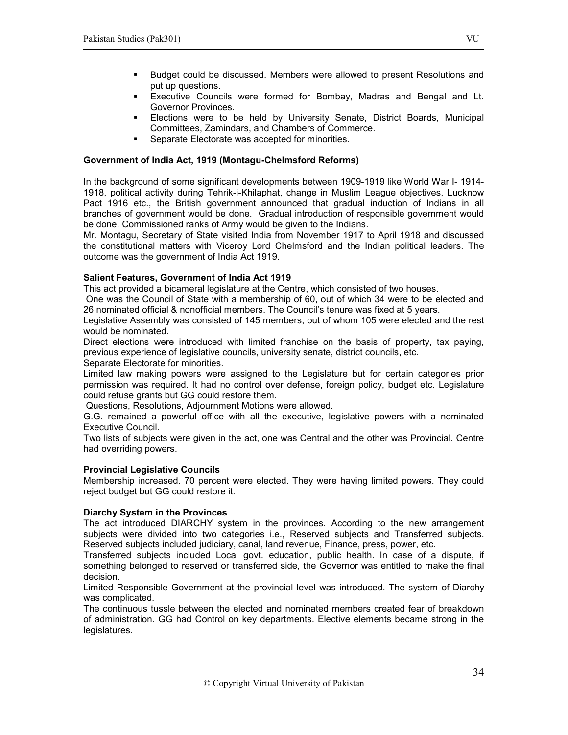- Budget could be discussed. Members were allowed to present Resolutions and put up questions.
- Executive Councils were formed for Bombay, Madras and Bengal and Lt. Governor Provinces.
- Elections were to be held by University Senate, District Boards, Municipal Committees, Zamindars, and Chambers of Commerce.
- Separate Electorate was accepted for minorities.

**Government of India Act, 1919 (Montagu-Chelmsford Reforms)**

In the background of some significant developments between 1909-1919 like World War I- 1914-1918, political activity during Tehrik-i-Khilaphat, change in Muslim League objectives, Lucknow Pact 1916 etc., the British government announced that gradual induction of Indians in all branches of government would be done. Gradual introduction of responsible government would be done. Commissioned ranks of Army would be given to the Indians.

Mr. Montagu, Secretary of State visited India from November 1917 to April 1918 and discussed the constitutional matters with Viceroy Lord Chelmsford and the Indian political leaders. The outcome was the government of India Act 1919.

**Salient Features, Government of India Act 1919**

This act provided a bicameral legislature at the Centre, which consisted of two houses.

One was the Council of State with a membership of 60, out of which 34 were to be elected and 26 nominated official & nonofficial members. The Council's tenure was fixed at 5 years.

Legislative Assembly was consisted of 145 members, out of whom 105 were elected and the rest would be nominated.

Direct elections were introduced with limited franchise on the basis of property, tax paying, previous experience of legislative councils, university senate, district councils, etc.

Separate Electorate for minorities.

Limited law making powers were assigned to the Legislature but for certain categories prior permission was required. It had no control over defense, foreign policy, budget etc. Legislature could refuse grants but GG could restore them.

Questions, Resolutions, Adjournment Motions were allowed.

G.G. remained a powerful office with all the executive, legislative powers with a nominated Executive Council.

Two lists of subjects were given in the act, one was Central and the other was Provincial. Centre had overriding powers.

**Provincial Legislative Councils**

Membership increased. 70 percent were elected. They were having limited powers. They could reject budget but GG could restore it.

**Diarchy System in the Provinces**

The act introduced DIARCHY system in the provinces. According to the new arrangement subjects were divided into two categories i.e., Reserved subjects and Transferred subjects. Reserved subjects included judiciary, canal, land revenue, Finance, press, power, etc.

Transferred subjects included Local govt. education, public health. In case of a dispute, if something belonged to reserved or transferred side, the Governor was entitled to make the final decision.

Limited Responsible Government at the provincial level was introduced. The system of Diarchy was complicated.

The continuous tussle between the elected and nominated members created fear of breakdown of administration. GG had Control on key departments. Elective elements became strong in the legislatures.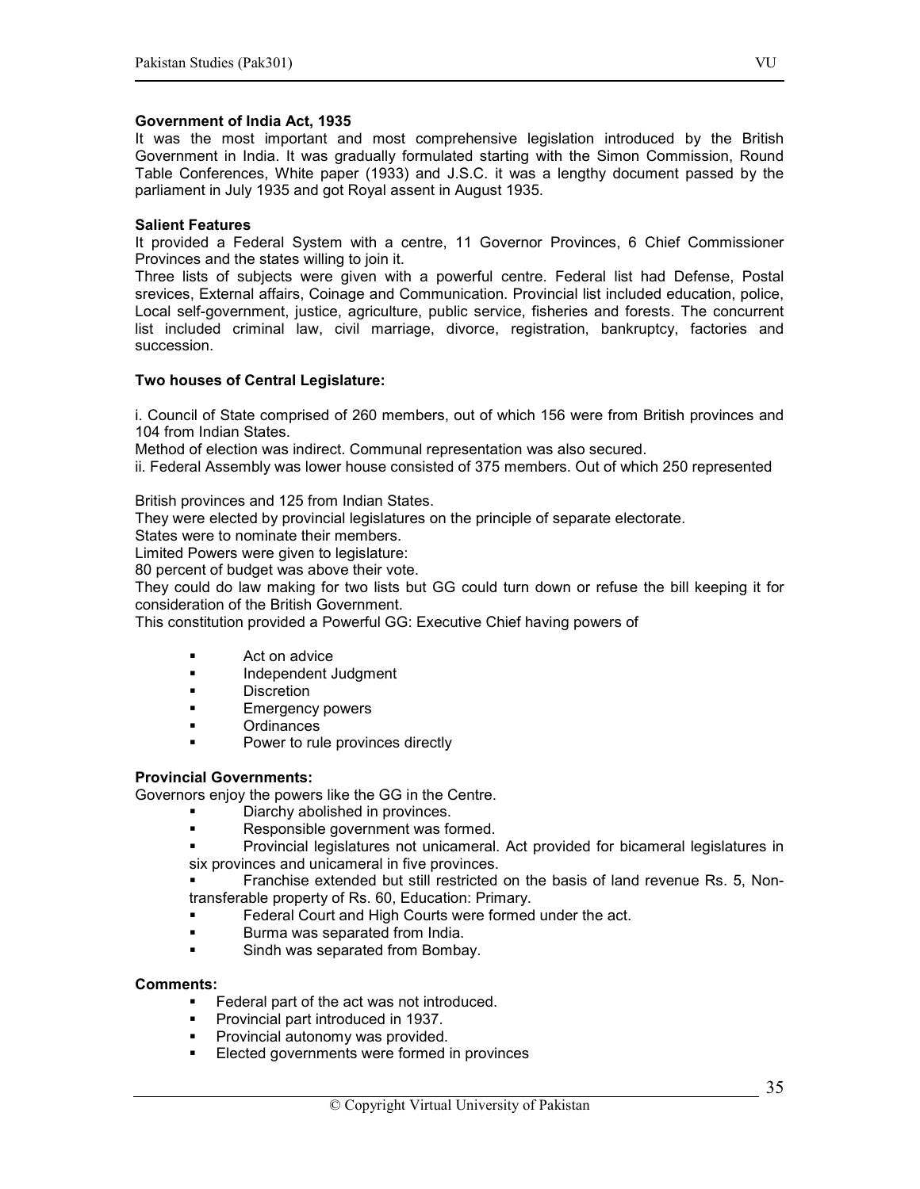**Government of India Act, 1935**

It was the most important and most comprehensive legislation introduced by the British Government in India. It was gradually formulated starting with the Simon Commission, Round Table Conferences, White paper (1933) and J.S.C. it was a lengthy document passed by the parliament in July 1935 and got Royal assent in August 1935.

**Salient Features**

It provided a Federal System with a centre, 11 Governor Provinces, 6 Chief Commissioner Provinces and the states willing to join it.

Three lists of subjects were given with a powerful centre. Federal list had Defense, Postal srevices, External affairs, Coinage and Communication. Provincial list included education, police, Local self-government, justice, agriculture, public service, fisheries and forests. The concurrent list included criminal law, civil marriage, divorce, registration, bankruptcy, factories and succession.

**Two houses of Central Legislature:**

i. Council of State comprised of 260 members, out of which 156 were from British provinces and 104 from Indian States.

Method of election was indirect. Communal representation was also secured.

ii. Federal Assembly was lower house consisted of 375 members. Out of which 250 represented British provinces and 125 from Indian States.

They were elected by provincial legislatures on the principle of separate electorate.

States were to nominate their members.

Limited Powers were given to legislature:

80 percent of budget was above their vote.

They could do law making for two lists but GG could turn down or refuse the bill keeping it for consideration of the British Government.

This constitution provided a Powerful GG: Executive Chief having powers of

- Act on advice
- Independent Judgment
- Discretion
- Emergency powers
- Ordinances
- Power to rule provinces directly

**Provincial Governments:**

Governors enjoy the powers like the GG in the Centre.

- Diarchy abolished in provinces.
- Responsible government was formed.
- Provincial legislatures not unicameral. Act provided for bicameral legislatures in six provinces and unicameral in five provinces.
- Franchise extended but still restricted on the basis of land revenue Rs. 5, Non-transferable property of Rs. 60, Education: Primary.
- Federal Court and High Courts were formed under the act.
- Burma was separated from India.
- Sindh was separated from Bombay.

**Comments:**

- Federal part of the act was not introduced.
- Provincial part introduced in 1937.
- Provincial autonomy was provided.
- Elected governments were formed in provinces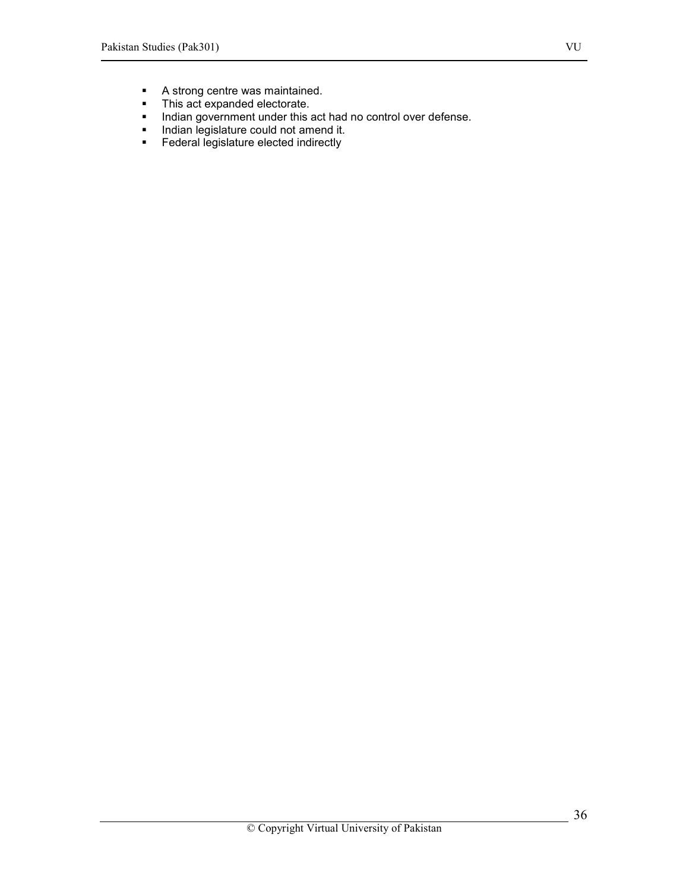- A strong centre was maintained.
- This act expanded electorate.
- Indian government under this act had no control over defense.
- Indian legislature could not amend it.
- Federal legislature elected indirectly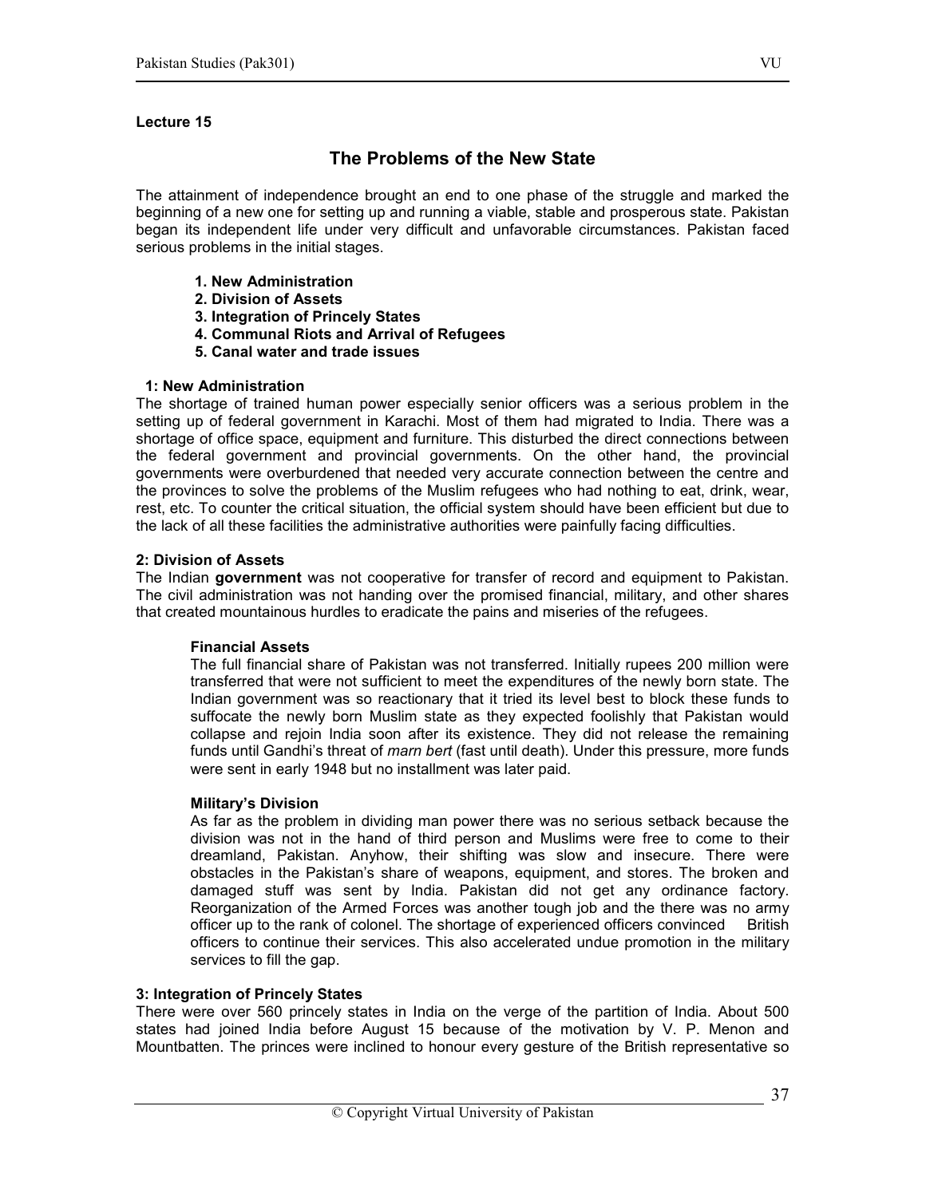**Lecture 15**

# The Problems of the New State

The attainment of independence brought an end to one phase of the struggle and marked the beginning of a new one for setting up and running a viable, stable and prosperous state. Pakistan began its independent life under very difficult and unfavorable circumstances. Pakistan faced serious problems in the initial stages.

1. **New Administration**
2. **Division of Assets**
3. **Integration of Princely States**
4. **Communal Riots and Arrival of Refugees**
5. **Canal water and trade issues**

### 1: New Administration

The shortage of trained human power especially senior officers was a serious problem in the setting up of federal government in Karachi. Most of them had migrated to India. There was a shortage of office space, equipment and furniture. This disturbed the direct connections between the federal government and provincial governments. On the other hand, the provincial governments were overburdened that needed very accurate connection between the centre and the provinces to solve the problems of the Muslim refugees who had nothing to eat, drink, wear, rest, etc. To counter the critical situation, the official system should have been efficient but due to the lack of all these facilities the administrative authorities were painfully facing difficulties.

### 2: Division of Assets

The Indian **government** was not cooperative for transfer of record and equipment to Pakistan. The civil administration was not handing over the promised financial, military, and other shares that created mountainous hurdles to eradicate the pains and miseries of the refugees.

#### Financial Assets

The full financial share of Pakistan was not transferred. Initially rupees 200 million were transferred that were not sufficient to meet the expenditures of the newly born state. The Indian government was so reactionary that it tried its level best to block these funds to suffocate the newly born Muslim state as they expected foolishly that Pakistan would collapse and rejoin India soon after its existence. They did not release the remaining funds until Gandhi's threat of *marn bert* (fast until death). Under this pressure, more funds were sent in early 1948 but no installment was later paid.

#### Military's Division

As far as the problem in dividing man power there was no serious setback because the division was not in the hand of third person and Muslims were free to come to their dreamland, Pakistan. Anyhow, their shifting was slow and insecure. There were obstacles in the Pakistan's share of weapons, equipment, and stores. The broken and damaged stuff was sent by India. Pakistan did not get any ordinance factory. Reorganization of the Armed Forces was another tough job and the there was no army officer up to the rank of colonel. The shortage of experienced officers convinced British officers to continue their services. This also accelerated undue promotion in the military services to fill the gap.

### 3: Integration of Princely States

There were over 560 princely states in India on the verge of the partition of India. About 500 states had joined India before August 15 because of the motivation by V. P. Menon and Mountbatten. The princes were inclined to honour every gesture of the British representative so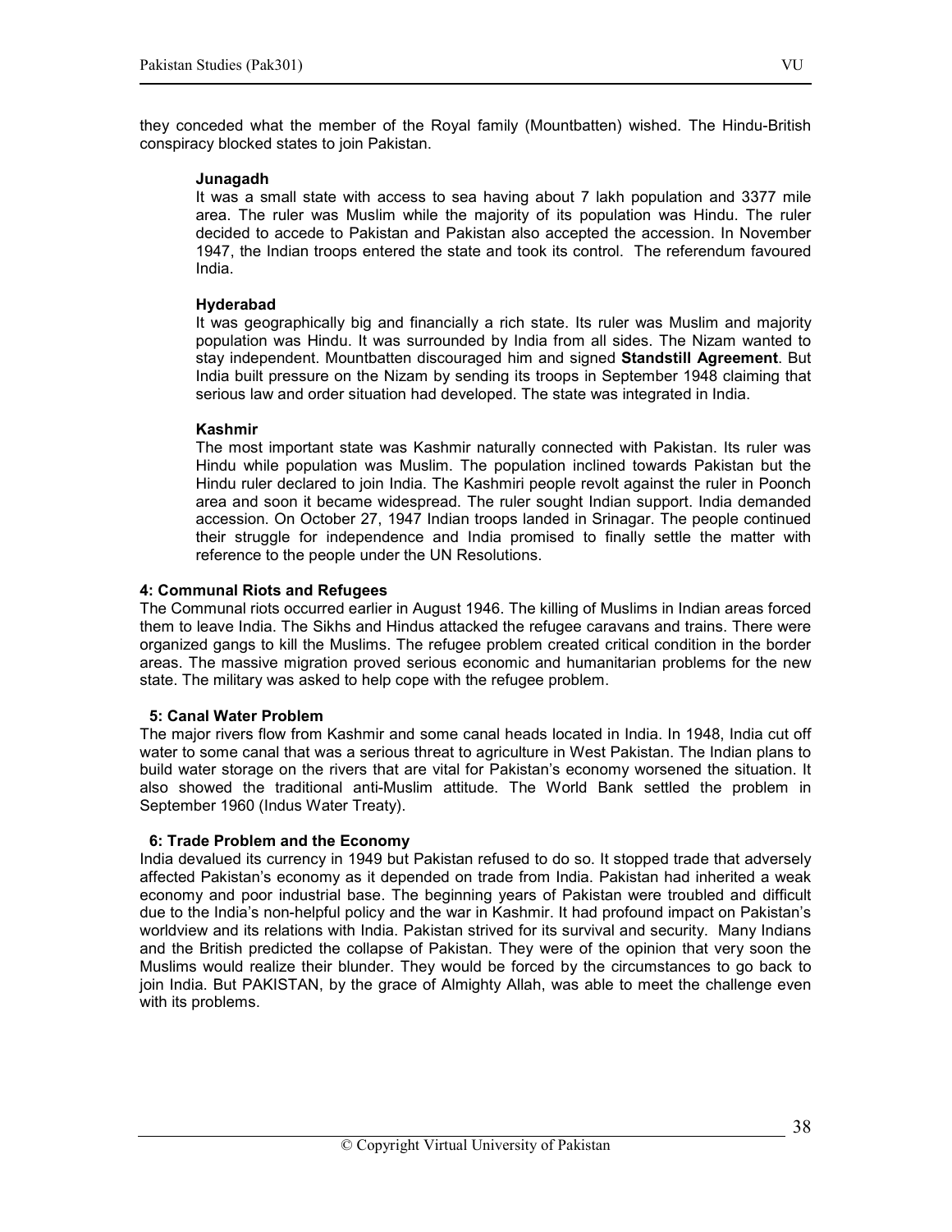they conceded what the member of the Royal family (Mountbatten) wished. The Hindu-British conspiracy blocked states to join Pakistan.

**Junagadh**

It was a small state with access to sea having about 7 lakh population and 3377 mile area. The ruler was Muslim while the majority of its population was Hindu. The ruler decided to accede to Pakistan and Pakistan also accepted the accession. In November 1947, the Indian troops entered the state and took its control. The referendum favoured India.

**Hyderabad**

It was geographically big and financially a rich state. Its ruler was Muslim and majority population was Hindu. It was surrounded by India from all sides. The Nizam wanted to stay independent. Mountbatten discouraged him and signed **Standstill Agreement**. But India built pressure on the Nizam by sending its troops in September 1948 claiming that serious law and order situation had developed. The state was integrated in India.

**Kashmir**

The most important state was Kashmir naturally connected with Pakistan. Its ruler was Hindu while population was Muslim. The population inclined towards Pakistan but the Hindu ruler declared to join India. The Kashmiri people revolt against the ruler in Poonch area and soon it became widespread. The ruler sought Indian support. India demanded accession. On October 27, 1947 Indian troops landed in Srinagar. The people continued their struggle for independence and India promised to finally settle the matter with reference to the people under the UN Resolutions.

**4: Communal Riots and Refugees**

The Communal riots occurred earlier in August 1946. The killing of Muslims in Indian areas forced them to leave India. The Sikhs and Hindus attacked the refugee caravans and trains. There were organized gangs to kill the Muslims. The refugee problem created critical condition in the border areas. The massive migration proved serious economic and humanitarian problems for the new state. The military was asked to help cope with the refugee problem.

**5: Canal Water Problem**

The major rivers flow from Kashmir and some canal heads located in India. In 1948, India cut off water to some canal that was a serious threat to agriculture in West Pakistan. The Indian plans to build water storage on the rivers that are vital for Pakistan's economy worsened the situation. It also showed the traditional anti-Muslim attitude. The World Bank settled the problem in September 1960 (Indus Water Treaty).

**6: Trade Problem and the Economy**

India devalued its currency in 1949 but Pakistan refused to do so. It stopped trade that adversely affected Pakistan's economy as it depended on trade from India. Pakistan had inherited a weak economy and poor industrial base. The beginning years of Pakistan were troubled and difficult due to the India's non-helpful policy and the war in Kashmir. It had profound impact on Pakistan's worldview and its relations with India. Pakistan strived for its survival and security. Many Indians and the British predicted the collapse of Pakistan. They were of the opinion that very soon the Muslims would realize their blunder. They would be forced by the circumstances to go back to join India. But PAKISTAN, by the grace of Almighty Allah, was able to meet the challenge even with its problems.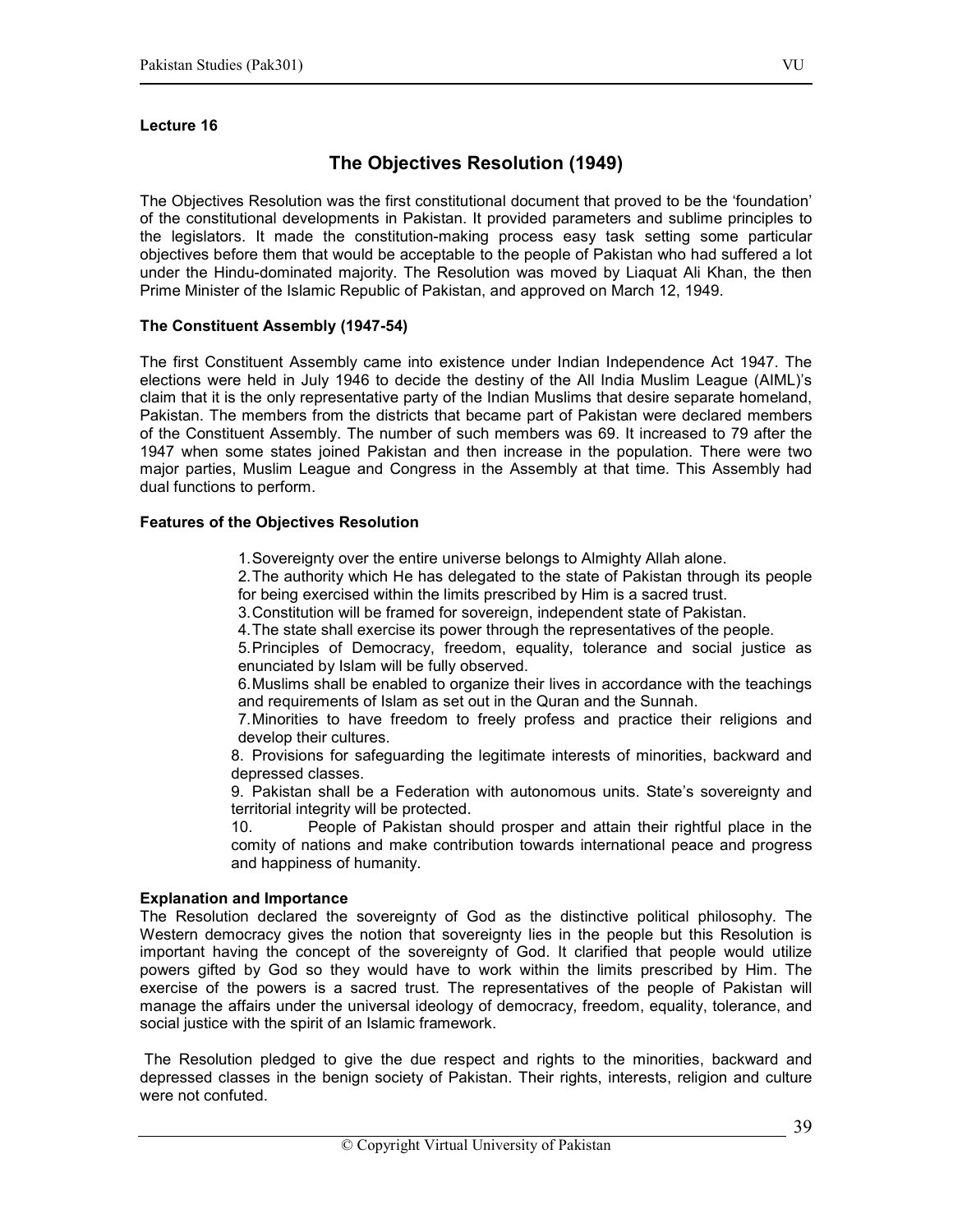**Lecture 16**

# The Objectives Resolution (1949)

The Objectives Resolution was the first constitutional document that proved to be the 'foundation' of the constitutional developments in Pakistan. It provided parameters and sublime principles to the legislators. It made the constitution-making process easy task setting some particular objectives before them that would be acceptable to the people of Pakistan who had suffered a lot under the Hindu-dominated majority. The Resolution was moved by Liaquat Ali Khan, the then Prime Minister of the Islamic Republic of Pakistan, and approved on March 12, 1949.

### The Constituent Assembly (1947-54)

The first Constituent Assembly came into existence under Indian Independence Act 1947. The elections were held in July 1946 to decide the destiny of the All India Muslim League (AIML)'s claim that it is the only representative party of the Indian Muslims that desire separate homeland, Pakistan. The members from the districts that became part of Pakistan were declared members of the Constituent Assembly. The number of such members was 69. It increased to 79 after the 1947 when some states joined Pakistan and then increase in the population. There were two major parties, Muslim League and Congress in the Assembly at that time. This Assembly had dual functions to perform.

### Features of the Objectives Resolution

1. Sovereignty over the entire universe belongs to Almighty Allah alone.
2. The authority which He has delegated to the state of Pakistan through its people for being exercised within the limits prescribed by Him is a sacred trust.
3. Constitution will be framed for sovereign, independent state of Pakistan.
4. The state shall exercise its power through the representatives of the people.
5. Principles of Democracy, freedom, equality, tolerance and social justice as enunciated by Islam will be fully observed.
6. Muslims shall be enabled to organize their lives in accordance with the teachings and requirements of Islam as set out in the Quran and the Sunnah.
7. Minorities to have freedom to freely profess and practice their religions and develop their cultures.
8. Provisions for safeguarding the legitimate interests of minorities, backward and depressed classes.
9. Pakistan shall be a Federation with autonomous units. State's sovereignty and territorial integrity will be protected.
10. People of Pakistan should prosper and attain their rightful place in the comity of nations and make contribution towards international peace and progress and happiness of humanity.

### Explanation and Importance

The Resolution declared the sovereignty of God as the distinctive political philosophy. The Western democracy gives the notion that sovereignty lies in the people but this Resolution is important having the concept of the sovereignty of God. It clarified that people would utilize powers gifted by God so they would have to work within the limits prescribed by Him. The exercise of the powers is a sacred trust. The representatives of the people of Pakistan will manage the affairs under the universal ideology of democracy, freedom, equality, tolerance, and social justice with the spirit of an Islamic framework.

The Resolution pledged to give the due respect and rights to the minorities, backward and depressed classes in the benign society of Pakistan. Their rights, interests, religion and culture were not confuted.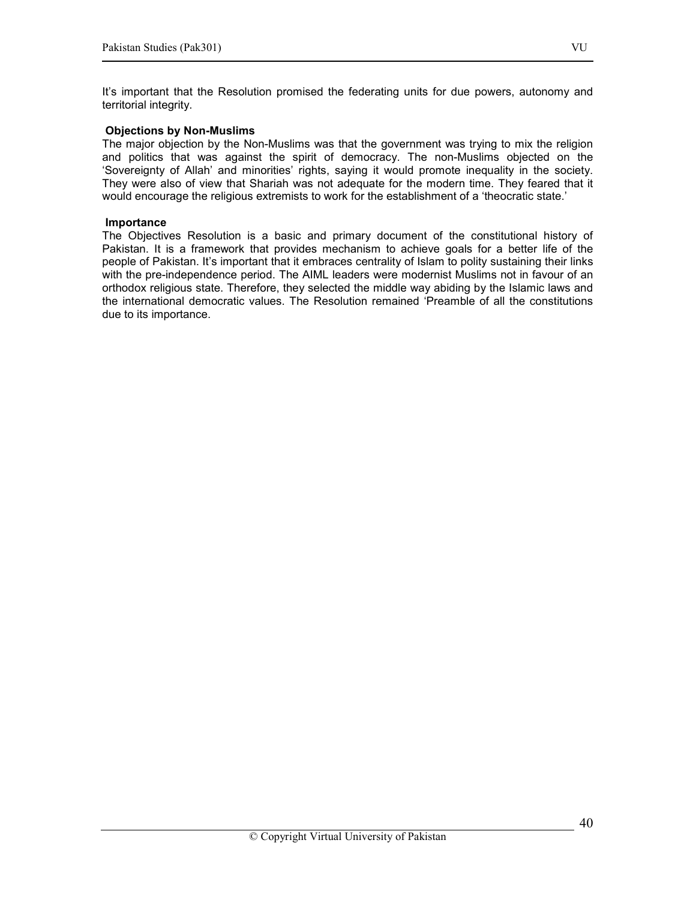It's important that the Resolution promised the federating units for due powers, autonomy and territorial integrity.

### Objections by Non-Muslims

The major objection by the Non-Muslims was that the government was trying to mix the religion and politics that was against the spirit of democracy. The non-Muslims objected on the 'Sovereignty of Allah' and minorities' rights, saying it would promote inequality in the society. They were also of view that Shariah was not adequate for the modern time. They feared that it would encourage the religious extremists to work for the establishment of a 'theocratic state.'

### Importance

The Objectives Resolution is a basic and primary document of the constitutional history of Pakistan. It is a framework that provides mechanism to achieve goals for a better life of the people of Pakistan. It's important that it embraces centrality of Islam to polity sustaining their links with the pre-independence period. The AIML leaders were modernist Muslims not in favour of an orthodox religious state. Therefore, they selected the middle way abiding by the Islamic laws and the international democratic values. The Resolution remained 'Preamble of all the constitutions due to its importance.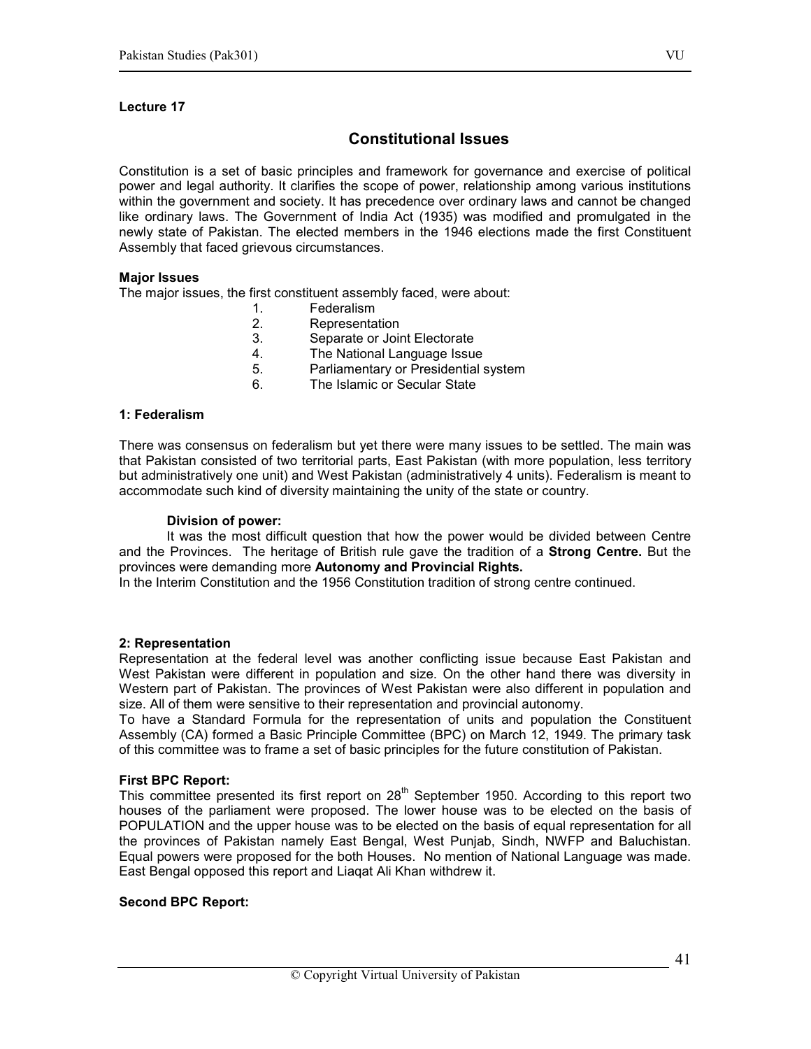**Lecture 17**

## Constitutional Issues

Constitution is a set of basic principles and framework for governance and exercise of political power and legal authority. It clarifies the scope of power, relationship among various institutions within the government and society. It has precedence over ordinary laws and cannot be changed like ordinary laws. The Government of India Act (1935) was modified and promulgated in the newly state of Pakistan. The elected members in the 1946 elections made the first Constituent Assembly that faced grievous circumstances.

**Major Issues**

The major issues, the first constituent assembly faced, were about:

1. Federalism
2. Representation
3. Separate or Joint Electorate
4. The National Language Issue
5. Parliamentary or Presidential system
6. The Islamic or Secular State

**1: Federalism**

There was consensus on federalism but yet there were many issues to be settled. The main was that Pakistan consisted of two territorial parts, East Pakistan (with more population, less territory but administratively one unit) and West Pakistan (administratively 4 units). Federalism is meant to accommodate such kind of diversity maintaining the unity of the state or country.

**Division of power:**

It was the most difficult question that how the power would be divided between Centre and the Provinces. The heritage of British rule gave the tradition of a **Strong Centre.** But the provinces were demanding more **Autonomy and Provincial Rights.**

In the Interim Constitution and the 1956 Constitution tradition of strong centre continued.

**2: Representation**

Representation at the federal level was another conflicting issue because East Pakistan and West Pakistan were different in population and size. On the other hand there was diversity in Western part of Pakistan. The provinces of West Pakistan were also different in population and size. All of them were sensitive to their representation and provincial autonomy.

To have a Standard Formula for the representation of units and population the Constituent Assembly (CA) formed a Basic Principle Committee (BPC) on March 12, 1949. The primary task of this committee was to frame a set of basic principles for the future constitution of Pakistan.

**First BPC Report:**

This committee presented its first report on 28th September 1950. According to this report two houses of the parliament were proposed. The lower house was to be elected on the basis of POPULATION and the upper house was to be elected on the basis of equal representation for all the provinces of Pakistan namely East Bengal, West Punjab, Sindh, NWFP and Baluchistan. Equal powers were proposed for the both Houses. No mention of National Language was made. East Bengal opposed this report and Liaqat Ali Khan withdrew it.

**Second BPC Report:**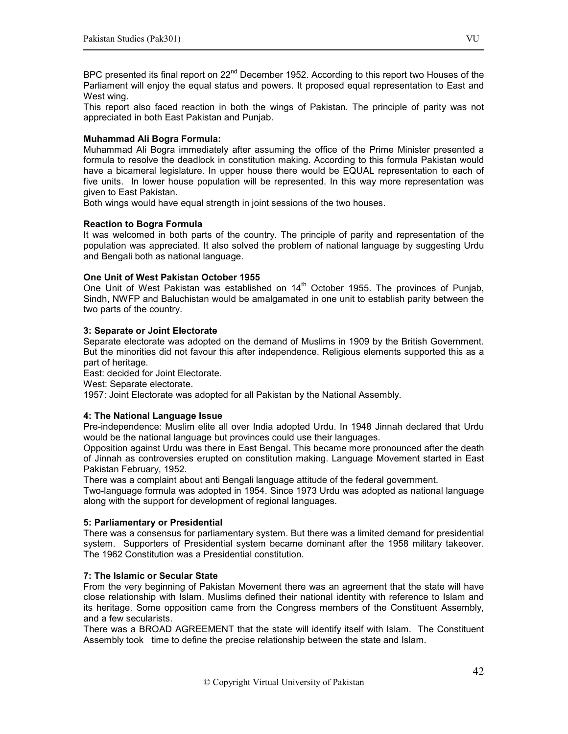BPC presented its final report on 22nd December 1952. According to this report two Houses of the Parliament will enjoy the equal status and powers. It proposed equal representation to East and West wing.

This report also faced reaction in both the wings of Pakistan. The principle of parity was not appreciated in both East Pakistan and Punjab.

**Muhammad Ali Bogra Formula:**

Muhammad Ali Bogra immediately after assuming the office of the Prime Minister presented a formula to resolve the deadlock in constitution making. According to this formula Pakistan would have a bicameral legislature. In upper house there would be EQUAL representation to each of five units. In lower house population will be represented. In this way more representation was given to East Pakistan.

Both wings would have equal strength in joint sessions of the two houses.

**Reaction to Bogra Formula**

It was welcomed in both parts of the country. The principle of parity and representation of the population was appreciated. It also solved the problem of national language by suggesting Urdu and Bengali both as national language.

**One Unit of West Pakistan October 1955**

One Unit of West Pakistan was established on 14th October 1955. The provinces of Punjab, Sindh, NWFP and Baluchistan would be amalgamated in one unit to establish parity between the two parts of the country.

**3: Separate or Joint Electorate**

Separate electorate was adopted on the demand of Muslims in 1909 by the British Government. But the minorities did not favour this after independence. Religious elements supported this as a part of heritage.

East: decided for Joint Electorate.

West: Separate electorate.

1957: Joint Electorate was adopted for all Pakistan by the National Assembly.

**4: The National Language Issue**

Pre-independence: Muslim elite all over India adopted Urdu. In 1948 Jinnah declared that Urdu would be the national language but provinces could use their languages.

Opposition against Urdu was there in East Bengal. This became more pronounced after the death of Jinnah as controversies erupted on constitution making. Language Movement started in East Pakistan February, 1952.

There was a complaint about anti Bengali language attitude of the federal government.

Two-language formula was adopted in 1954. Since 1973 Urdu was adopted as national language along with the support for development of regional languages.

**5: Parliamentary or Presidential**

There was a consensus for parliamentary system. But there was a limited demand for presidential system. Supporters of Presidential system became dominant after the 1958 military takeover. The 1962 Constitution was a Presidential constitution.

**7: The Islamic or Secular State**

From the very beginning of Pakistan Movement there was an agreement that the state will have close relationship with Islam. Muslims defined their national identity with reference to Islam and its heritage. Some opposition came from the Congress members of the Constituent Assembly, and a few secularists.

There was a BROAD AGREEMENT that the state will identify itself with Islam. The Constituent Assembly took time to define the precise relationship between the state and Islam.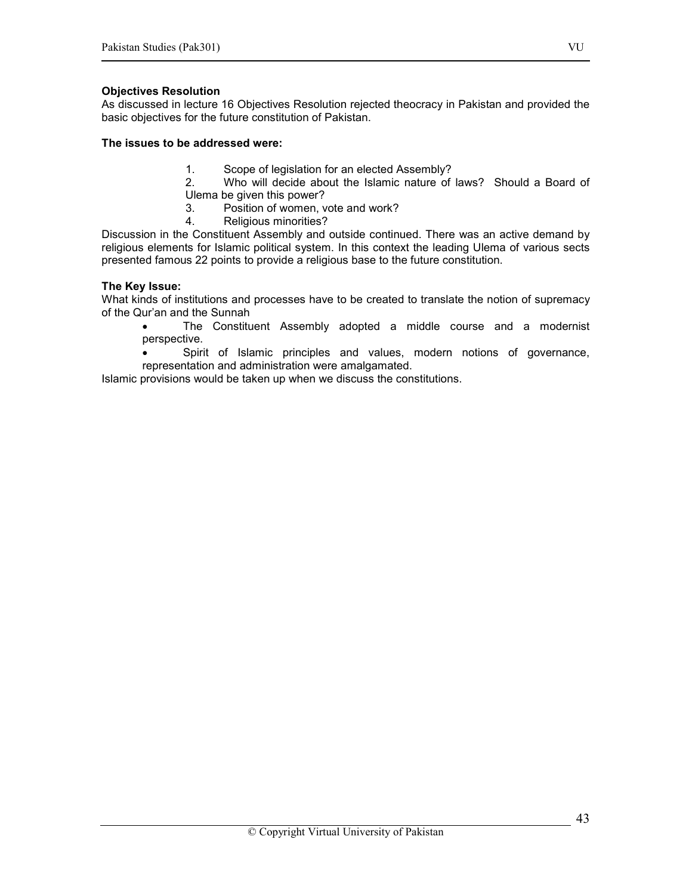**Objectives Resolution**

As discussed in lecture 16 Objectives Resolution rejected theocracy in Pakistan and provided the basic objectives for the future constitution of Pakistan.

**The issues to be addressed were:**

1. Scope of legislation for an elected Assembly?
2. Who will decide about the Islamic nature of laws? Should a Board of Ulema be given this power?
3. Position of women, vote and work?
4. Religious minorities?

Discussion in the Constituent Assembly and outside continued. There was an active demand by religious elements for Islamic political system. In this context the leading Ulema of various sects presented famous 22 points to provide a religious base to the future constitution.

**The Key Issue:**

What kinds of institutions and processes have to be created to translate the notion of supremacy of the Qur'an and the Sunnah

- The Constituent Assembly adopted a middle course and a modernist perspective.
- Spirit of Islamic principles and values, modern notions of governance, representation and administration were amalgamated.

Islamic provisions would be taken up when we discuss the constitutions.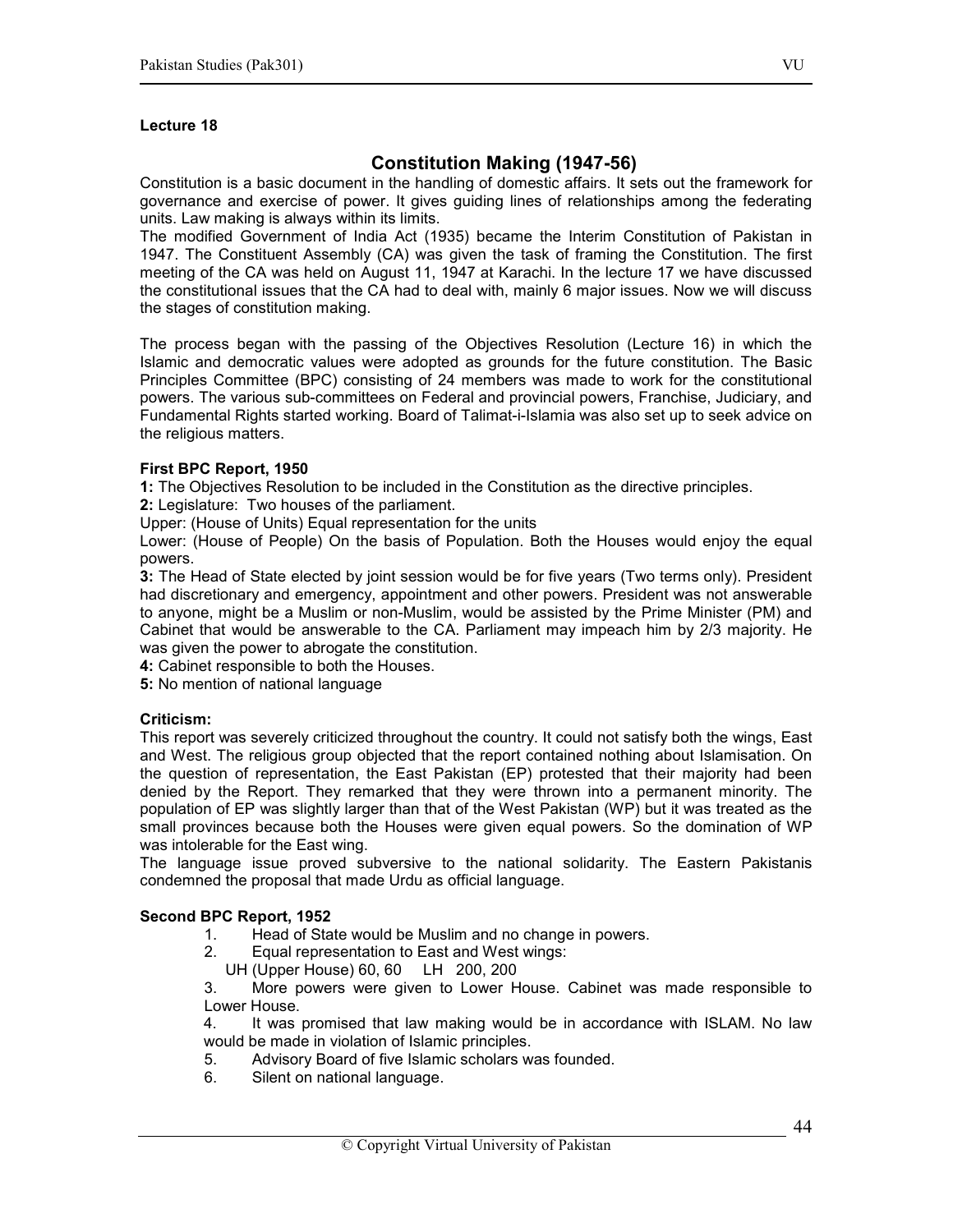**Lecture 18**

## Constitution Making (1947-56)

Constitution is a basic document in the handling of domestic affairs. It sets out the framework for governance and exercise of power. It gives guiding lines of relationships among the federating units. Law making is always within its limits.

The modified Government of India Act (1935) became the Interim Constitution of Pakistan in 1947. The Constituent Assembly (CA) was given the task of framing the Constitution. The first meeting of the CA was held on August 11, 1947 at Karachi. In the lecture 17 we have discussed the constitutional issues that the CA had to deal with, mainly 6 major issues. Now we will discuss the stages of constitution making.

The process began with the passing of the Objectives Resolution (Lecture 16) in which the Islamic and democratic values were adopted as grounds for the future constitution. The Basic Principles Committee (BPC) consisting of 24 members was made to work for the constitutional powers. The various sub-committees on Federal and provincial powers, Franchise, Judiciary, and Fundamental Rights started working. Board of Talimat-i-Islamia was also set up to seek advice on the religious matters.

**First BPC Report, 1950**

**1:** The Objectives Resolution to be included in the Constitution as the directive principles.

**2:** Legislature: Two houses of the parliament.

Upper: (House of Units) Equal representation for the units

Lower: (House of People) On the basis of Population. Both the Houses would enjoy the equal powers.

**3:** The Head of State elected by joint session would be for five years (Two terms only). President had discretionary and emergency, appointment and other powers. President was not answerable to anyone, might be a Muslim or non-Muslim, would be assisted by the Prime Minister (PM) and Cabinet that would be answerable to the CA. Parliament may impeach him by 2/3 majority. He was given the power to abrogate the constitution.

**4:** Cabinet responsible to both the Houses.

**5:** No mention of national language

**Criticism:**

This report was severely criticized throughout the country. It could not satisfy both the wings, East and West. The religious group objected that the report contained nothing about Islamisation. On the question of representation, the East Pakistan (EP) protested that their majority had been denied by the Report. They remarked that they were thrown into a permanent minority. The population of EP was slightly larger than that of the West Pakistan (WP) but it was treated as the small provinces because both the Houses were given equal powers. So the domination of WP was intolerable for the East wing.

The language issue proved subversive to the national solidarity. The Eastern Pakistanis condemned the proposal that made Urdu as official language.

**Second BPC Report, 1952**

1. Head of State would be Muslim and no change in powers.
2. Equal representation to East and West wings:
   UH (Upper House) 60, 60 LH 200, 200
3. More powers were given to Lower House. Cabinet was made responsible to Lower House.
4. It was promised that law making would be in accordance with ISLAM. No law would be made in violation of Islamic principles.
5. Advisory Board of five Islamic scholars was founded.
6. Silent on national language.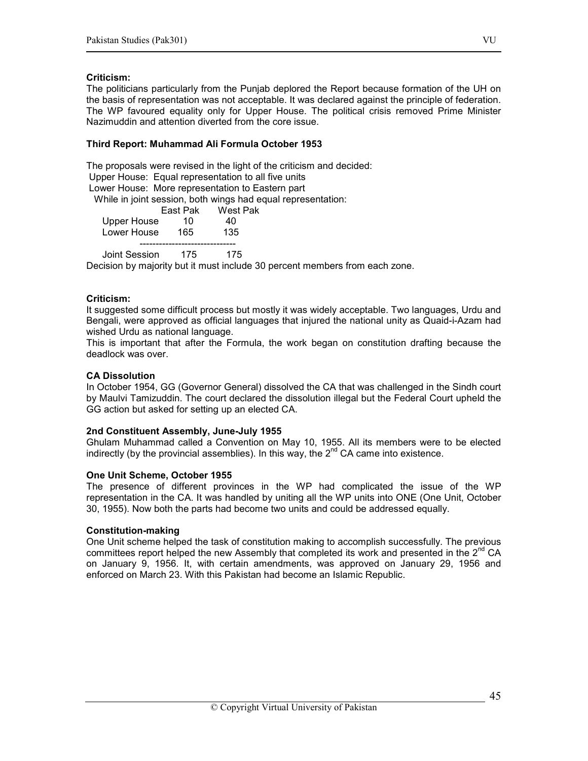**Criticism:**
The politicians particularly from the Punjab deplored the Report because formation of the UH on the basis of representation was not acceptable. It was declared against the principle of federation. The WP favoured equality only for Upper House. The political crisis removed Prime Minister Nazimuddin and attention diverted from the core issue.

**Third Report: Muhammad Ali Formula October 1953**

The proposals were revised in the light of the criticism and decided:
Upper House: Equal representation to all five units
Lower House: More representation to Eastern part
While in joint session, both wings had equal representation:

| | East Pak | West Pak |
|---|---|---|
| Upper House | 10 | 40 |
| Lower House | 165 | 135 |
| Joint Session | 175 | 175 |

Decision by majority but it must include 30 percent members from each zone.

**Criticism:**
It suggested some difficult process but mostly it was widely acceptable. Two languages, Urdu and Bengali, were approved as official languages that injured the national unity as Quaid-i-Azam had wished Urdu as national language.
This is important that after the Formula, the work began on constitution drafting because the deadlock was over.

**CA Dissolution**
In October 1954, GG (Governor General) dissolved the CA that was challenged in the Sindh court by Maulvi Tamizuddin. The court declared the dissolution illegal but the Federal Court upheld the GG action but asked for setting up an elected CA.

**2nd Constituent Assembly, June-July 1955**
Ghulam Muhammad called a Convention on May 10, 1955. All its members were to be elected indirectly (by the provincial assemblies). In this way, the 2nd CA came into existence.

**One Unit Scheme, October 1955**
The presence of different provinces in the WP had complicated the issue of the WP representation in the CA. It was handled by uniting all the WP units into ONE (One Unit, October 30, 1955). Now both the parts had become two units and could be addressed equally.

**Constitution-making**
One Unit scheme helped the task of constitution making to accomplish successfully. The previous committees report helped the new Assembly that completed its work and presented in the 2nd CA on January 9, 1956. It, with certain amendments, was approved on January 29, 1956 and enforced on March 23. With this Pakistan had become an Islamic Republic.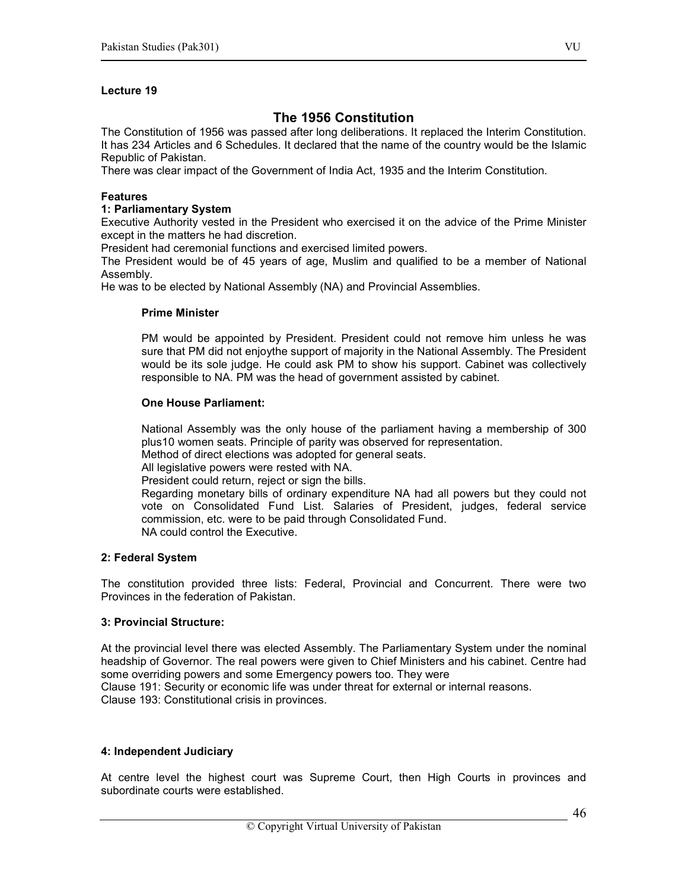**Lecture 19**

## The 1956 Constitution

The Constitution of 1956 was passed after long deliberations. It replaced the Interim Constitution. It has 234 Articles and 6 Schedules. It declared that the name of the country would be the Islamic Republic of Pakistan.

There was clear impact of the Government of India Act, 1935 and the Interim Constitution.

**Features**

**1: Parliamentary System**

Executive Authority vested in the President who exercised it on the advice of the Prime Minister except in the matters he had discretion.

President had ceremonial functions and exercised limited powers.

The President would be of 45 years of age, Muslim and qualified to be a member of National Assembly.

He was to be elected by National Assembly (NA) and Provincial Assemblies.

**Prime Minister**

PM would be appointed by President. President could not remove him unless he was sure that PM did not enjoythe support of majority in the National Assembly. The President would be its sole judge. He could ask PM to show his support. Cabinet was collectively responsible to NA. PM was the head of government assisted by cabinet.

**One House Parliament:**

National Assembly was the only house of the parliament having a membership of 300 plus10 women seats. Principle of parity was observed for representation.

Method of direct elections was adopted for general seats.

All legislative powers were rested with NA.

President could return, reject or sign the bills.

Regarding monetary bills of ordinary expenditure NA had all powers but they could not vote on Consolidated Fund List. Salaries of President, judges, federal service commission, etc. were to be paid through Consolidated Fund.

NA could control the Executive.

**2: Federal System**

The constitution provided three lists: Federal, Provincial and Concurrent. There were two Provinces in the federation of Pakistan.

**3: Provincial Structure:**

At the provincial level there was elected Assembly. The Parliamentary System under the nominal headship of Governor. The real powers were given to Chief Ministers and his cabinet. Centre had some overriding powers and some Emergency powers too. They were

Clause 191: Security or economic life was under threat for external or internal reasons.

Clause 193: Constitutional crisis in provinces.

**4: Independent Judiciary**

At centre level the highest court was Supreme Court, then High Courts in provinces and subordinate courts were established.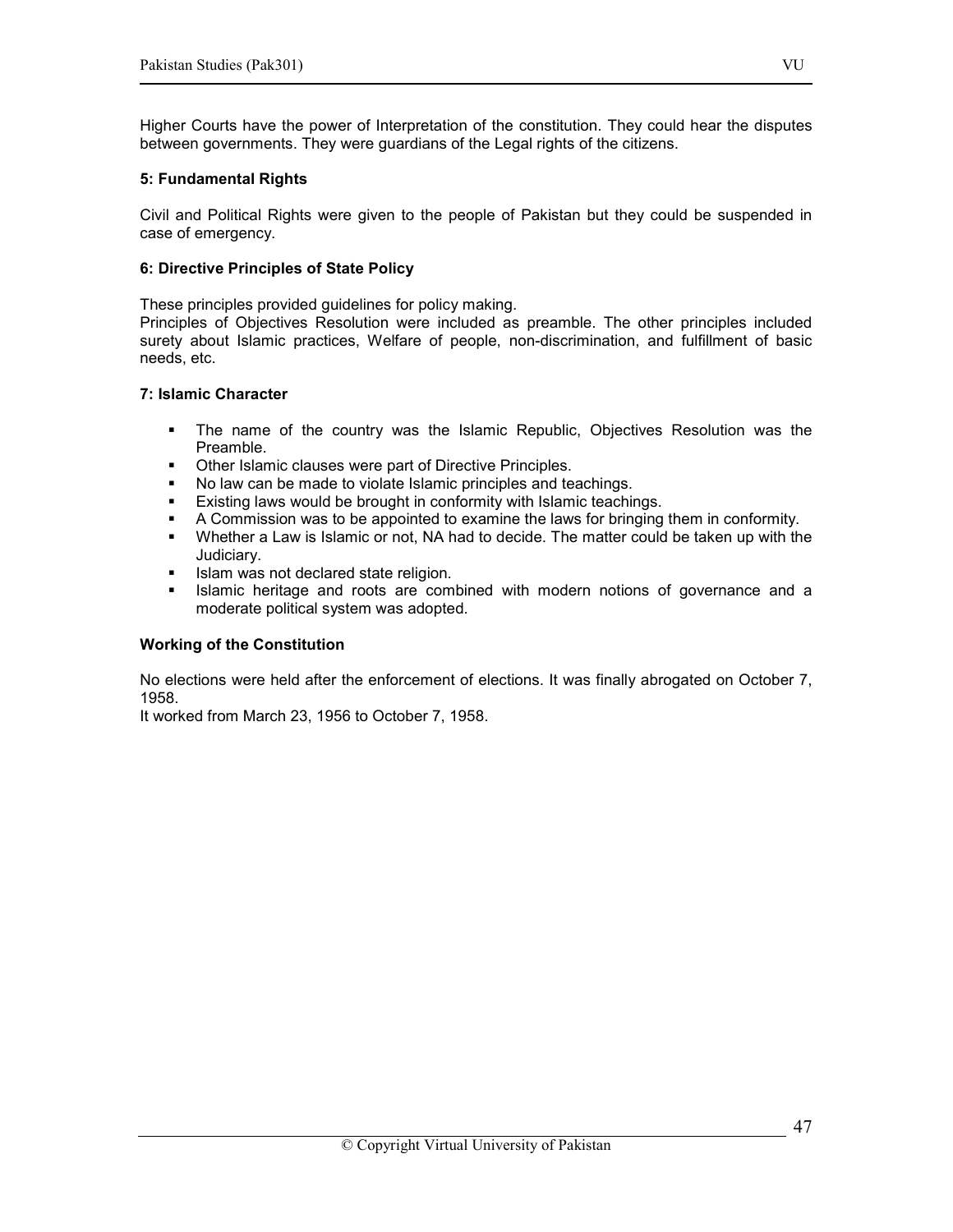Higher Courts have the power of Interpretation of the constitution. They could hear the disputes between governments. They were guardians of the Legal rights of the citizens.

#### 5: Fundamental Rights

Civil and Political Rights were given to the people of Pakistan but they could be suspended in case of emergency.

#### 6: Directive Principles of State Policy

These principles provided guidelines for policy making.
Principles of Objectives Resolution were included as preamble. The other principles included surety about Islamic practices, Welfare of people, non-discrimination, and fulfillment of basic needs, etc.

#### 7: Islamic Character

- The name of the country was the Islamic Republic, Objectives Resolution was the Preamble.
- Other Islamic clauses were part of Directive Principles.
- No law can be made to violate Islamic principles and teachings.
- Existing laws would be brought in conformity with Islamic teachings.
- A Commission was to be appointed to examine the laws for bringing them in conformity.
- Whether a Law is Islamic or not, NA had to decide. The matter could be taken up with the Judiciary.
- Islam was not declared state religion.
- Islamic heritage and roots are combined with modern notions of governance and a moderate political system was adopted.

#### Working of the Constitution

No elections were held after the enforcement of elections. It was finally abrogated on October 7, 1958.
It worked from March 23, 1956 to October 7, 1958.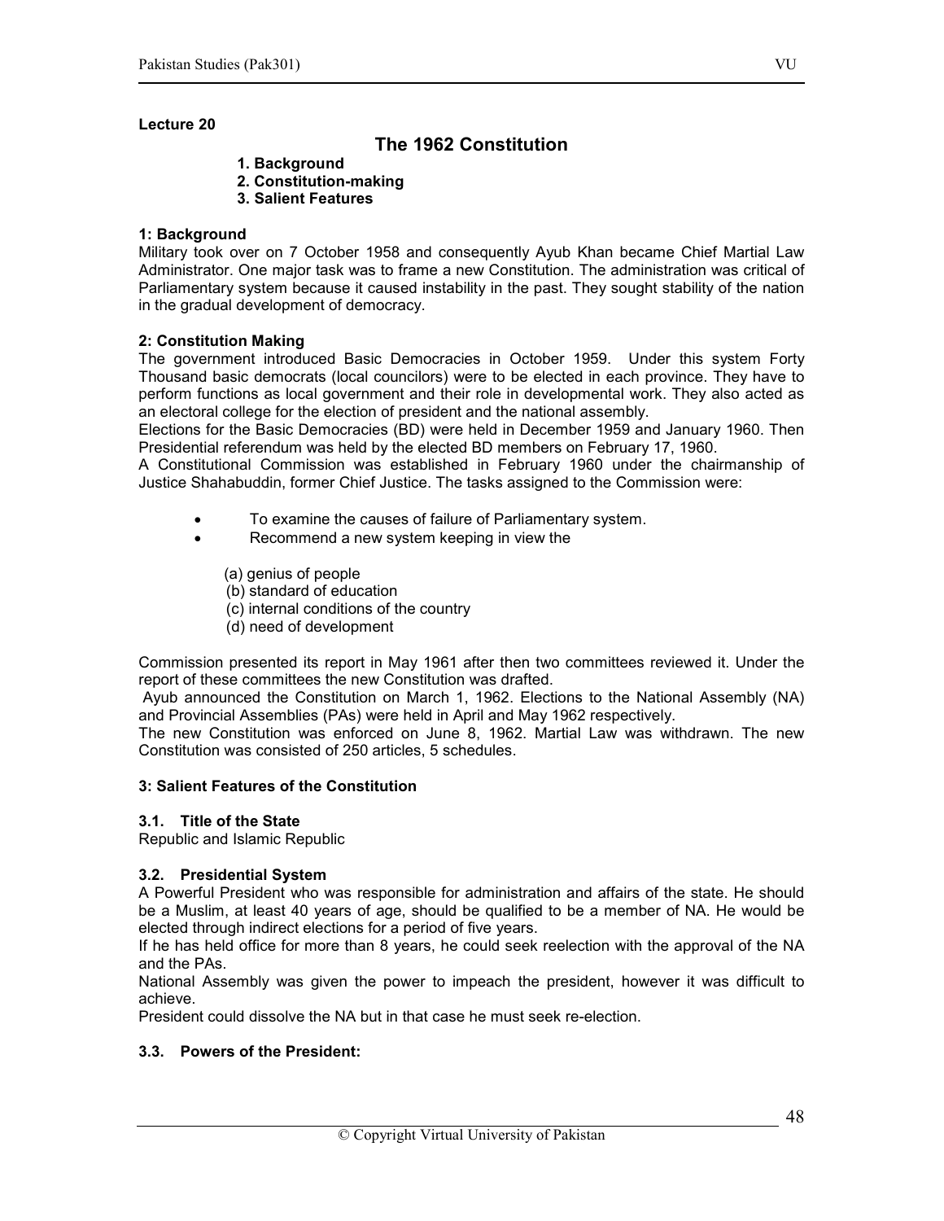**Lecture 20**

# The 1962 Constitution

1. **Background**
2. **Constitution-making**
3. **Salient Features**

### 1: Background

Military took over on 7 October 1958 and consequently Ayub Khan became Chief Martial Law Administrator. One major task was to frame a new Constitution. The administration was critical of Parliamentary system because it caused instability in the past. They sought stability of the nation in the gradual development of democracy.

### 2: Constitution Making

The government introduced Basic Democracies in October 1959. Under this system Forty Thousand basic democrats (local councilors) were to be elected in each province. They have to perform functions as local government and their role in developmental work. They also acted as an electoral college for the election of president and the national assembly.

Elections for the Basic Democracies (BD) were held in December 1959 and January 1960. Then Presidential referendum was held by the elected BD members on February 17, 1960.

A Constitutional Commission was established in February 1960 under the chairmanship of Justice Shahabuddin, former Chief Justice. The tasks assigned to the Commission were:

- To examine the causes of failure of Parliamentary system.
- Recommend a new system keeping in view the

  (a) genius of people
  (b) standard of education
  (c) internal conditions of the country
  (d) need of development

Commission presented its report in May 1961 after then two committees reviewed it. Under the report of these committees the new Constitution was drafted.

Ayub announced the Constitution on March 1, 1962. Elections to the National Assembly (NA) and Provincial Assemblies (PAs) were held in April and May 1962 respectively.

The new Constitution was enforced on June 8, 1962. Martial Law was withdrawn. The new Constitution was consisted of 250 articles, 5 schedules.

### 3: Salient Features of the Constitution

#### 3.1. Title of the State

Republic and Islamic Republic

#### 3.2. Presidential System

A Powerful President who was responsible for administration and affairs of the state. He should be a Muslim, at least 40 years of age, should be qualified to be a member of NA. He would be elected through indirect elections for a period of five years.

If he has held office for more than 8 years, he could seek reelection with the approval of the NA and the PAs.

National Assembly was given the power to impeach the president, however it was difficult to achieve.

President could dissolve the NA but in that case he must seek re-election.

#### 3.3. Powers of the President: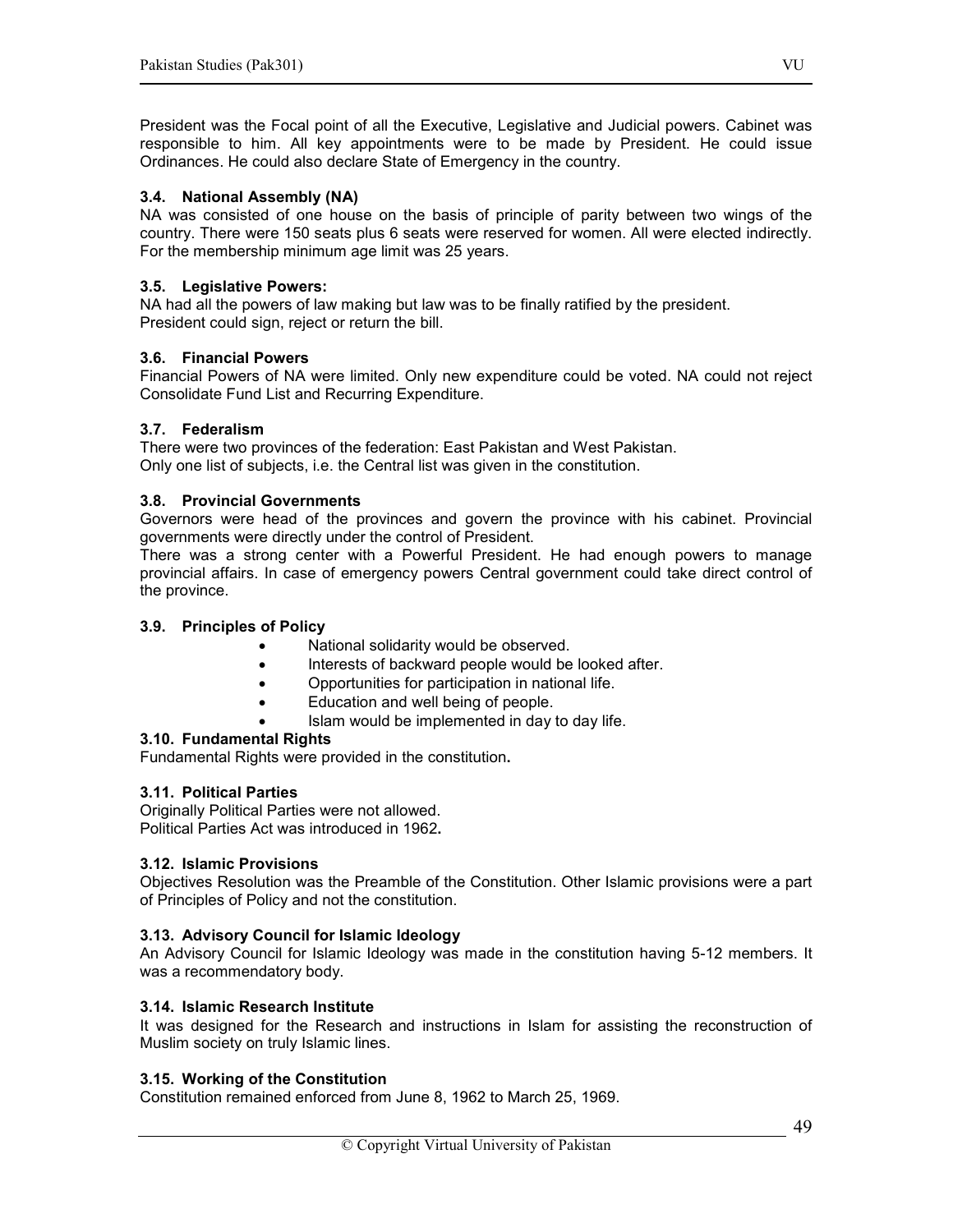President was the Focal point of all the Executive, Legislative and Judicial powers. Cabinet was responsible to him. All key appointments were to be made by President. He could issue Ordinances. He could also declare State of Emergency in the country.

### 3.4. National Assembly (NA)

NA was consisted of one house on the basis of principle of parity between two wings of the country. There were 150 seats plus 6 seats were reserved for women. All were elected indirectly. For the membership minimum age limit was 25 years.

### 3.5. Legislative Powers:

NA had all the powers of law making but law was to be finally ratified by the president.
President could sign, reject or return the bill.

### 3.6. Financial Powers

Financial Powers of NA were limited. Only new expenditure could be voted. NA could not reject Consolidate Fund List and Recurring Expenditure.

### 3.7. Federalism

There were two provinces of the federation: East Pakistan and West Pakistan.
Only one list of subjects, i.e. the Central list was given in the constitution.

### 3.8. Provincial Governments

Governors were head of the provinces and govern the province with his cabinet. Provincial governments were directly under the control of President.

There was a strong center with a Powerful President. He had enough powers to manage provincial affairs. In case of emergency powers Central government could take direct control of the province.

### 3.9. Principles of Policy

- National solidarity would be observed.
- Interests of backward people would be looked after.
- Opportunities for participation in national life.
- Education and well being of people.
- Islam would be implemented in day to day life.

### 3.10. Fundamental Rights

Fundamental Rights were provided in the constitution**.**

### 3.11. Political Parties

Originally Political Parties were not allowed.
Political Parties Act was introduced in 1962**.**

### 3.12. Islamic Provisions

Objectives Resolution was the Preamble of the Constitution. Other Islamic provisions were a part of Principles of Policy and not the constitution.

### 3.13. Advisory Council for Islamic Ideology

An Advisory Council for Islamic Ideology was made in the constitution having 5-12 members. It was a recommendatory body.

### 3.14. Islamic Research Institute

It was designed for the Research and instructions in Islam for assisting the reconstruction of Muslim society on truly Islamic lines.

### 3.15. Working of the Constitution

Constitution remained enforced from June 8, 1962 to March 25, 1969.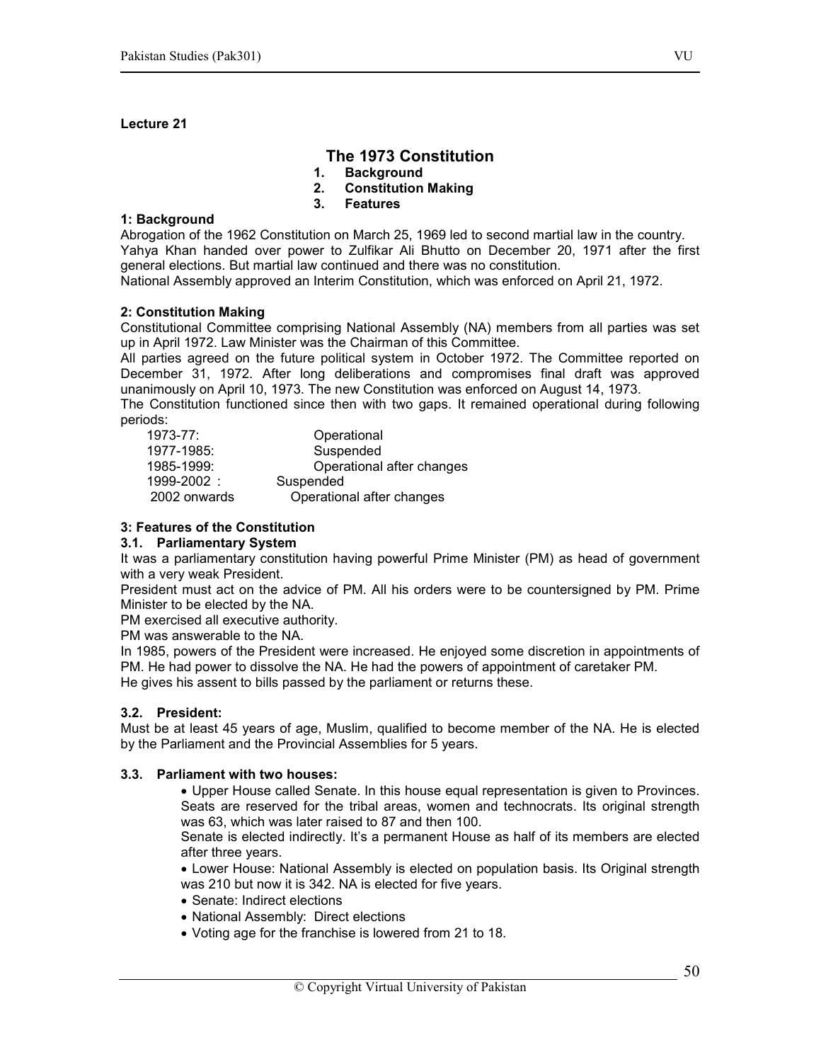**Lecture 21**

# The 1973 Constitution

1. **Background**
2. **Constitution Making**
3. **Features**

### 1: Background

Abrogation of the 1962 Constitution on March 25, 1969 led to second martial law in the country.
Yahya Khan handed over power to Zulfikar Ali Bhutto on December 20, 1971 after the first general elections. But martial law continued and there was no constitution.
National Assembly approved an Interim Constitution, which was enforced on April 21, 1972.

### 2: Constitution Making

Constitutional Committee comprising National Assembly (NA) members from all parties was set up in April 1972. Law Minister was the Chairman of this Committee.
All parties agreed on the future political system in October 1972. The Committee reported on December 31, 1972. After long deliberations and compromises final draft was approved unanimously on April 10, 1973. The new Constitution was enforced on August 14, 1973.
The Constitution functioned since then with two gaps. It remained operational during following periods:

| | |
|---|---|
| 1973-77: | Operational |
| 1977-1985: | Suspended |
| 1985-1999: | Operational after changes |
| 1999-2002 : | Suspended |
| 2002 onwards | Operational after changes |

### 3: Features of the Constitution

#### 3.1. Parliamentary System

It was a parliamentary constitution having powerful Prime Minister (PM) as head of government with a very weak President.
President must act on the advice of PM. All his orders were to be countersigned by PM. Prime Minister to be elected by the NA.
PM exercised all executive authority.
PM was answerable to the NA.
In 1985, powers of the President were increased. He enjoyed some discretion in appointments of PM. He had power to dissolve the NA. He had the powers of appointment of caretaker PM.
He gives his assent to bills passed by the parliament or returns these.

#### 3.2. President:

Must be at least 45 years of age, Muslim, qualified to become member of the NA. He is elected by the Parliament and the Provincial Assemblies for 5 years.

#### 3.3. Parliament with two houses:

- Upper House called Senate. In this house equal representation is given to Provinces. Seats are reserved for the tribal areas, women and technocrats. Its original strength was 63, which was later raised to 87 and then 100.
  Senate is elected indirectly. It's a permanent House as half of its members are elected after three years.
- Lower House: National Assembly is elected on population basis. Its Original strength was 210 but now it is 342. NA is elected for five years.
- Senate: Indirect elections
- National Assembly: Direct elections
- Voting age for the franchise is lowered from 21 to 18.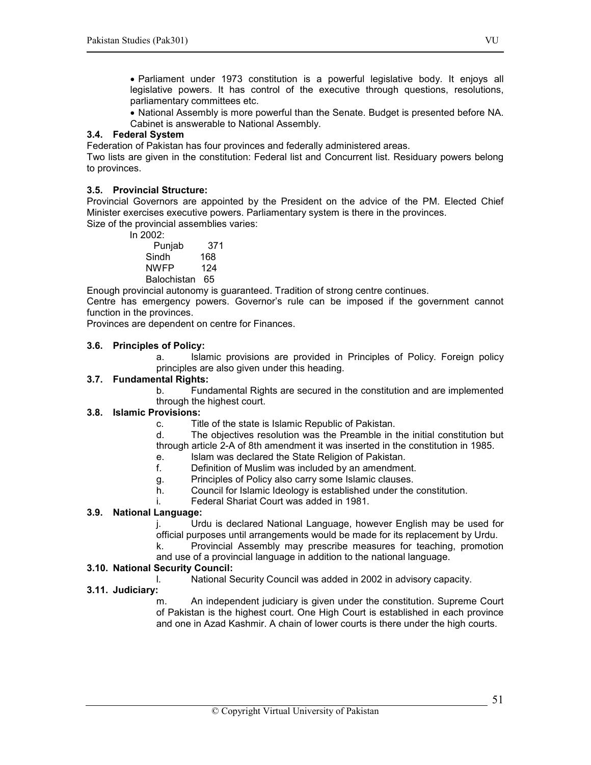- Parliament under 1973 constitution is a powerful legislative body. It enjoys all legislative powers. It has control of the executive through questions, resolutions, parliamentary committees etc.
- National Assembly is more powerful than the Senate. Budget is presented before NA. Cabinet is answerable to National Assembly.

### 3.4. Federal System

Federation of Pakistan has four provinces and federally administered areas.

Two lists are given in the constitution: Federal list and Concurrent list. Residuary powers belong to provinces.

### 3.5. Provincial Structure:

Provincial Governors are appointed by the President on the advice of the PM. Elected Chief Minister exercises executive powers. Parliamentary system is there in the provinces.

Size of the provincial assemblies varies:

In 2002:

| Province | Seats |
|---|---|
| Punjab | 371 |
| Sindh | 168 |
| NWFP | 124 |
| Balochistan | 65 |

Enough provincial autonomy is guaranteed. Tradition of strong centre continues.

Centre has emergency powers. Governor's rule can be imposed if the government cannot function in the provinces.

Provinces are dependent on centre for Finances.

### 3.6. Principles of Policy:

a. Islamic provisions are provided in Principles of Policy. Foreign policy principles are also given under this heading.

### 3.7. Fundamental Rights:

b. Fundamental Rights are secured in the constitution and are implemented through the highest court.

### 3.8. Islamic Provisions:

c. Title of the state is Islamic Republic of Pakistan.

d. The objectives resolution was the Preamble in the initial constitution but through article 2-A of 8th amendment it was inserted in the constitution in 1985.

e. Islam was declared the State Religion of Pakistan.

f. Definition of Muslim was included by an amendment.

g. Principles of Policy also carry some Islamic clauses.

h. Council for Islamic Ideology is established under the constitution.

i. Federal Shariat Court was added in 1981.

### 3.9. National Language:

j. Urdu is declared National Language, however English may be used for official purposes until arrangements would be made for its replacement by Urdu.

k. Provincial Assembly may prescribe measures for teaching, promotion and use of a provincial language in addition to the national language.

### 3.10. National Security Council:

l. National Security Council was added in 2002 in advisory capacity.

### 3.11. Judiciary:

m. An independent judiciary is given under the constitution. Supreme Court of Pakistan is the highest court. One High Court is established in each province and one in Azad Kashmir. A chain of lower courts is there under the high courts.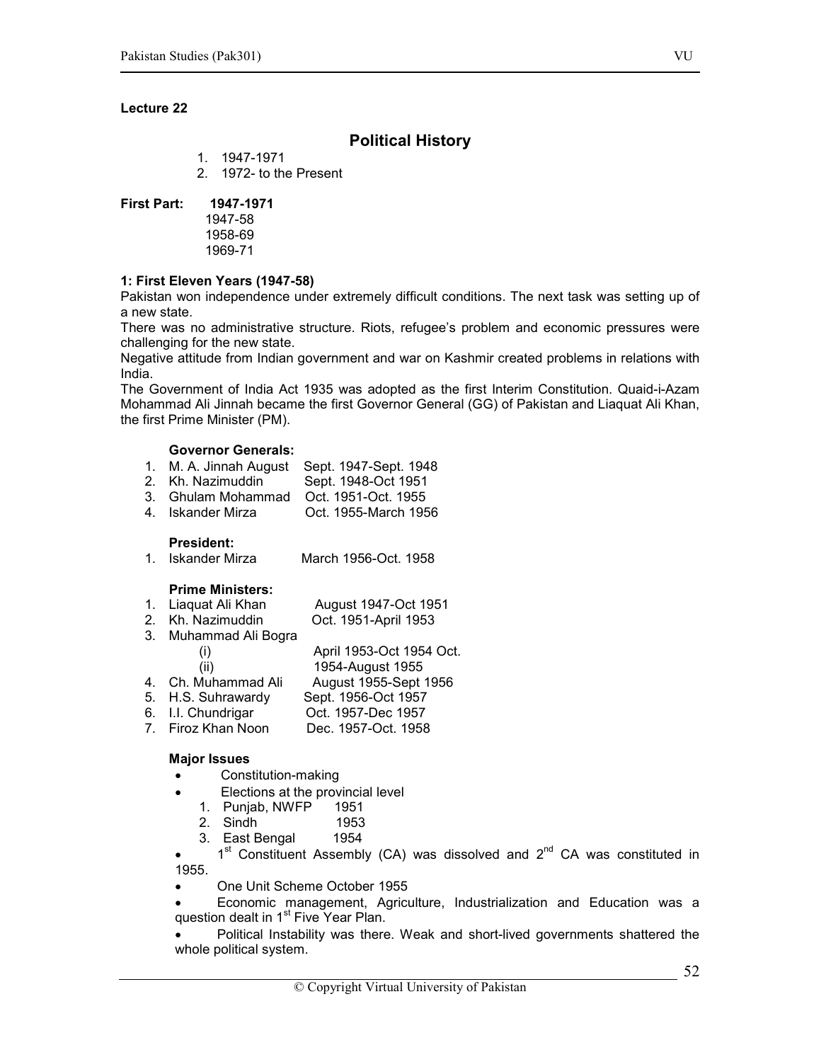**Lecture 22**

## Political History

1. 1947-1971
2. 1972- to the Present

**First Part: 1947-1971**

1947-58
1958-69
1969-71

**1: First Eleven Years (1947-58)**

Pakistan won independence under extremely difficult conditions. The next task was setting up of a new state.

There was no administrative structure. Riots, refugee's problem and economic pressures were challenging for the new state.

Negative attitude from Indian government and war on Kashmir created problems in relations with India.

The Government of India Act 1935 was adopted as the first Interim Constitution. Quaid-i-Azam Mohammad Ali Jinnah became the first Governor General (GG) of Pakistan and Liaquat Ali Khan, the first Prime Minister (PM).

**Governor Generals:**

1. M. A. Jinnah August Sept. 1947-Sept. 1948
2. Kh. Nazimuddin Sept. 1948-Oct 1951
3. Ghulam Mohammad Oct. 1951-Oct. 1955
4. Iskander Mirza Oct. 1955-March 1956

**President:**

1. Iskander Mirza March 1956-Oct. 1958

**Prime Ministers:**

1. Liaquat Ali Khan August 1947-Oct 1951
2. Kh. Nazimuddin Oct. 1951-April 1953
3. Muhammad Ali Bogra
   (i) April 1953-Oct 1954 Oct.
   (ii) 1954-August 1955
4. Ch. Muhammad Ali August 1955-Sept 1956
5. H.S. Suhrawardy Sept. 1956-Oct 1957
6. I.I. Chundrigar Oct. 1957-Dec 1957
7. Firoz Khan Noon Dec. 1957-Oct. 1958

**Major Issues**

- Constitution-making
- Elections at the provincial level
  1. Punjab, NWFP 1951
  2. Sindh 1953
  3. East Bengal 1954
- 1st Constituent Assembly (CA) was dissolved and 2nd CA was constituted in 1955.
- One Unit Scheme October 1955
- Economic management, Agriculture, Industrialization and Education was a question dealt in 1st Five Year Plan.
- Political Instability was there. Weak and short-lived governments shattered the whole political system.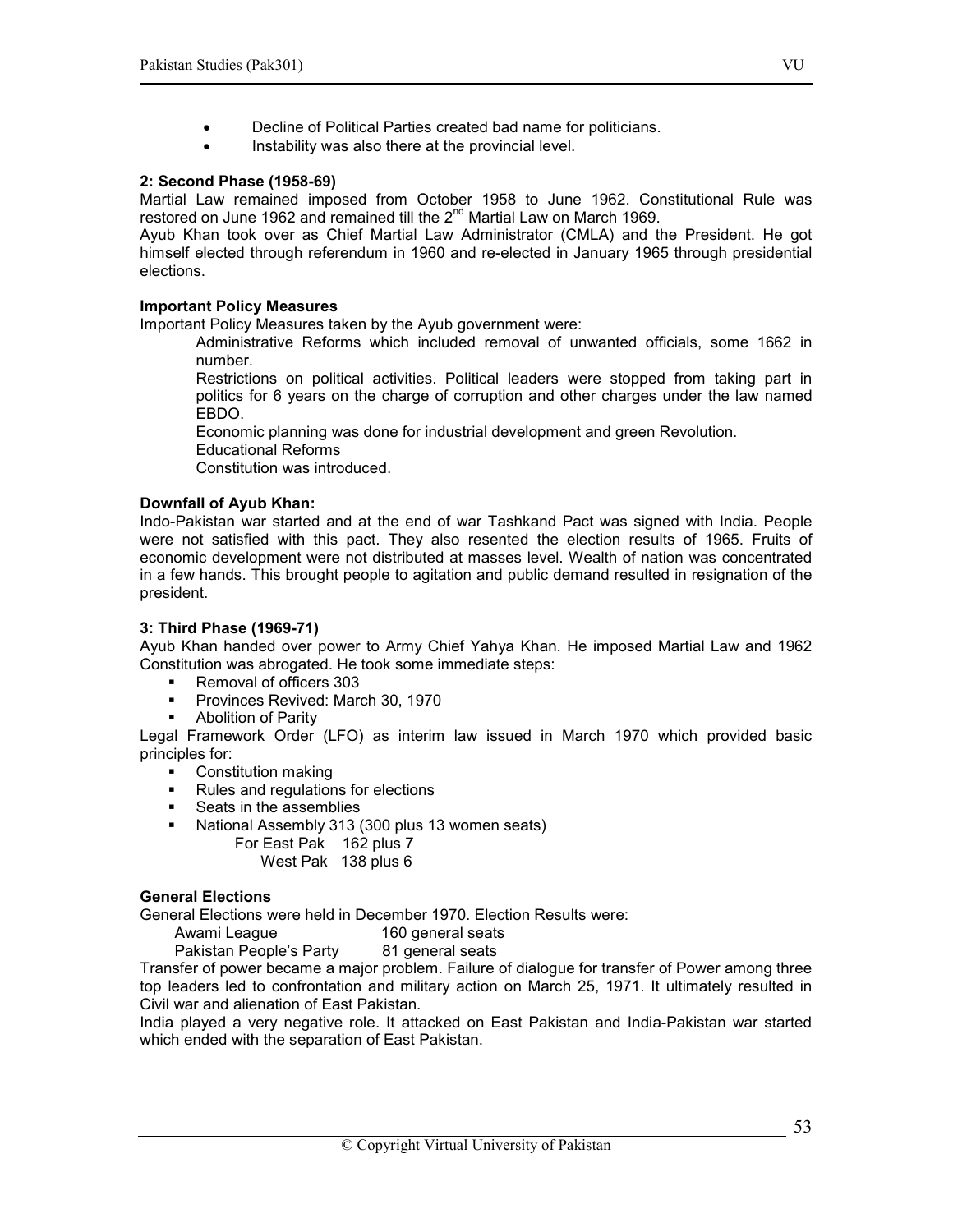- Decline of Political Parties created bad name for politicians.
- Instability was also there at the provincial level.

**2: Second Phase (1958-69)**

Martial Law remained imposed from October 1958 to June 1962. Constitutional Rule was restored on June 1962 and remained till the 2nd Martial Law on March 1969.

Ayub Khan took over as Chief Martial Law Administrator (CMLA) and the President. He got himself elected through referendum in 1960 and re-elected in January 1965 through presidential elections.

**Important Policy Measures**

Important Policy Measures taken by the Ayub government were:

Administrative Reforms which included removal of unwanted officials, some 1662 in number.

Restrictions on political activities. Political leaders were stopped from taking part in politics for 6 years on the charge of corruption and other charges under the law named EBDO.

Economic planning was done for industrial development and green Revolution.

Educational Reforms

Constitution was introduced.

**Downfall of Ayub Khan:**

Indo-Pakistan war started and at the end of war Tashkand Pact was signed with India. People were not satisfied with this pact. They also resented the election results of 1965. Fruits of economic development were not distributed at masses level. Wealth of nation was concentrated in a few hands. This brought people to agitation and public demand resulted in resignation of the president.

**3: Third Phase (1969-71)**

Ayub Khan handed over power to Army Chief Yahya Khan. He imposed Martial Law and 1962 Constitution was abrogated. He took some immediate steps:

- Removal of officers 303
- Provinces Revived: March 30, 1970
- Abolition of Parity

Legal Framework Order (LFO) as interim law issued in March 1970 which provided basic principles for:

- Constitution making
- Rules and regulations for elections
- Seats in the assemblies
- National Assembly 313 (300 plus 13 women seats)
  - For East Pak 162 plus 7
  - West Pak 138 plus 6

**General Elections**

General Elections were held in December 1970. Election Results were:

Awami League 160 general seats
Pakistan People's Party 81 general seats

Transfer of power became a major problem. Failure of dialogue for transfer of Power among three top leaders led to confrontation and military action on March 25, 1971. It ultimately resulted in Civil war and alienation of East Pakistan.

India played a very negative role. It attacked on East Pakistan and India-Pakistan war started which ended with the separation of East Pakistan.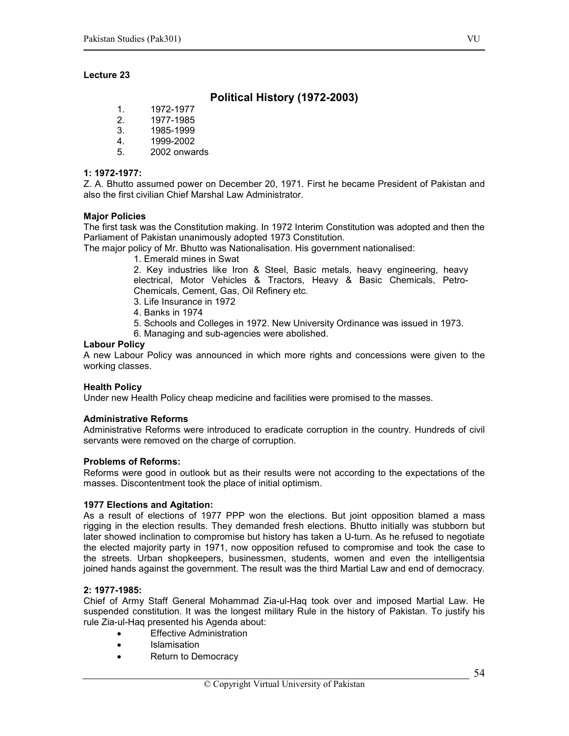**Lecture 23**

# Political History (1972-2003)

1. 1972-1977
2. 1977-1985
3. 1985-1999
4. 1999-2002
5. 2002 onwards

**1: 1972-1977:**

Z. A. Bhutto assumed power on December 20, 1971. First he became President of Pakistan and also the first civilian Chief Marshal Law Administrator.

**Major Policies**

The first task was the Constitution making. In 1972 Interim Constitution was adopted and then the Parliament of Pakistan unanimously adopted 1973 Constitution.

The major policy of Mr. Bhutto was Nationalisation. His government nationalised:

1. Emerald mines in Swat
2. Key industries like Iron & Steel, Basic metals, heavy engineering, heavy electrical, Motor Vehicles & Tractors, Heavy & Basic Chemicals, Petro-Chemicals, Cement, Gas, Oil Refinery etc.
3. Life Insurance in 1972
4. Banks in 1974
5. Schools and Colleges in 1972. New University Ordinance was issued in 1973.
6. Managing and sub-agencies were abolished.

**Labour Policy**

A new Labour Policy was announced in which more rights and concessions were given to the working classes.

**Health Policy**

Under new Health Policy cheap medicine and facilities were promised to the masses.

**Administrative Reforms**

Administrative Reforms were introduced to eradicate corruption in the country. Hundreds of civil servants were removed on the charge of corruption.

**Problems of Reforms:**

Reforms were good in outlook but as their results were not according to the expectations of the masses. Discontentment took the place of initial optimism.

**1977 Elections and Agitation:**

As a result of elections of 1977 PPP won the elections. But joint opposition blamed a mass rigging in the election results. They demanded fresh elections. Bhutto initially was stubborn but later showed inclination to compromise but history has taken a U-turn. As he refused to negotiate the elected majority party in 1971, now opposition refused to compromise and took the case to the streets. Urban shopkeepers, businessmen, students, women and even the intelligentsia joined hands against the government. The result was the third Martial Law and end of democracy.

**2: 1977-1985:**

Chief of Army Staff General Mohammad Zia-ul-Haq took over and imposed Martial Law. He suspended constitution. It was the longest military Rule in the history of Pakistan. To justify his rule Zia-ul-Haq presented his Agenda about:

- Effective Administration
- Islamisation
- Return to Democracy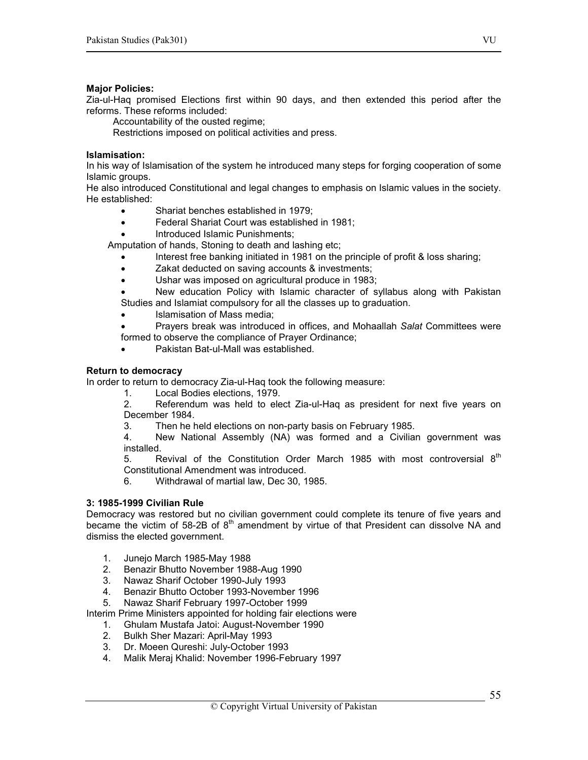**Major Policies:**

Zia-ul-Haq promised Elections first within 90 days, and then extended this period after the reforms. These reforms included:

Accountability of the ousted regime;

Restrictions imposed on political activities and press.

**Islamisation:**

In his way of Islamisation of the system he introduced many steps for forging cooperation of some Islamic groups.

He also introduced Constitutional and legal changes to emphasis on Islamic values in the society. He established:

- Shariat benches established in 1979;
- Federal Shariat Court was established in 1981;
- Introduced Islamic Punishments;

Amputation of hands, Stoning to death and lashing etc;

- Interest free banking initiated in 1981 on the principle of profit & loss sharing;
- Zakat deducted on saving accounts & investments;
- Ushar was imposed on agricultural produce in 1983;
- New education Policy with Islamic character of syllabus along with Pakistan Studies and Islamiat compulsory for all the classes up to graduation.
- Islamisation of Mass media;
- Prayers break was introduced in offices, and Mohaallah *Salat* Committees were formed to observe the compliance of Prayer Ordinance;
- Pakistan Bat-ul-Mall was established.

**Return to democracy**

In order to return to democracy Zia-ul-Haq took the following measure:

1. Local Bodies elections, 1979.
2. Referendum was held to elect Zia-ul-Haq as president for next five years on December 1984.
3. Then he held elections on non-party basis on February 1985.
4. New National Assembly (NA) was formed and a Civilian government was installed.
5. Revival of the Constitution Order March 1985 with most controversial 8th Constitutional Amendment was introduced.
6. Withdrawal of martial law, Dec 30, 1985.

**3: 1985-1999 Civilian Rule**

Democracy was restored but no civilian government could complete its tenure of five years and became the victim of 58-2B of 8th amendment by virtue of that President can dissolve NA and dismiss the elected government.

1. Junejo March 1985-May 1988
2. Benazir Bhutto November 1988-Aug 1990
3. Nawaz Sharif October 1990-July 1993
4. Benazir Bhutto October 1993-November 1996
5. Nawaz Sharif February 1997-October 1999

Interim Prime Ministers appointed for holding fair elections were

1. Ghulam Mustafa Jatoi: August-November 1990
2. Bulkh Sher Mazari: April-May 1993
3. Dr. Moeen Qureshi: July-October 1993
4. Malik Meraj Khalid: November 1996-February 1997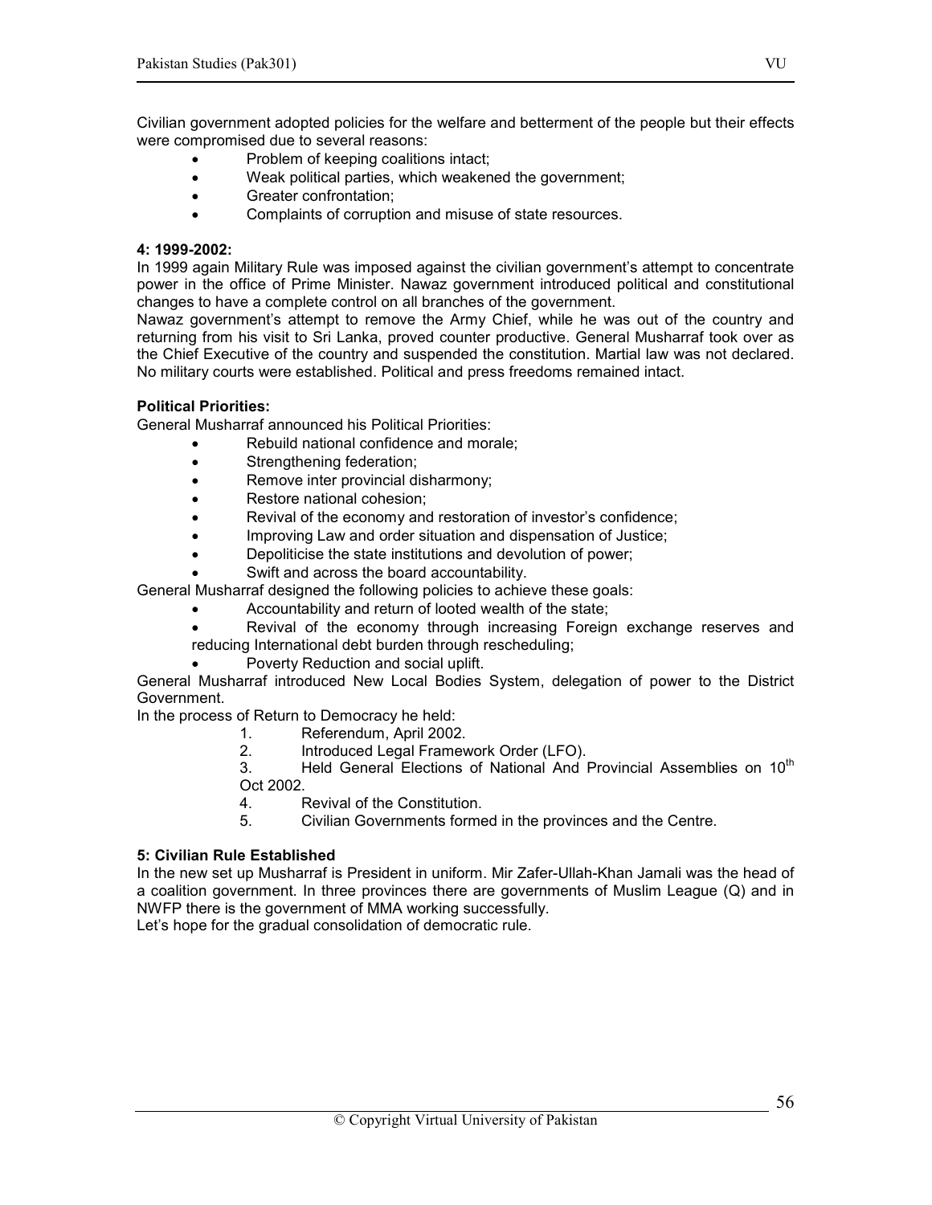Civilian government adopted policies for the welfare and betterment of the people but their effects were compromised due to several reasons:

- Problem of keeping coalitions intact;
- Weak political parties, which weakened the government;
- Greater confrontation;
- Complaints of corruption and misuse of state resources.

**4: 1999-2002:**

In 1999 again Military Rule was imposed against the civilian government's attempt to concentrate power in the office of Prime Minister. Nawaz government introduced political and constitutional changes to have a complete control on all branches of the government.

Nawaz government's attempt to remove the Army Chief, while he was out of the country and returning from his visit to Sri Lanka, proved counter productive. General Musharraf took over as the Chief Executive of the country and suspended the constitution. Martial law was not declared. No military courts were established. Political and press freedoms remained intact.

**Political Priorities:**

General Musharraf announced his Political Priorities:

- Rebuild national confidence and morale;
- Strengthening federation;
- Remove inter provincial disharmony;
- Restore national cohesion;
- Revival of the economy and restoration of investor's confidence;
- Improving Law and order situation and dispensation of Justice;
- Depoliticise the state institutions and devolution of power;
- Swift and across the board accountability.

General Musharraf designed the following policies to achieve these goals:

- Accountability and return of looted wealth of the state;
- Revival of the economy through increasing Foreign exchange reserves and reducing International debt burden through rescheduling;
- Poverty Reduction and social uplift.

General Musharraf introduced New Local Bodies System, delegation of power to the District Government.

In the process of Return to Democracy he held:

1. Referendum, April 2002.
2. Introduced Legal Framework Order (LFO).
3. Held General Elections of National And Provincial Assemblies on 10th Oct 2002.
4. Revival of the Constitution.
5. Civilian Governments formed in the provinces and the Centre.

**5: Civilian Rule Established**

In the new set up Musharraf is President in uniform. Mir Zafer-Ullah-Khan Jamali was the head of a coalition government. In three provinces there are governments of Muslim League (Q) and in NWFP there is the government of MMA working successfully.

Let's hope for the gradual consolidation of democratic rule.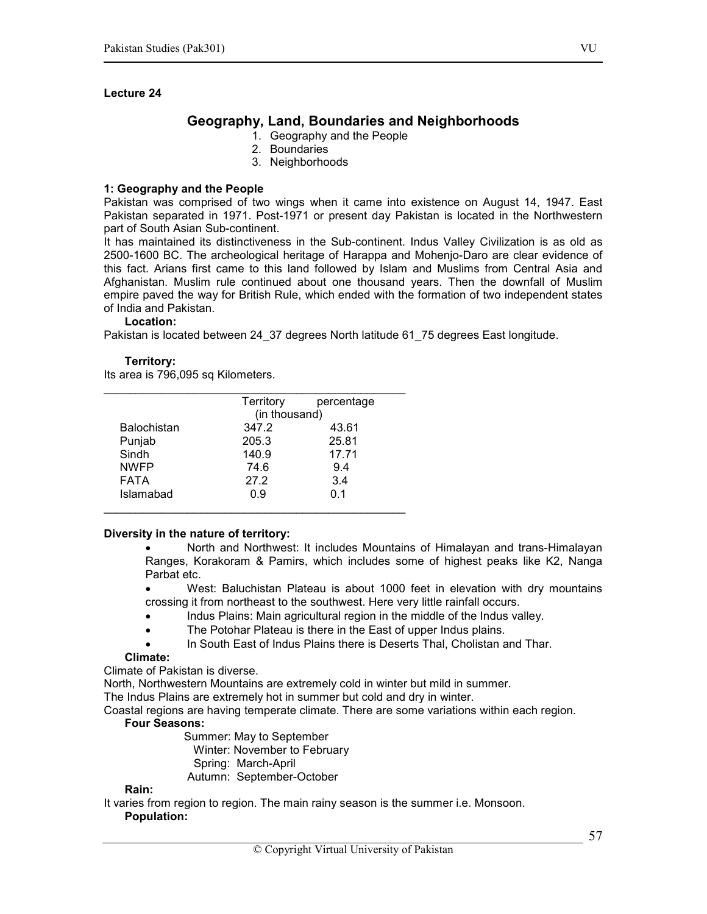## Lecture 24

# Geography, Land, Boundaries and Neighborhoods

1. Geography and the People
2. Boundaries
3. Neighborhoods

### 1: Geography and the People

Pakistan was comprised of two wings when it came into existence on August 14, 1947. East Pakistan separated in 1971. Post-1971 or present day Pakistan is located in the Northwestern part of South Asian Sub-continent.

It has maintained its distinctiveness in the Sub-continent. Indus Valley Civilization is as old as 2500-1600 BC. The archeological heritage of Harappa and Mohenjo-Daro are clear evidence of this fact. Arians first came to this land followed by Islam and Muslims from Central Asia and Afghanistan. Muslim rule continued about one thousand years. Then the downfall of Muslim empire paved the way for British Rule, which ended with the formation of two independent states of India and Pakistan.

**Location:**

Pakistan is located between 24_37 degrees North latitude 61_75 degrees East longitude.

**Territory:**

Its area is 796,095 sq Kilometers.

| | Territory (in thousand) | percentage |
|---|---|---|
| Balochistan | 347.2 | 43.61 |
| Punjab | 205.3 | 25.81 |
| Sindh | 140.9 | 17.71 |
| NWFP | 74.6 | 9.4 |
| FATA | 27.2 | 3.4 |
| Islamabad | 0.9 | 0.1 |

**Diversity in the nature of territory:**

- North and Northwest: It includes Mountains of Himalayan and trans-Himalayan Ranges, Korakoram & Pamirs, which includes some of highest peaks like K2, Nanga Parbat etc.
- West: Baluchistan Plateau is about 1000 feet in elevation with dry mountains crossing it from northeast to the southwest. Here very little rainfall occurs.
- Indus Plains: Main agricultural region in the middle of the Indus valley.
- The Potohar Plateau is there in the East of upper Indus plains.
- In South East of Indus Plains there is Deserts Thal, Cholistan and Thar.

**Climate:**

Climate of Pakistan is diverse.

North, Northwestern Mountains are extremely cold in winter but mild in summer.

The Indus Plains are extremely hot in summer but cold and dry in winter.

Coastal regions are having temperate climate. There are some variations within each region.

**Four Seasons:**

Summer: May to September
Winter: November to February
Spring: March-April
Autumn: September-October

**Rain:**

It varies from region to region. The main rainy season is the summer i.e. Monsoon.

**Population:**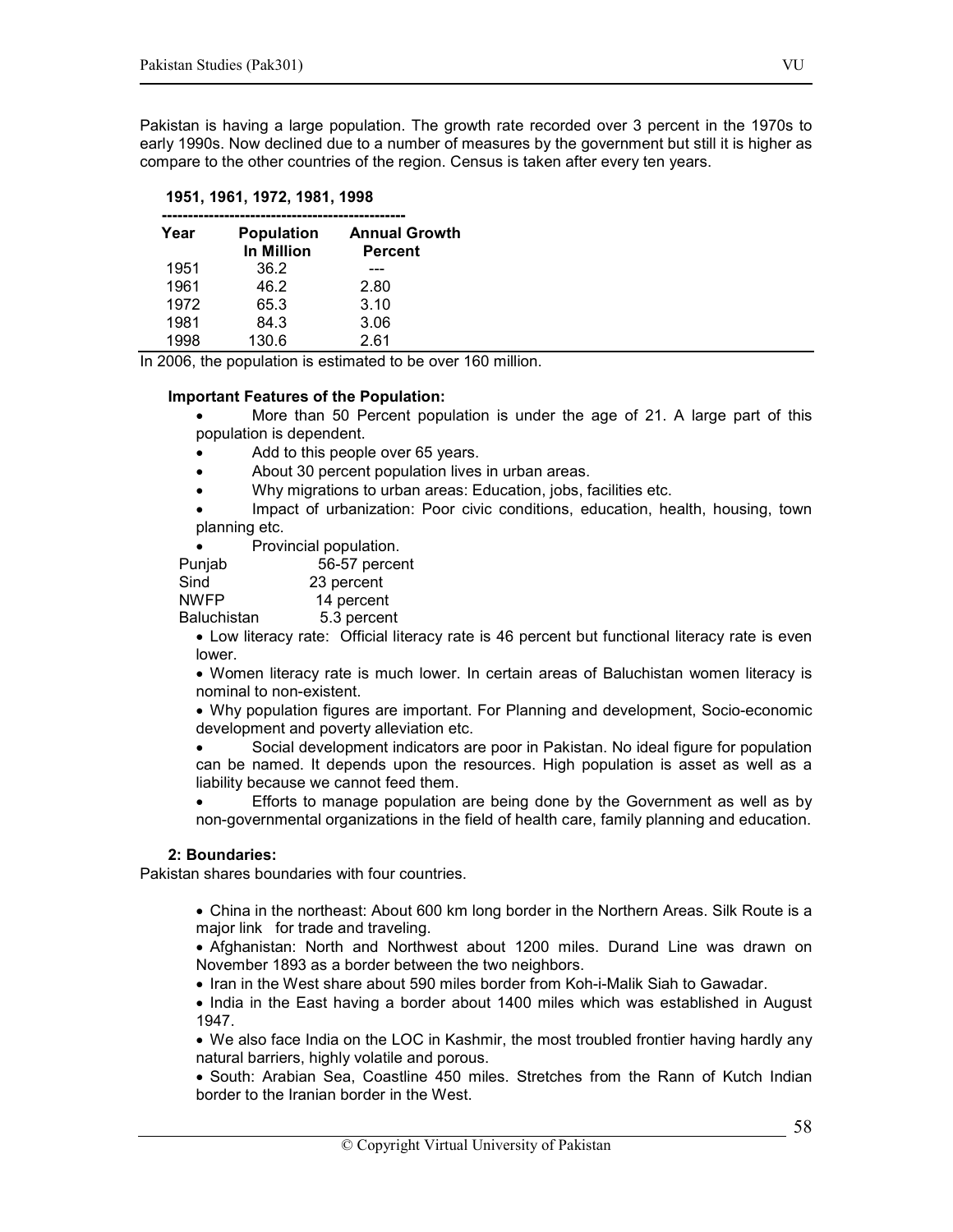Pakistan is having a large population. The growth rate recorded over 3 percent in the 1970s to early 1990s. Now declined due to a number of measures by the government but still it is higher as compare to the other countries of the region. Census is taken after every ten years.

**1951, 1961, 1972, 1981, 1998**

| Year | Population In Million | Annual Growth Percent |
|---|---|---|
| 1951 | 36.2 | --- |
| 1961 | 46.2 | 2.80 |
| 1972 | 65.3 | 3.10 |
| 1981 | 84.3 | 3.06 |
| 1998 | 130.6 | 2.61 |

In 2006, the population is estimated to be over 160 million.

**Important Features of the Population:**

- More than 50 Percent population is under the age of 21. A large part of this population is dependent.
- Add to this people over 65 years.
- About 30 percent population lives in urban areas.
- Why migrations to urban areas: Education, jobs, facilities etc.
- Impact of urbanization: Poor civic conditions, education, health, housing, town planning etc.
- Provincial population.

| | |
|---|---|
| Punjab | 56-57 percent |
| Sind | 23 percent |
| NWFP | 14 percent |
| Baluchistan | 5.3 percent |

- Low literacy rate: Official literacy rate is 46 percent but functional literacy rate is even lower.
- Women literacy rate is much lower. In certain areas of Baluchistan women literacy is nominal to non-existent.
- Why population figures are important. For Planning and development, Socio-economic development and poverty alleviation etc.
- Social development indicators are poor in Pakistan. No ideal figure for population can be named. It depends upon the resources. High population is asset as well as a liability because we cannot feed them.
- Efforts to manage population are being done by the Government as well as by non-governmental organizations in the field of health care, family planning and education.

**2: Boundaries:**

Pakistan shares boundaries with four countries.

- China in the northeast: About 600 km long border in the Northern Areas. Silk Route is a major link for trade and traveling.
- Afghanistan: North and Northwest about 1200 miles. Durand Line was drawn on November 1893 as a border between the two neighbors.
- Iran in the West share about 590 miles border from Koh-i-Malik Siah to Gawadar.
- India in the East having a border about 1400 miles which was established in August 1947.
- We also face India on the LOC in Kashmir, the most troubled frontier having hardly any natural barriers, highly volatile and porous.
- South: Arabian Sea, Coastline 450 miles. Stretches from the Rann of Kutch Indian border to the Iranian border in the West.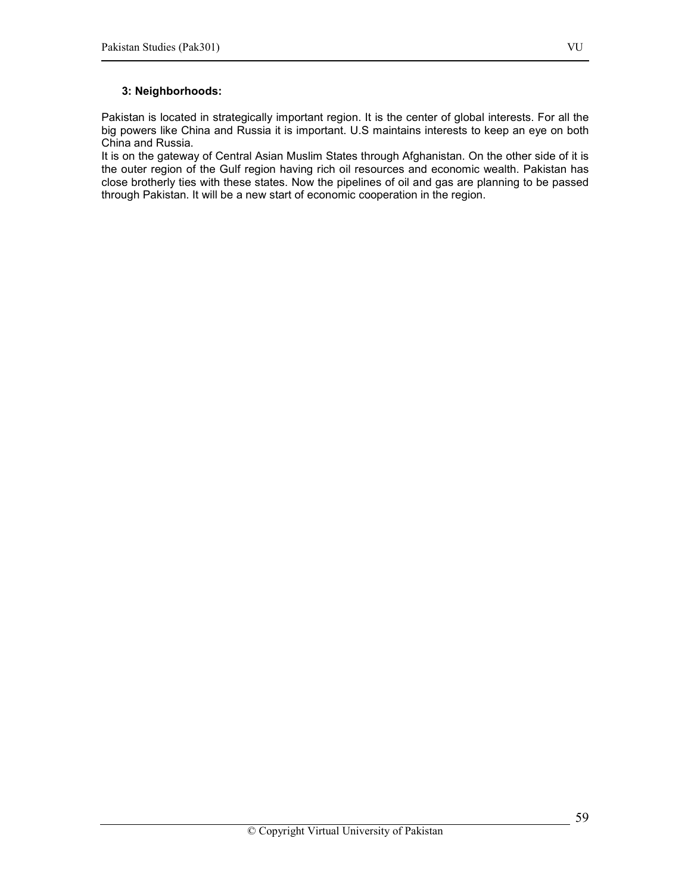### 3: Neighborhoods:

Pakistan is located in strategically important region. It is the center of global interests. For all the big powers like China and Russia it is important. U.S maintains interests to keep an eye on both China and Russia.

It is on the gateway of Central Asian Muslim States through Afghanistan. On the other side of it is the outer region of the Gulf region having rich oil resources and economic wealth. Pakistan has close brotherly ties with these states. Now the pipelines of oil and gas are planning to be passed through Pakistan. It will be a new start of economic cooperation in the region.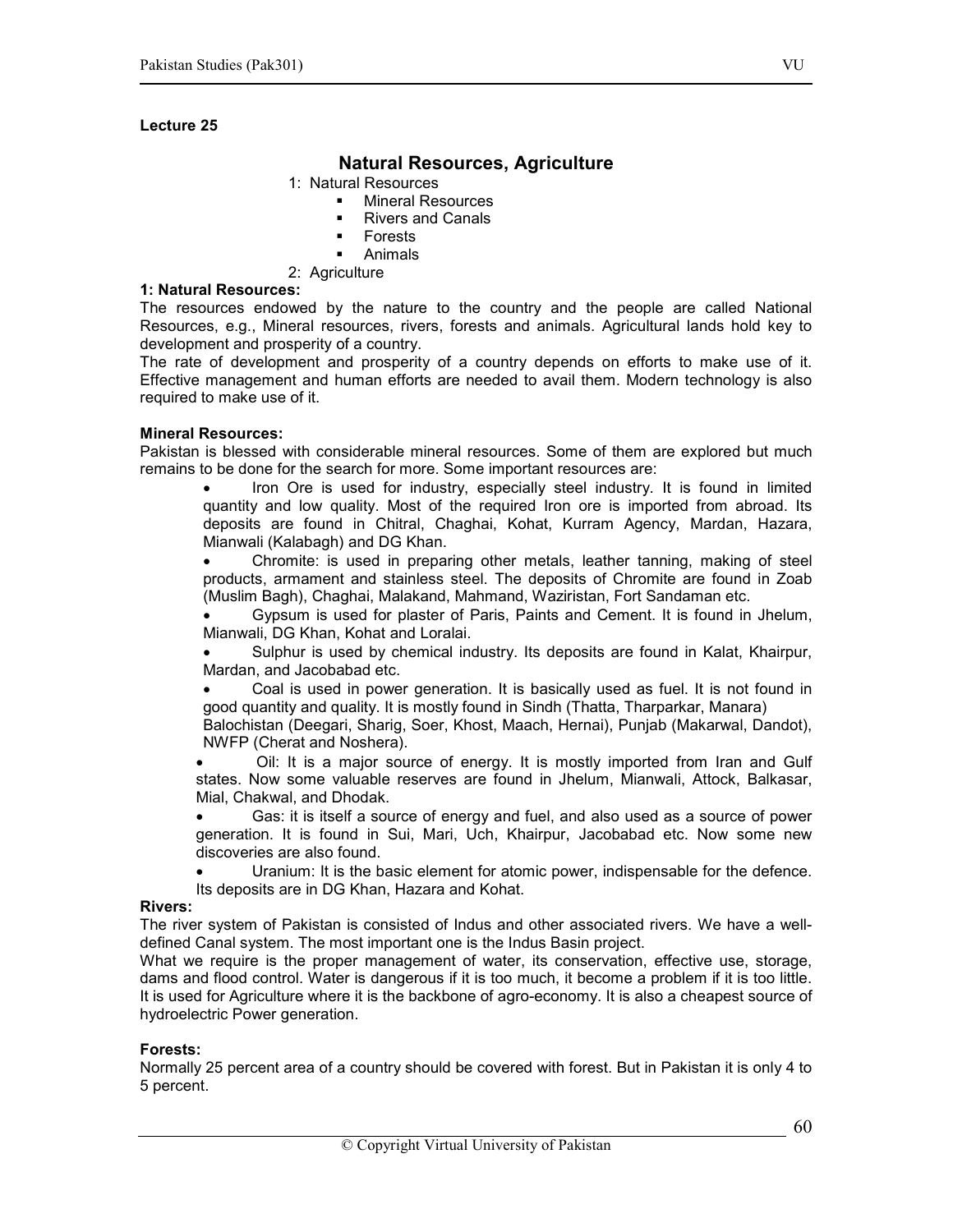**Lecture 25**

## Natural Resources, Agriculture

1: Natural Resources
  - Mineral Resources
  - Rivers and Canals
  - Forests
  - Animals

2: Agriculture

**1: Natural Resources:**

The resources endowed by the nature to the country and the people are called National Resources, e.g., Mineral resources, rivers, forests and animals. Agricultural lands hold key to development and prosperity of a country.

The rate of development and prosperity of a country depends on efforts to make use of it. Effective management and human efforts are needed to avail them. Modern technology is also required to make use of it.

**Mineral Resources:**

Pakistan is blessed with considerable mineral resources. Some of them are explored but much remains to be done for the search for more. Some important resources are:

- Iron Ore is used for industry, especially steel industry. It is found in limited quantity and low quality. Most of the required Iron ore is imported from abroad. Its deposits are found in Chitral, Chaghai, Kohat, Kurram Agency, Mardan, Hazara, Mianwali (Kalabagh) and DG Khan.
- Chromite: is used in preparing other metals, leather tanning, making of steel products, armament and stainless steel. The deposits of Chromite are found in Zoab (Muslim Bagh), Chaghai, Malakand, Mahmand, Waziristan, Fort Sandaman etc.
- Gypsum is used for plaster of Paris, Paints and Cement. It is found in Jhelum, Mianwali, DG Khan, Kohat and Loralai.
- Sulphur is used by chemical industry. Its deposits are found in Kalat, Khairpur, Mardan, and Jacobabad etc.
- Coal is used in power generation. It is basically used as fuel. It is not found in good quantity and quality. It is mostly found in Sindh (Thatta, Tharparkar, Manara) Balochistan (Deegari, Sharig, Soer, Khost, Maach, Hernai), Punjab (Makarwal, Dandot), NWFP (Cherat and Noshera).
- Oil: It is a major source of energy. It is mostly imported from Iran and Gulf states. Now some valuable reserves are found in Jhelum, Mianwali, Attock, Balkasar, Mial, Chakwal, and Dhodak.
- Gas: it is itself a source of energy and fuel, and also used as a source of power generation. It is found in Sui, Mari, Uch, Khairpur, Jacobabad etc. Now some new discoveries are also found.
- Uranium: It is the basic element for atomic power, indispensable for the defence. Its deposits are in DG Khan, Hazara and Kohat.

**Rivers:**

The river system of Pakistan is consisted of Indus and other associated rivers. We have a well-defined Canal system. The most important one is the Indus Basin project.

What we require is the proper management of water, its conservation, effective use, storage, dams and flood control. Water is dangerous if it is too much, it become a problem if it is too little. It is used for Agriculture where it is the backbone of agro-economy. It is also a cheapest source of hydroelectric Power generation.

**Forests:**

Normally 25 percent area of a country should be covered with forest. But in Pakistan it is only 4 to 5 percent.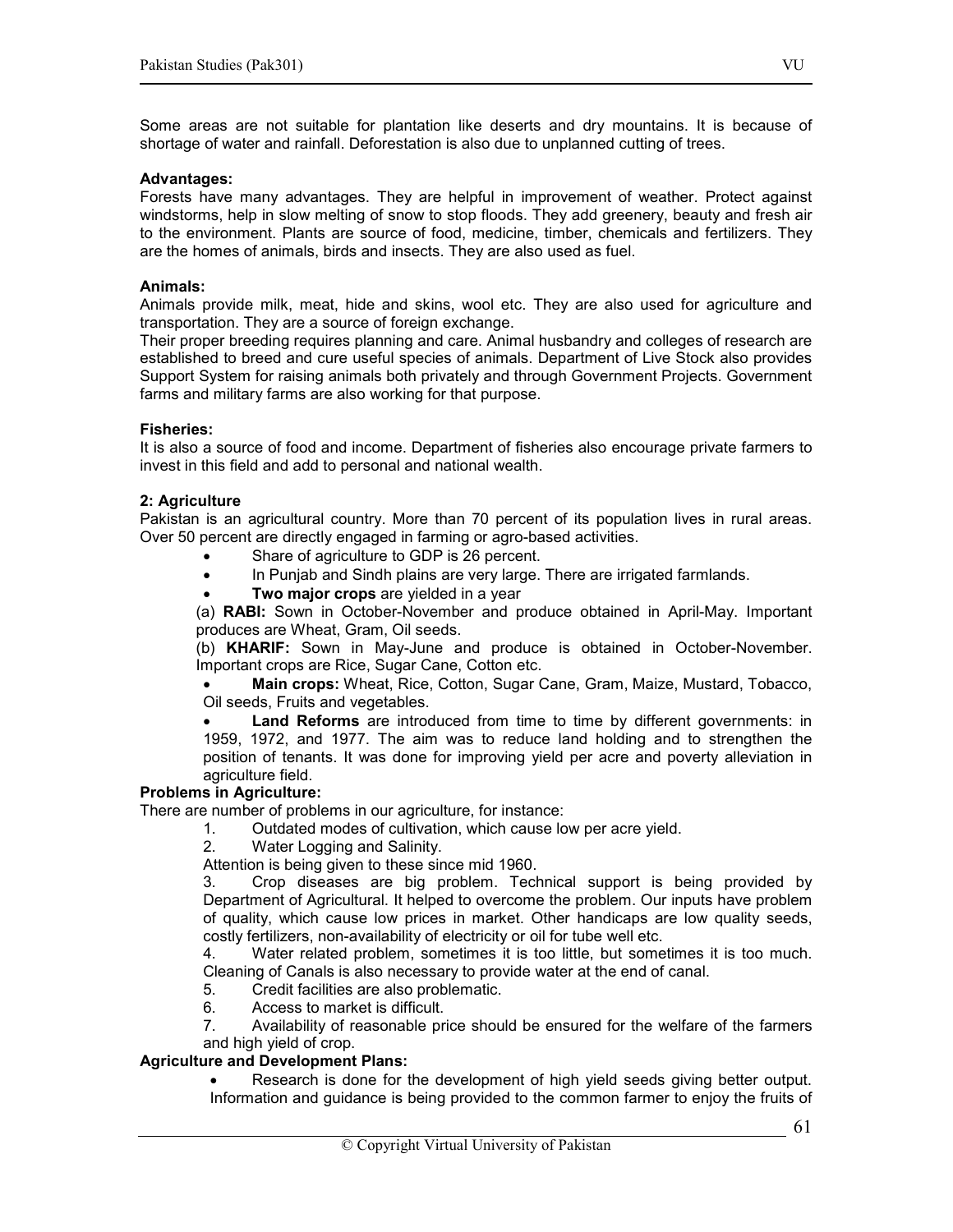Some areas are not suitable for plantation like deserts and dry mountains. It is because of shortage of water and rainfall. Deforestation is also due to unplanned cutting of trees.

**Advantages:**
Forests have many advantages. They are helpful in improvement of weather. Protect against windstorms, help in slow melting of snow to stop floods. They add greenery, beauty and fresh air to the environment. Plants are source of food, medicine, timber, chemicals and fertilizers. They are the homes of animals, birds and insects. They are also used as fuel.

**Animals:**
Animals provide milk, meat, hide and skins, wool etc. They are also used for agriculture and transportation. They are a source of foreign exchange.
Their proper breeding requires planning and care. Animal husbandry and colleges of research are established to breed and cure useful species of animals. Department of Live Stock also provides Support System for raising animals both privately and through Government Projects. Government farms and military farms are also working for that purpose.

**Fisheries:**
It is also a source of food and income. Department of fisheries also encourage private farmers to invest in this field and add to personal and national wealth.

**2: Agriculture**
Pakistan is an agricultural country. More than 70 percent of its population lives in rural areas. Over 50 percent are directly engaged in farming or agro-based activities.

- Share of agriculture to GDP is 26 percent.
- In Punjab and Sindh plains are very large. There are irrigated farmlands.
- **Two major crops** are yielded in a year

(a) **RABI:** Sown in October-November and produce obtained in April-May. Important produces are Wheat, Gram, Oil seeds.

(b) **KHARIF:** Sown in May-June and produce is obtained in October-November. Important crops are Rice, Sugar Cane, Cotton etc.

- **Main crops:** Wheat, Rice, Cotton, Sugar Cane, Gram, Maize, Mustard, Tobacco, Oil seeds, Fruits and vegetables.
- **Land Reforms** are introduced from time to time by different governments: in 1959, 1972, and 1977. The aim was to reduce land holding and to strengthen the position of tenants. It was done for improving yield per acre and poverty alleviation in agriculture field.

**Problems in Agriculture:**
There are number of problems in our agriculture, for instance:

1. Outdated modes of cultivation, which cause low per acre yield.
2. Water Logging and Salinity.

Attention is being given to these since mid 1960.

3. Crop diseases are big problem. Technical support is being provided by Department of Agricultural. It helped to overcome the problem. Our inputs have problem of quality, which cause low prices in market. Other handicaps are low quality seeds, costly fertilizers, non-availability of electricity or oil for tube well etc.
4. Water related problem, sometimes it is too little, but sometimes it is too much. Cleaning of Canals is also necessary to provide water at the end of canal.
5. Credit facilities are also problematic.
6. Access to market is difficult.
7. Availability of reasonable price should be ensured for the welfare of the farmers and high yield of crop.

**Agriculture and Development Plans:**

- Research is done for the development of high yield seeds giving better output. Information and guidance is being provided to the common farmer to enjoy the fruits of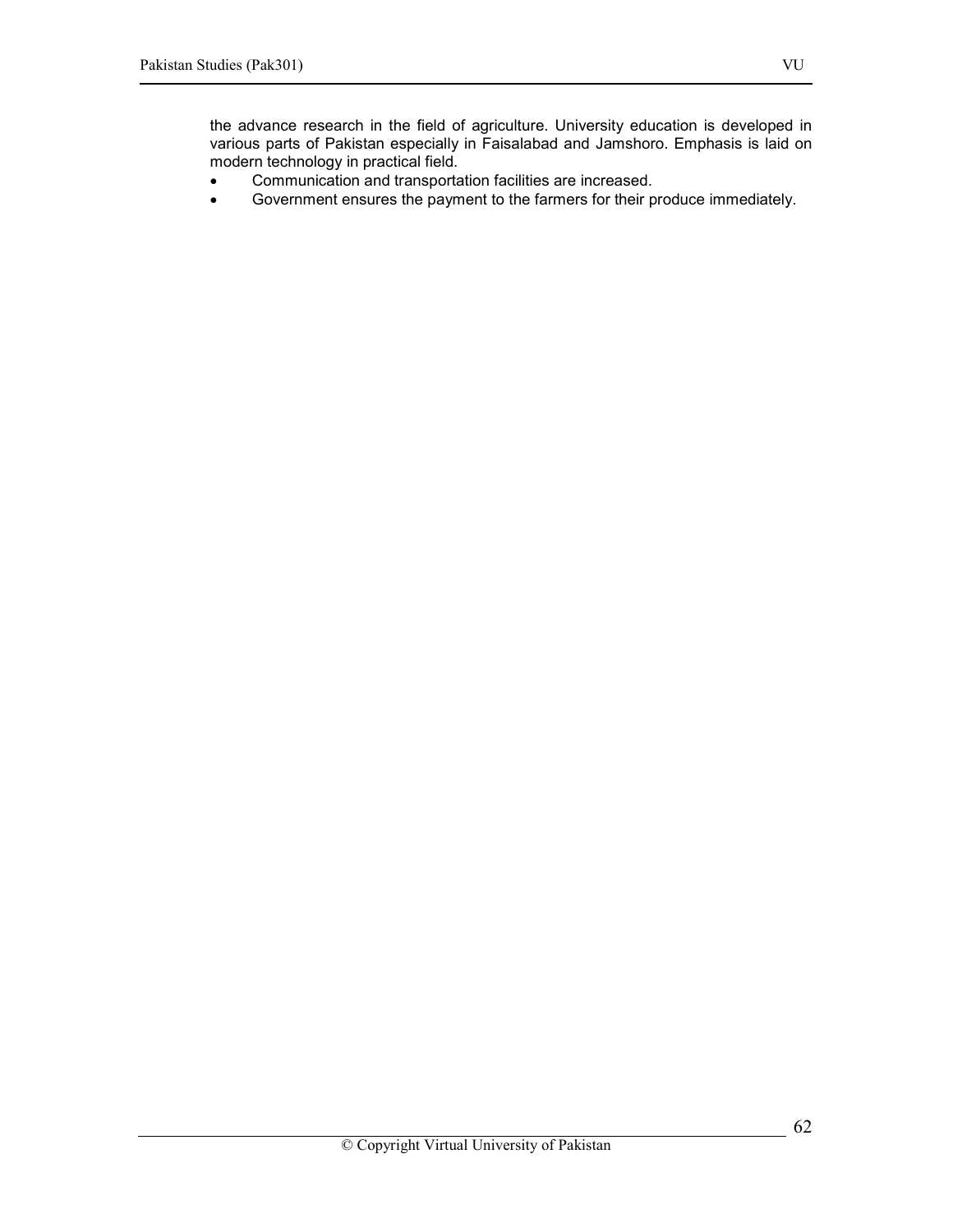the advance research in the field of agriculture. University education is developed in various parts of Pakistan especially in Faisalabad and Jamshoro. Emphasis is laid on modern technology in practical field.

- Communication and transportation facilities are increased.
- Government ensures the payment to the farmers for their produce immediately.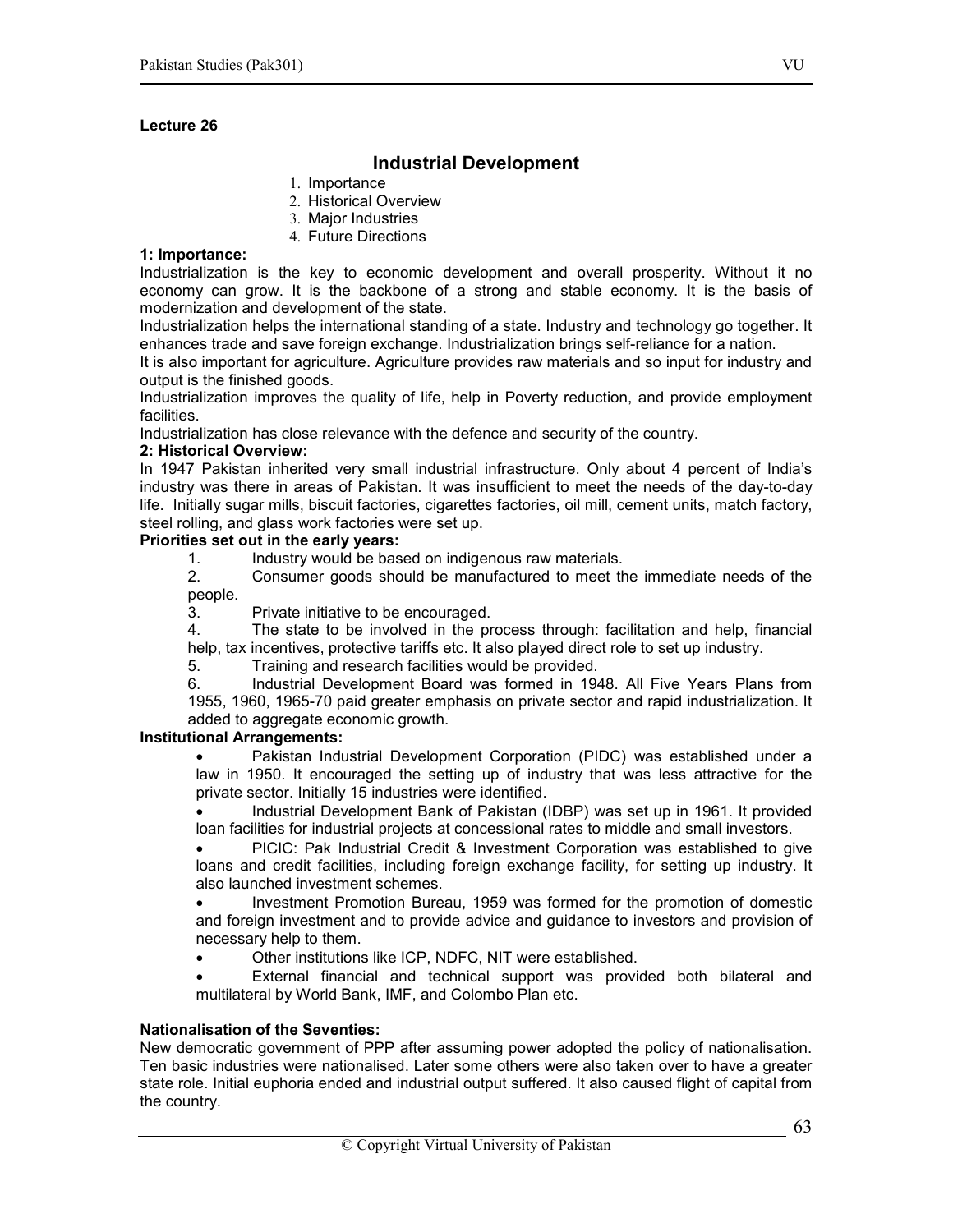## Lecture 26

# Industrial Development

1. Importance
2. Historical Overview
3. Major Industries
4. Future Directions

**1: Importance:**

Industrialization is the key to economic development and overall prosperity. Without it no economy can grow. It is the backbone of a strong and stable economy. It is the basis of modernization and development of the state.

Industrialization helps the international standing of a state. Industry and technology go together. It enhances trade and save foreign exchange. Industrialization brings self-reliance for a nation.

It is also important for agriculture. Agriculture provides raw materials and so input for industry and output is the finished goods.

Industrialization improves the quality of life, help in Poverty reduction, and provide employment facilities.

Industrialization has close relevance with the defence and security of the country.

**2: Historical Overview:**

In 1947 Pakistan inherited very small industrial infrastructure. Only about 4 percent of India's industry was there in areas of Pakistan. It was insufficient to meet the needs of the day-to-day life. Initially sugar mills, biscuit factories, cigarettes factories, oil mill, cement units, match factory, steel rolling, and glass work factories were set up.

**Priorities set out in the early years:**

1. Industry would be based on indigenous raw materials.
2. Consumer goods should be manufactured to meet the immediate needs of the people.
3. Private initiative to be encouraged.
4. The state to be involved in the process through: facilitation and help, financial help, tax incentives, protective tariffs etc. It also played direct role to set up industry.
5. Training and research facilities would be provided.
6. Industrial Development Board was formed in 1948. All Five Years Plans from 1955, 1960, 1965-70 paid greater emphasis on private sector and rapid industrialization. It added to aggregate economic growth.

**Institutional Arrangements:**

- Pakistan Industrial Development Corporation (PIDC) was established under a law in 1950. It encouraged the setting up of industry that was less attractive for the private sector. Initially 15 industries were identified.
- Industrial Development Bank of Pakistan (IDBP) was set up in 1961. It provided loan facilities for industrial projects at concessional rates to middle and small investors.
- PICIC: Pak Industrial Credit & Investment Corporation was established to give loans and credit facilities, including foreign exchange facility, for setting up industry. It also launched investment schemes.
- Investment Promotion Bureau, 1959 was formed for the promotion of domestic and foreign investment and to provide advice and guidance to investors and provision of necessary help to them.
- Other institutions like ICP, NDFC, NIT were established.
- External financial and technical support was provided both bilateral and multilateral by World Bank, IMF, and Colombo Plan etc.

**Nationalisation of the Seventies:**

New democratic government of PPP after assuming power adopted the policy of nationalisation. Ten basic industries were nationalised. Later some others were also taken over to have a greater state role. Initial euphoria ended and industrial output suffered. It also caused flight of capital from the country.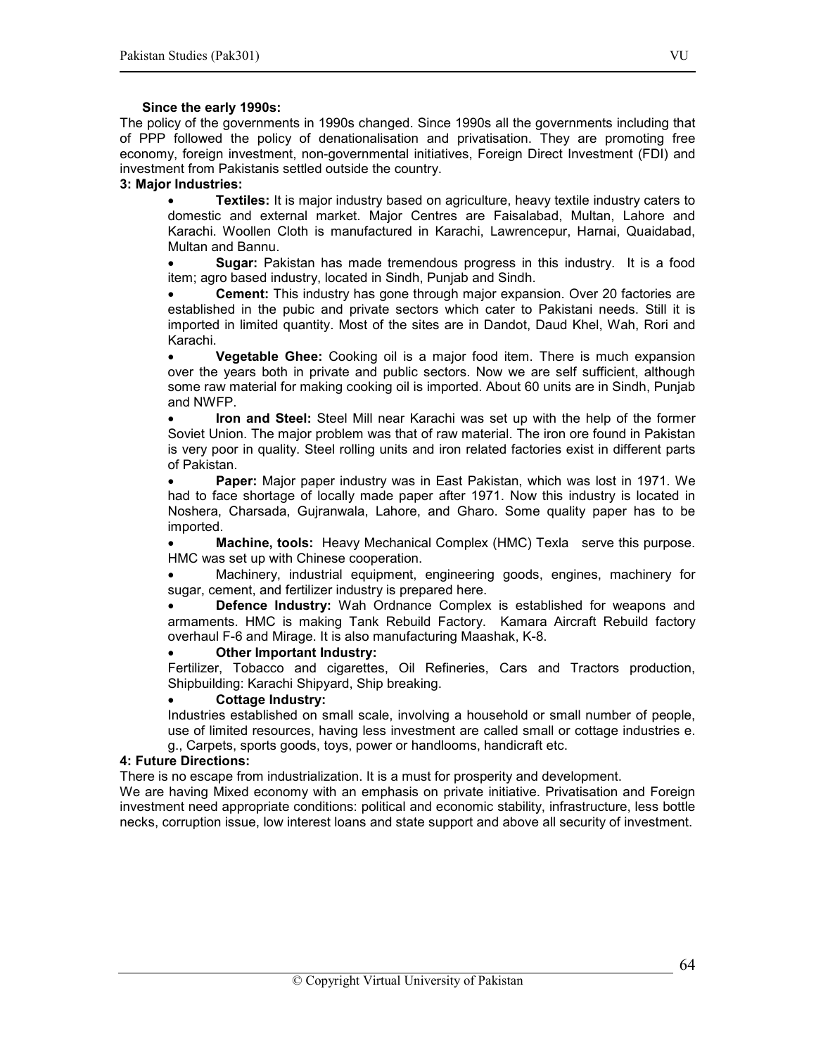**Since the early 1990s:**

The policy of the governments in 1990s changed. Since 1990s all the governments including that of PPP followed the policy of denationalisation and privatisation. They are promoting free economy, foreign investment, non-governmental initiatives, Foreign Direct Investment (FDI) and investment from Pakistanis settled outside the country.

**3: Major Industries:**

- **Textiles:** It is major industry based on agriculture, heavy textile industry caters to domestic and external market. Major Centres are Faisalabad, Multan, Lahore and Karachi. Woollen Cloth is manufactured in Karachi, Lawrencepur, Harnai, Quaidabad, Multan and Bannu.
- **Sugar:** Pakistan has made tremendous progress in this industry. It is a food item; agro based industry, located in Sindh, Punjab and Sindh.
- **Cement:** This industry has gone through major expansion. Over 20 factories are established in the pubic and private sectors which cater to Pakistani needs. Still it is imported in limited quantity. Most of the sites are in Dandot, Daud Khel, Wah, Rori and Karachi.
- **Vegetable Ghee:** Cooking oil is a major food item. There is much expansion over the years both in private and public sectors. Now we are self sufficient, although some raw material for making cooking oil is imported. About 60 units are in Sindh, Punjab and NWFP.
- **Iron and Steel:** Steel Mill near Karachi was set up with the help of the former Soviet Union. The major problem was that of raw material. The iron ore found in Pakistan is very poor in quality. Steel rolling units and iron related factories exist in different parts of Pakistan.
- **Paper:** Major paper industry was in East Pakistan, which was lost in 1971. We had to face shortage of locally made paper after 1971. Now this industry is located in Noshera, Charsada, Gujranwala, Lahore, and Gharo. Some quality paper has to be imported.
- **Machine, tools:** Heavy Mechanical Complex (HMC) Texla serve this purpose. HMC was set up with Chinese cooperation.
- Machinery, industrial equipment, engineering goods, engines, machinery for sugar, cement, and fertilizer industry is prepared here.
- **Defence Industry:** Wah Ordnance Complex is established for weapons and armaments. HMC is making Tank Rebuild Factory. Kamara Aircraft Rebuild factory overhaul F-6 and Mirage. It is also manufacturing Maashak, K-8.
- **Other Important Industry:**

  Fertilizer, Tobacco and cigarettes, Oil Refineries, Cars and Tractors production, Shipbuilding: Karachi Shipyard, Ship breaking.
- **Cottage Industry:**

  Industries established on small scale, involving a household or small number of people, use of limited resources, having less investment are called small or cottage industries e. g., Carpets, sports goods, toys, power or handlooms, handicraft etc.

**4: Future Directions:**

There is no escape from industrialization. It is a must for prosperity and development.

We are having Mixed economy with an emphasis on private initiative. Privatisation and Foreign investment need appropriate conditions: political and economic stability, infrastructure, less bottle necks, corruption issue, low interest loans and state support and above all security of investment.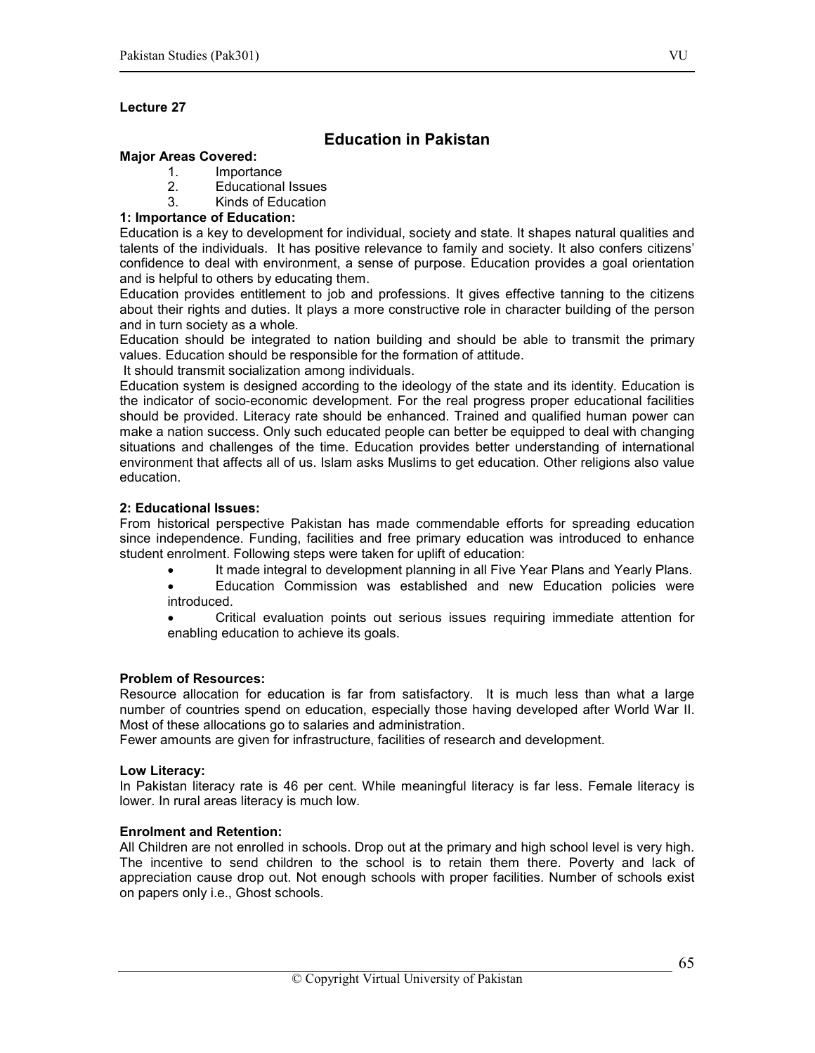**Lecture 27**

## Education in Pakistan

**Major Areas Covered:**

1. Importance
2. Educational Issues
3. Kinds of Education

**1: Importance of Education:**

Education is a key to development for individual, society and state. It shapes natural qualities and talents of the individuals. It has positive relevance to family and society. It also confers citizens' confidence to deal with environment, a sense of purpose. Education provides a goal orientation and is helpful to others by educating them.

Education provides entitlement to job and professions. It gives effective tanning to the citizens about their rights and duties. It plays a more constructive role in character building of the person and in turn society as a whole.

Education should be integrated to nation building and should be able to transmit the primary values. Education should be responsible for the formation of attitude.

It should transmit socialization among individuals.

Education system is designed according to the ideology of the state and its identity. Education is the indicator of socio-economic development. For the real progress proper educational facilities should be provided. Literacy rate should be enhanced. Trained and qualified human power can make a nation success. Only such educated people can better be equipped to deal with changing situations and challenges of the time. Education provides better understanding of international environment that affects all of us. Islam asks Muslims to get education. Other religions also value education.

**2: Educational Issues:**

From historical perspective Pakistan has made commendable efforts for spreading education since independence. Funding, facilities and free primary education was introduced to enhance student enrolment. Following steps were taken for uplift of education:

- It made integral to development planning in all Five Year Plans and Yearly Plans.
- Education Commission was established and new Education policies were introduced.
- Critical evaluation points out serious issues requiring immediate attention for enabling education to achieve its goals.

**Problem of Resources:**

Resource allocation for education is far from satisfactory. It is much less than what a large number of countries spend on education, especially those having developed after World War II. Most of these allocations go to salaries and administration.

Fewer amounts are given for infrastructure, facilities of research and development.

**Low Literacy:**

In Pakistan literacy rate is 46 per cent. While meaningful literacy is far less. Female literacy is lower. In rural areas literacy is much low.

**Enrolment and Retention:**

All Children are not enrolled in schools. Drop out at the primary and high school level is very high. The incentive to send children to the school is to retain them there. Poverty and lack of appreciation cause drop out. Not enough schools with proper facilities. Number of schools exist on papers only i.e., Ghost schools.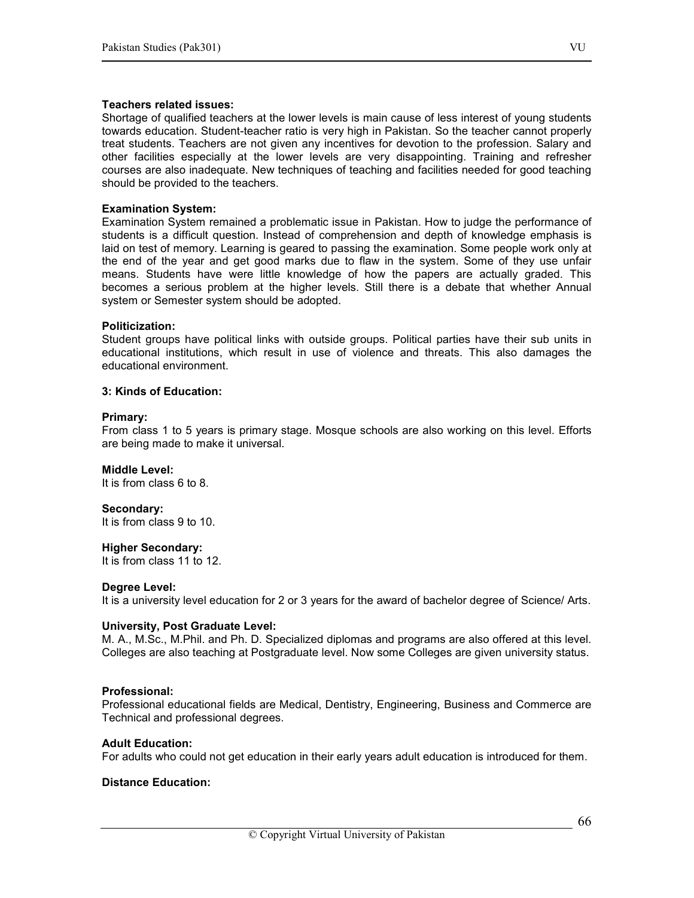**Teachers related issues:**
Shortage of qualified teachers at the lower levels is main cause of less interest of young students towards education. Student-teacher ratio is very high in Pakistan. So the teacher cannot properly treat students. Teachers are not given any incentives for devotion to the profession. Salary and other facilities especially at the lower levels are very disappointing. Training and refresher courses are also inadequate. New techniques of teaching and facilities needed for good teaching should be provided to the teachers.

**Examination System:**
Examination System remained a problematic issue in Pakistan. How to judge the performance of students is a difficult question. Instead of comprehension and depth of knowledge emphasis is laid on test of memory. Learning is geared to passing the examination. Some people work only at the end of the year and get good marks due to flaw in the system. Some of they use unfair means. Students have were little knowledge of how the papers are actually graded. This becomes a serious problem at the higher levels. Still there is a debate that whether Annual system or Semester system should be adopted.

**Politicization:**
Student groups have political links with outside groups. Political parties have their sub units in educational institutions, which result in use of violence and threats. This also damages the educational environment.

**3: Kinds of Education:**

**Primary:**
From class 1 to 5 years is primary stage. Mosque schools are also working on this level. Efforts are being made to make it universal.

**Middle Level:**
It is from class 6 to 8.

**Secondary:**
It is from class 9 to 10.

**Higher Secondary:**
It is from class 11 to 12.

**Degree Level:**
It is a university level education for 2 or 3 years for the award of bachelor degree of Science/ Arts.

**University, Post Graduate Level:**
M. A., M.Sc., M.Phil. and Ph. D. Specialized diplomas and programs are also offered at this level. Colleges are also teaching at Postgraduate level. Now some Colleges are given university status.

**Professional:**
Professional educational fields are Medical, Dentistry, Engineering, Business and Commerce are Technical and professional degrees.

**Adult Education:**
For adults who could not get education in their early years adult education is introduced for them.

**Distance Education:**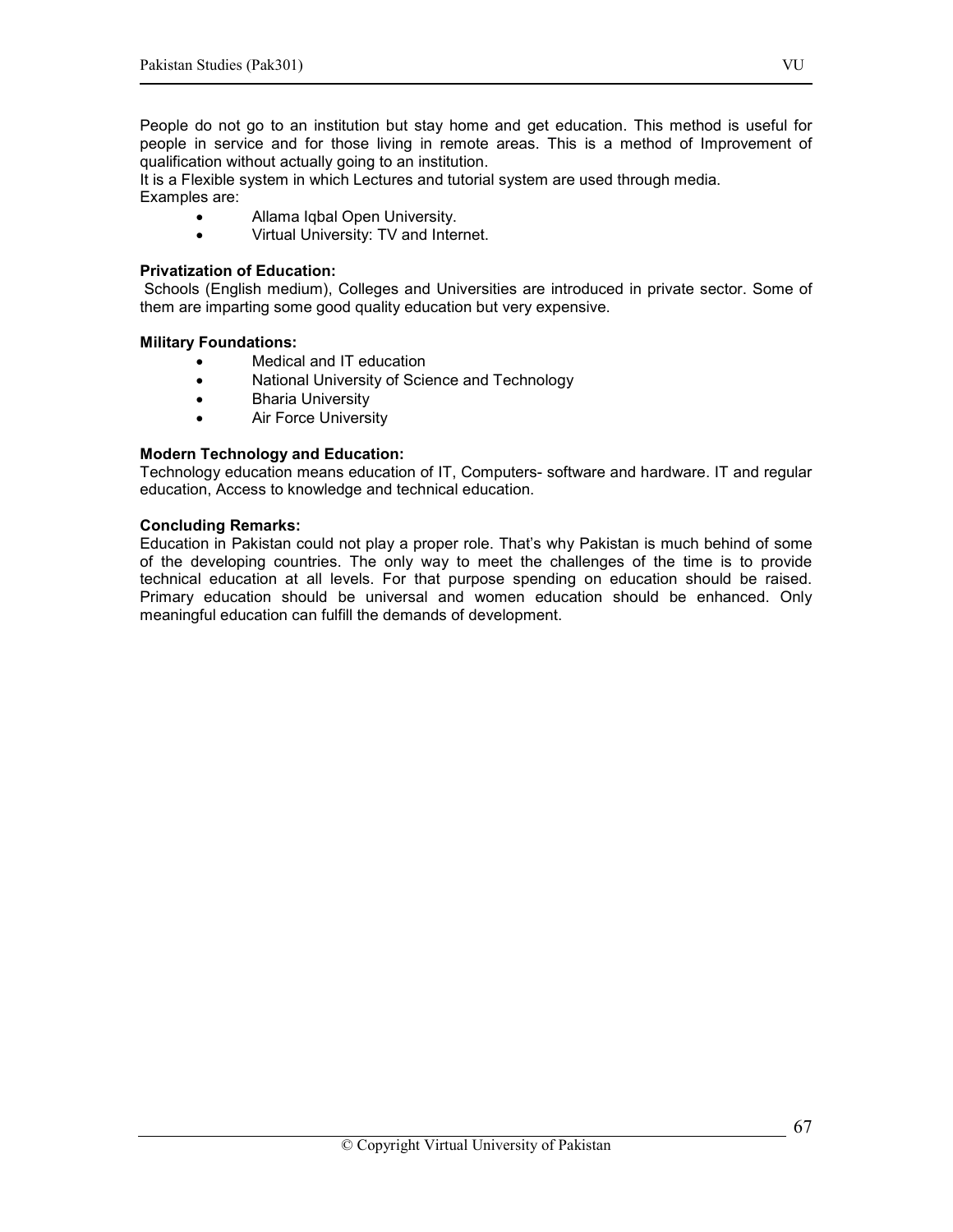People do not go to an institution but stay home and get education. This method is useful for people in service and for those living in remote areas. This is a method of Improvement of qualification without actually going to an institution.
It is a Flexible system in which Lectures and tutorial system are used through media.
Examples are:

- Allama Iqbal Open University.
- Virtual University: TV and Internet.

**Privatization of Education:**
Schools (English medium), Colleges and Universities are introduced in private sector. Some of them are imparting some good quality education but very expensive.

**Military Foundations:**

- Medical and IT education
- National University of Science and Technology
- Bharia University
- Air Force University

**Modern Technology and Education:**
Technology education means education of IT, Computers- software and hardware. IT and regular education, Access to knowledge and technical education.

**Concluding Remarks:**
Education in Pakistan could not play a proper role. That's why Pakistan is much behind of some of the developing countries. The only way to meet the challenges of the time is to provide technical education at all levels. For that purpose spending on education should be raised. Primary education should be universal and women education should be enhanced. Only meaningful education can fulfill the demands of development.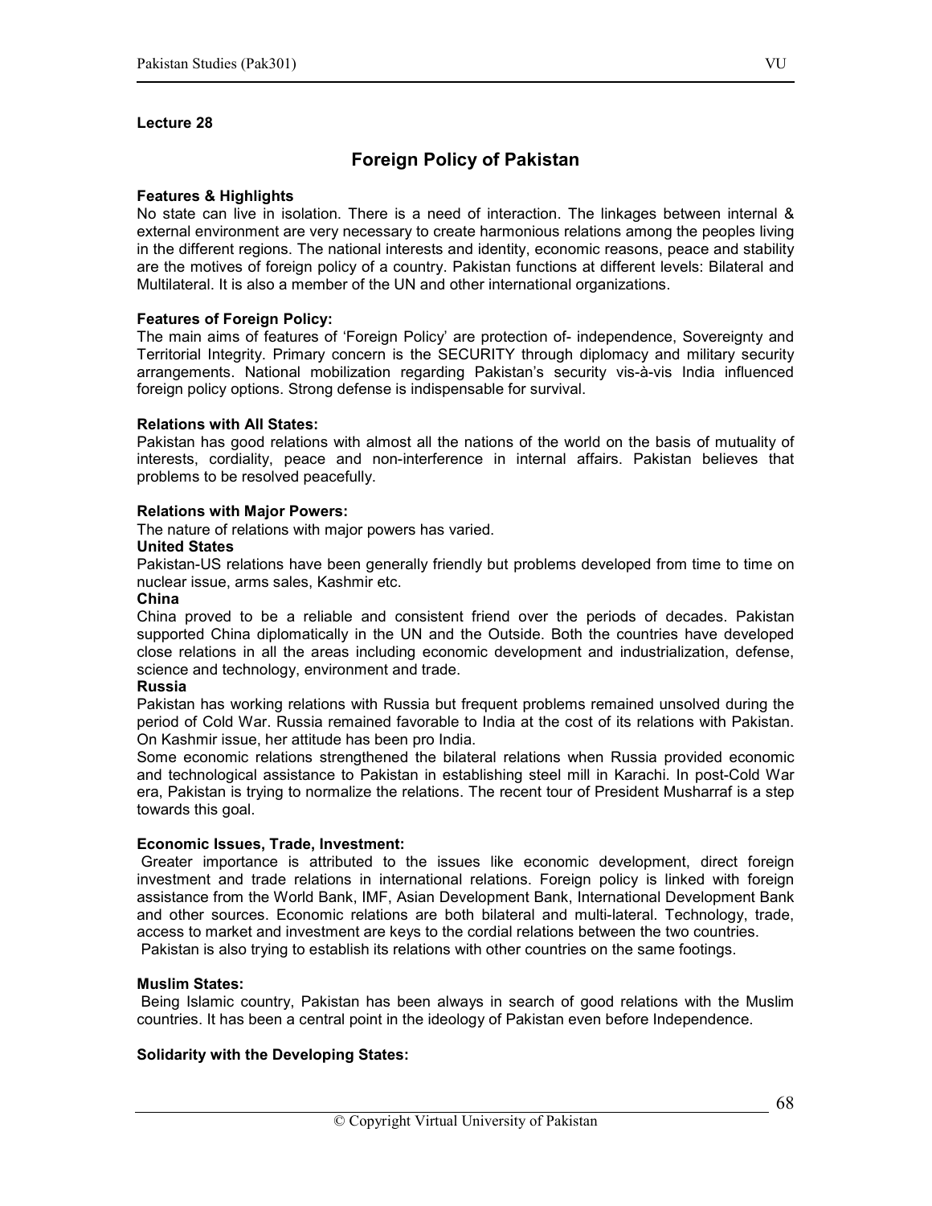**Lecture 28**

# Foreign Policy of Pakistan

**Features & Highlights**

No state can live in isolation. There is a need of interaction. The linkages between internal & external environment are very necessary to create harmonious relations among the peoples living in the different regions. The national interests and identity, economic reasons, peace and stability are the motives of foreign policy of a country. Pakistan functions at different levels: Bilateral and Multilateral. It is also a member of the UN and other international organizations.

**Features of Foreign Policy:**

The main aims of features of 'Foreign Policy' are protection of- independence, Sovereignty and Territorial Integrity. Primary concern is the SECURITY through diplomacy and military security arrangements. National mobilization regarding Pakistan's security vis-à-vis India influenced foreign policy options. Strong defense is indispensable for survival.

**Relations with All States:**

Pakistan has good relations with almost all the nations of the world on the basis of mutuality of interests, cordiality, peace and non-interference in internal affairs. Pakistan believes that problems to be resolved peacefully.

**Relations with Major Powers:**

The nature of relations with major powers has varied.

**United States**

Pakistan-US relations have been generally friendly but problems developed from time to time on nuclear issue, arms sales, Kashmir etc.

**China**

China proved to be a reliable and consistent friend over the periods of decades. Pakistan supported China diplomatically in the UN and the Outside. Both the countries have developed close relations in all the areas including economic development and industrialization, defense, science and technology, environment and trade.

**Russia**

Pakistan has working relations with Russia but frequent problems remained unsolved during the period of Cold War. Russia remained favorable to India at the cost of its relations with Pakistan. On Kashmir issue, her attitude has been pro India.

Some economic relations strengthened the bilateral relations when Russia provided economic and technological assistance to Pakistan in establishing steel mill in Karachi. In post-Cold War era, Pakistan is trying to normalize the relations. The recent tour of President Musharraf is a step towards this goal.

**Economic Issues, Trade, Investment:**

Greater importance is attributed to the issues like economic development, direct foreign investment and trade relations in international relations. Foreign policy is linked with foreign assistance from the World Bank, IMF, Asian Development Bank, International Development Bank and other sources. Economic relations are both bilateral and multi-lateral. Technology, trade, access to market and investment are keys to the cordial relations between the two countries.

Pakistan is also trying to establish its relations with other countries on the same footings.

**Muslim States:**

Being Islamic country, Pakistan has been always in search of good relations with the Muslim countries. It has been a central point in the ideology of Pakistan even before Independence.

**Solidarity with the Developing States:**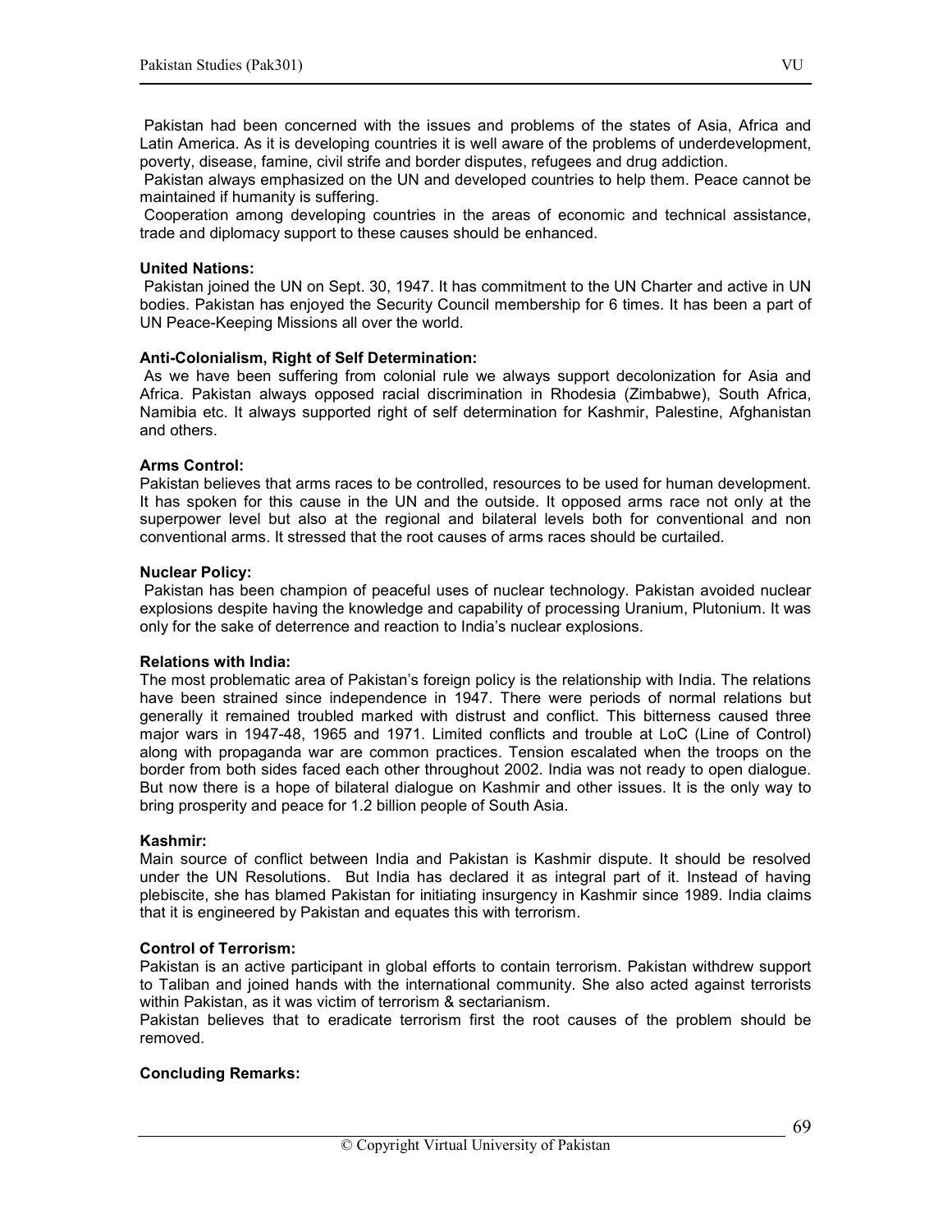Pakistan had been concerned with the issues and problems of the states of Asia, Africa and Latin America. As it is developing countries it is well aware of the problems of underdevelopment, poverty, disease, famine, civil strife and border disputes, refugees and drug addiction.

Pakistan always emphasized on the UN and developed countries to help them. Peace cannot be maintained if humanity is suffering.

Cooperation among developing countries in the areas of economic and technical assistance, trade and diplomacy support to these causes should be enhanced.

**United Nations:**

Pakistan joined the UN on Sept. 30, 1947. It has commitment to the UN Charter and active in UN bodies. Pakistan has enjoyed the Security Council membership for 6 times. It has been a part of UN Peace-Keeping Missions all over the world.

**Anti-Colonialism, Right of Self Determination:**

As we have been suffering from colonial rule we always support decolonization for Asia and Africa. Pakistan always opposed racial discrimination in Rhodesia (Zimbabwe), South Africa, Namibia etc. It always supported right of self determination for Kashmir, Palestine, Afghanistan and others.

**Arms Control:**

Pakistan believes that arms races to be controlled, resources to be used for human development. It has spoken for this cause in the UN and the outside. It opposed arms race not only at the superpower level but also at the regional and bilateral levels both for conventional and non conventional arms. It stressed that the root causes of arms races should be curtailed.

**Nuclear Policy:**

Pakistan has been champion of peaceful uses of nuclear technology. Pakistan avoided nuclear explosions despite having the knowledge and capability of processing Uranium, Plutonium. It was only for the sake of deterrence and reaction to India's nuclear explosions.

**Relations with India:**

The most problematic area of Pakistan's foreign policy is the relationship with India. The relations have been strained since independence in 1947. There were periods of normal relations but generally it remained troubled marked with distrust and conflict. This bitterness caused three major wars in 1947-48, 1965 and 1971. Limited conflicts and trouble at LoC (Line of Control) along with propaganda war are common practices. Tension escalated when the troops on the border from both sides faced each other throughout 2002. India was not ready to open dialogue. But now there is a hope of bilateral dialogue on Kashmir and other issues. It is the only way to bring prosperity and peace for 1.2 billion people of South Asia.

**Kashmir:**

Main source of conflict between India and Pakistan is Kashmir dispute. It should be resolved under the UN Resolutions. But India has declared it as integral part of it. Instead of having plebiscite, she has blamed Pakistan for initiating insurgency in Kashmir since 1989. India claims that it is engineered by Pakistan and equates this with terrorism.

**Control of Terrorism:**

Pakistan is an active participant in global efforts to contain terrorism. Pakistan withdrew support to Taliban and joined hands with the international community. She also acted against terrorists within Pakistan, as it was victim of terrorism & sectarianism.

Pakistan believes that to eradicate terrorism first the root causes of the problem should be removed.

**Concluding Remarks:**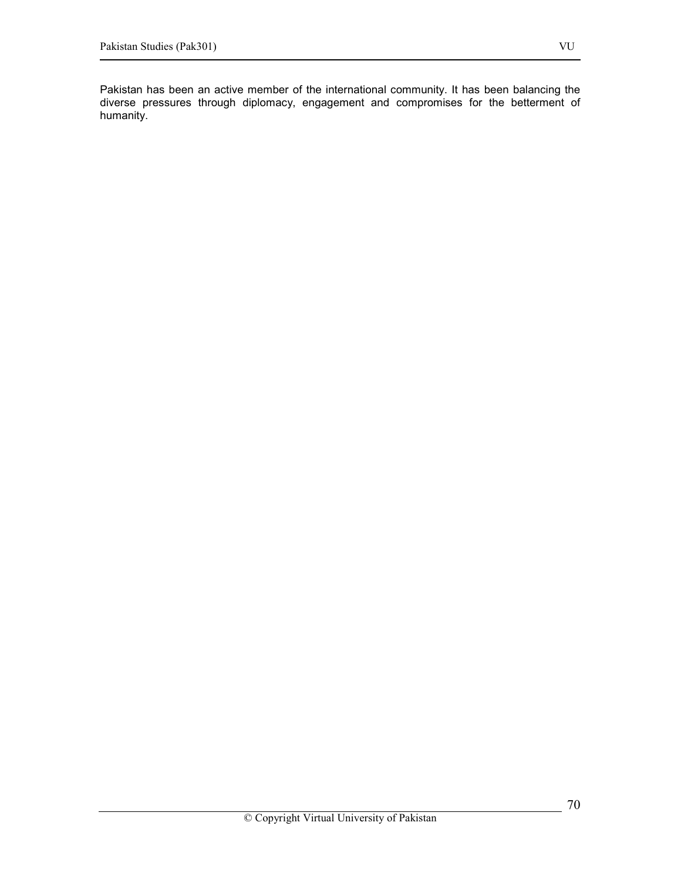Pakistan has been an active member of the international community. It has been balancing the diverse pressures through diplomacy, engagement and compromises for the betterment of humanity.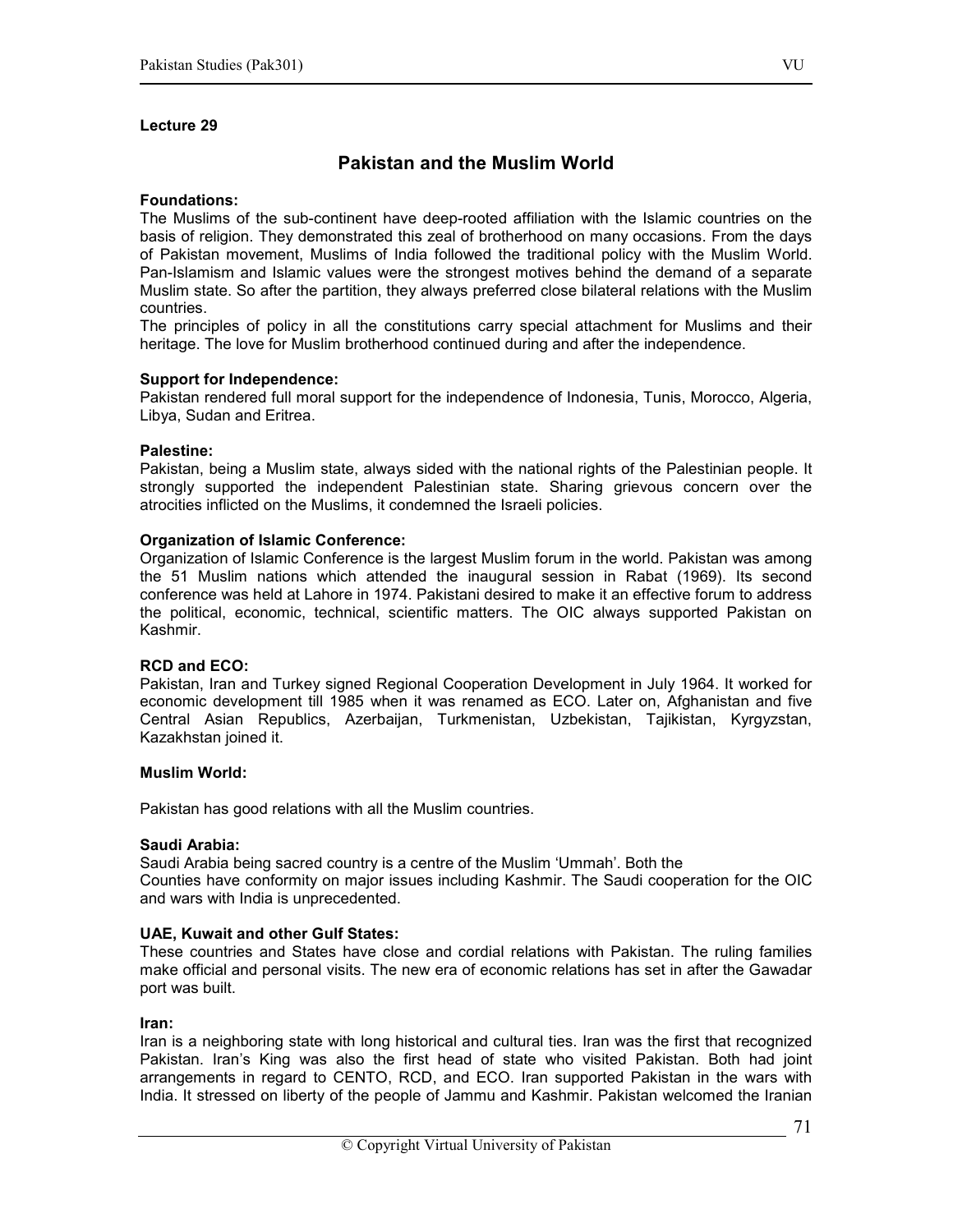## Lecture 29

# Pakistan and the Muslim World

### Foundations:

The Muslims of the sub-continent have deep-rooted affiliation with the Islamic countries on the basis of religion. They demonstrated this zeal of brotherhood on many occasions. From the days of Pakistan movement, Muslims of India followed the traditional policy with the Muslim World. Pan-Islamism and Islamic values were the strongest motives behind the demand of a separate Muslim state. So after the partition, they always preferred close bilateral relations with the Muslim countries.

The principles of policy in all the constitutions carry special attachment for Muslims and their heritage. The love for Muslim brotherhood continued during and after the independence.

### Support for Independence:

Pakistan rendered full moral support for the independence of Indonesia, Tunis, Morocco, Algeria, Libya, Sudan and Eritrea.

### Palestine:

Pakistan, being a Muslim state, always sided with the national rights of the Palestinian people. It strongly supported the independent Palestinian state. Sharing grievous concern over the atrocities inflicted on the Muslims, it condemned the Israeli policies.

### Organization of Islamic Conference:

Organization of Islamic Conference is the largest Muslim forum in the world. Pakistan was among the 51 Muslim nations which attended the inaugural session in Rabat (1969). Its second conference was held at Lahore in 1974. Pakistani desired to make it an effective forum to address the political, economic, technical, scientific matters. The OIC always supported Pakistan on Kashmir.

### RCD and ECO:

Pakistan, Iran and Turkey signed Regional Cooperation Development in July 1964. It worked for economic development till 1985 when it was renamed as ECO. Later on, Afghanistan and five Central Asian Republics, Azerbaijan, Turkmenistan, Uzbekistan, Tajikistan, Kyrgyzstan, Kazakhstan joined it.

### Muslim World:

Pakistan has good relations with all the Muslim countries.

### Saudi Arabia:

Saudi Arabia being sacred country is a centre of the Muslim 'Ummah'. Both the Counties have conformity on major issues including Kashmir. The Saudi cooperation for the OIC and wars with India is unprecedented.

### UAE, Kuwait and other Gulf States:

These countries and States have close and cordial relations with Pakistan. The ruling families make official and personal visits. The new era of economic relations has set in after the Gawadar port was built.

### Iran:

Iran is a neighboring state with long historical and cultural ties. Iran was the first that recognized Pakistan. Iran's King was also the first head of state who visited Pakistan. Both had joint arrangements in regard to CENTO, RCD, and ECO. Iran supported Pakistan in the wars with India. It stressed on liberty of the people of Jammu and Kashmir. Pakistan welcomed the Iranian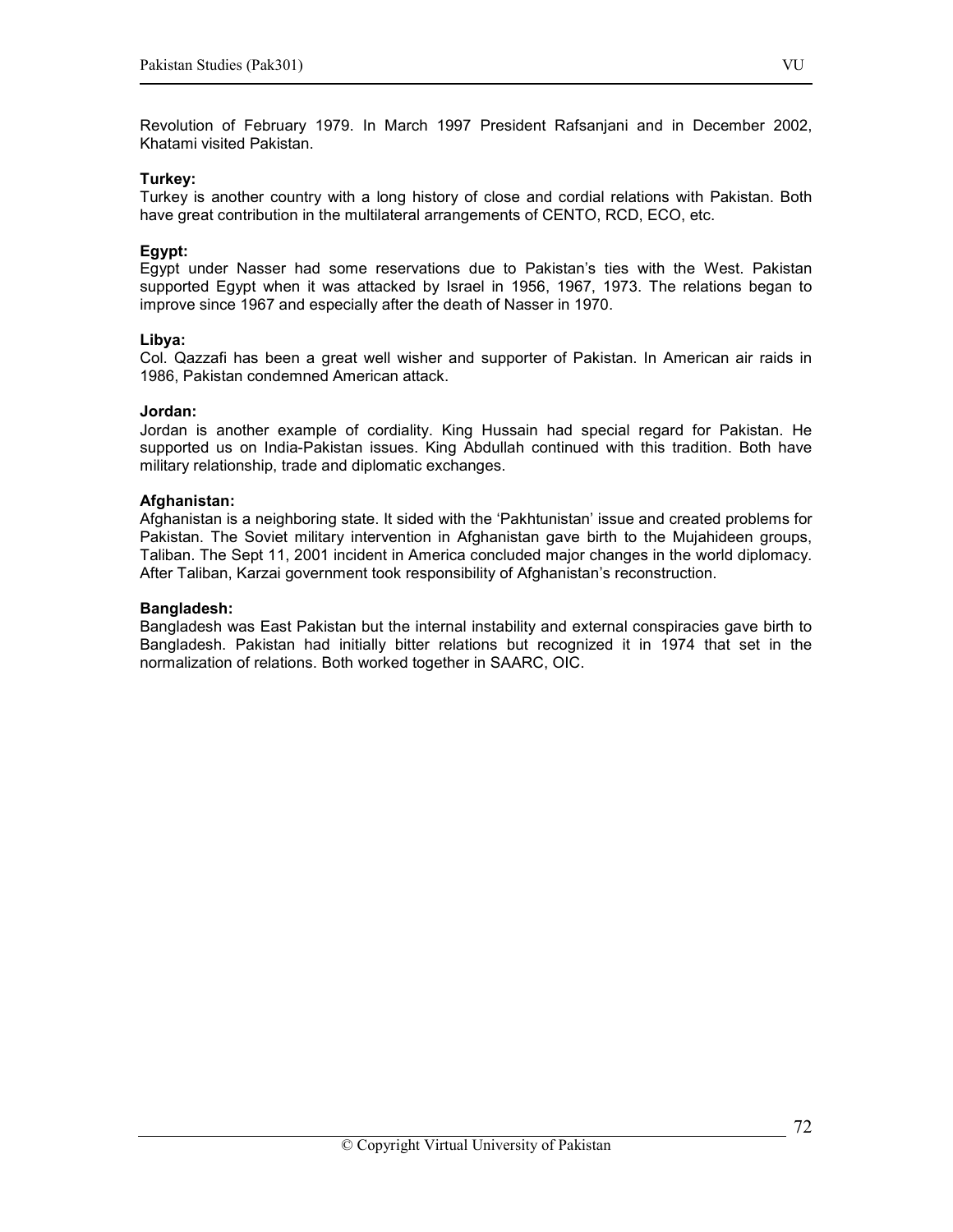Revolution of February 1979. In March 1997 President Rafsanjani and in December 2002, Khatami visited Pakistan.

**Turkey:**
Turkey is another country with a long history of close and cordial relations with Pakistan. Both have great contribution in the multilateral arrangements of CENTO, RCD, ECO, etc.

**Egypt:**
Egypt under Nasser had some reservations due to Pakistan's ties with the West. Pakistan supported Egypt when it was attacked by Israel in 1956, 1967, 1973. The relations began to improve since 1967 and especially after the death of Nasser in 1970.

**Libya:**
Col. Qazzafi has been a great well wisher and supporter of Pakistan. In American air raids in 1986, Pakistan condemned American attack.

**Jordan:**
Jordan is another example of cordiality. King Hussain had special regard for Pakistan. He supported us on India-Pakistan issues. King Abdullah continued with this tradition. Both have military relationship, trade and diplomatic exchanges.

**Afghanistan:**
Afghanistan is a neighboring state. It sided with the 'Pakhtunistan' issue and created problems for Pakistan. The Soviet military intervention in Afghanistan gave birth to the Mujahideen groups, Taliban. The Sept 11, 2001 incident in America concluded major changes in the world diplomacy. After Taliban, Karzai government took responsibility of Afghanistan's reconstruction.

**Bangladesh:**
Bangladesh was East Pakistan but the internal instability and external conspiracies gave birth to Bangladesh. Pakistan had initially bitter relations but recognized it in 1974 that set in the normalization of relations. Both worked together in SAARC, OIC.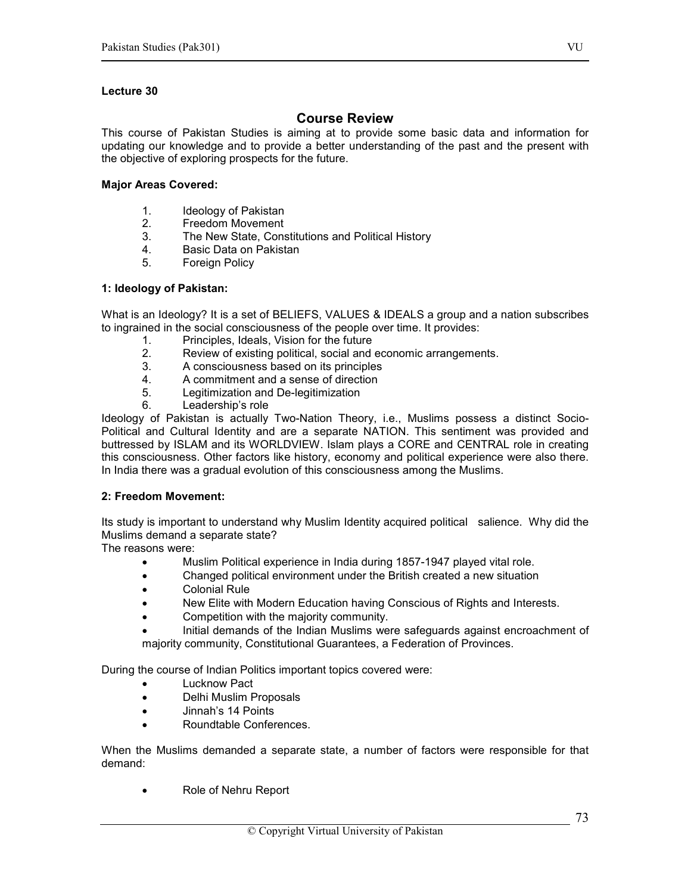**Lecture 30**

## Course Review

This course of Pakistan Studies is aiming at to provide some basic data and information for updating our knowledge and to provide a better understanding of the past and the present with the objective of exploring prospects for the future.

**Major Areas Covered:**

1. Ideology of Pakistan
2. Freedom Movement
3. The New State, Constitutions and Political History
4. Basic Data on Pakistan
5. Foreign Policy

**1: Ideology of Pakistan:**

What is an Ideology? It is a set of BELIEFS, VALUES & IDEALS a group and a nation subscribes to ingrained in the social consciousness of the people over time. It provides:

1. Principles, Ideals, Vision for the future
2. Review of existing political, social and economic arrangements.
3. A consciousness based on its principles
4. A commitment and a sense of direction
5. Legitimization and De-legitimization
6. Leadership's role

Ideology of Pakistan is actually Two-Nation Theory, i.e., Muslims possess a distinct Socio-Political and Cultural Identity and are a separate NATION. This sentiment was provided and buttressed by ISLAM and its WORLDVIEW. Islam plays a CORE and CENTRAL role in creating this consciousness. Other factors like history, economy and political experience were also there. In India there was a gradual evolution of this consciousness among the Muslims.

**2: Freedom Movement:**

Its study is important to understand why Muslim Identity acquired political salience. Why did the Muslims demand a separate state?

The reasons were:

- Muslim Political experience in India during 1857-1947 played vital role.
- Changed political environment under the British created a new situation
- Colonial Rule
- New Elite with Modern Education having Conscious of Rights and Interests.
- Competition with the majority community.
- Initial demands of the Indian Muslims were safeguards against encroachment of majority community, Constitutional Guarantees, a Federation of Provinces.

During the course of Indian Politics important topics covered were:

- Lucknow Pact
- Delhi Muslim Proposals
- Jinnah's 14 Points
- Roundtable Conferences.

When the Muslims demanded a separate state, a number of factors were responsible for that demand:

- Role of Nehru Report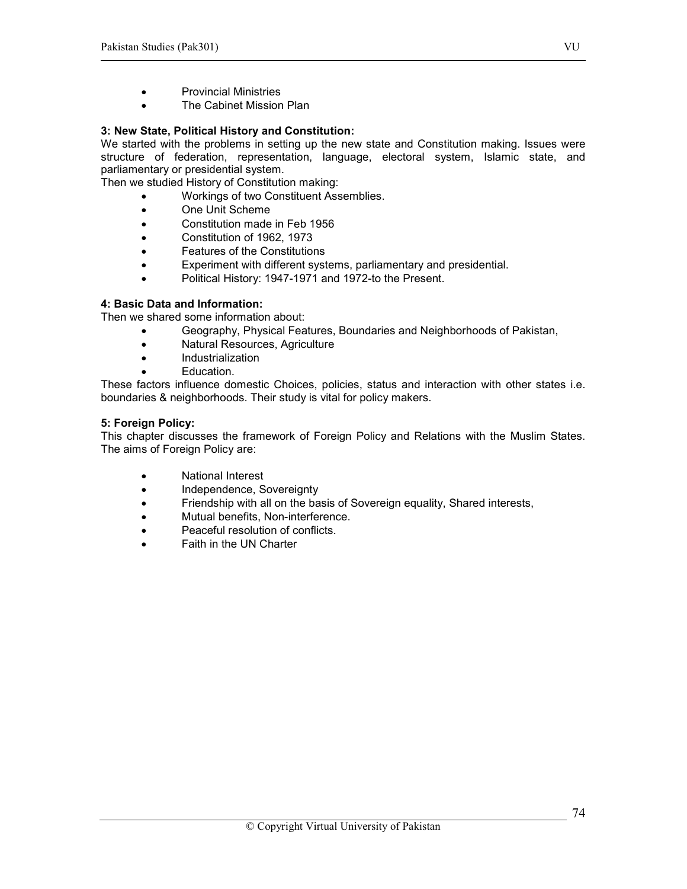- Provincial Ministries
- The Cabinet Mission Plan

**3: New State, Political History and Constitution:**
We started with the problems in setting up the new state and Constitution making. Issues were structure of federation, representation, language, electoral system, Islamic state, and parliamentary or presidential system.
Then we studied History of Constitution making:

- Workings of two Constituent Assemblies.
- One Unit Scheme
- Constitution made in Feb 1956
- Constitution of 1962, 1973
- Features of the Constitutions
- Experiment with different systems, parliamentary and presidential.
- Political History: 1947-1971 and 1972-to the Present.

**4: Basic Data and Information:**
Then we shared some information about:

- Geography, Physical Features, Boundaries and Neighborhoods of Pakistan,
- Natural Resources, Agriculture
- Industrialization
- Education.

These factors influence domestic Choices, policies, status and interaction with other states i.e. boundaries & neighborhoods. Their study is vital for policy makers.

**5: Foreign Policy:**
This chapter discusses the framework of Foreign Policy and Relations with the Muslim States. The aims of Foreign Policy are:

- National Interest
- Independence, Sovereignty
- Friendship with all on the basis of Sovereign equality, Shared interests,
- Mutual benefits, Non-interference.
- Peaceful resolution of conflicts.
- Faith in the UN Charter